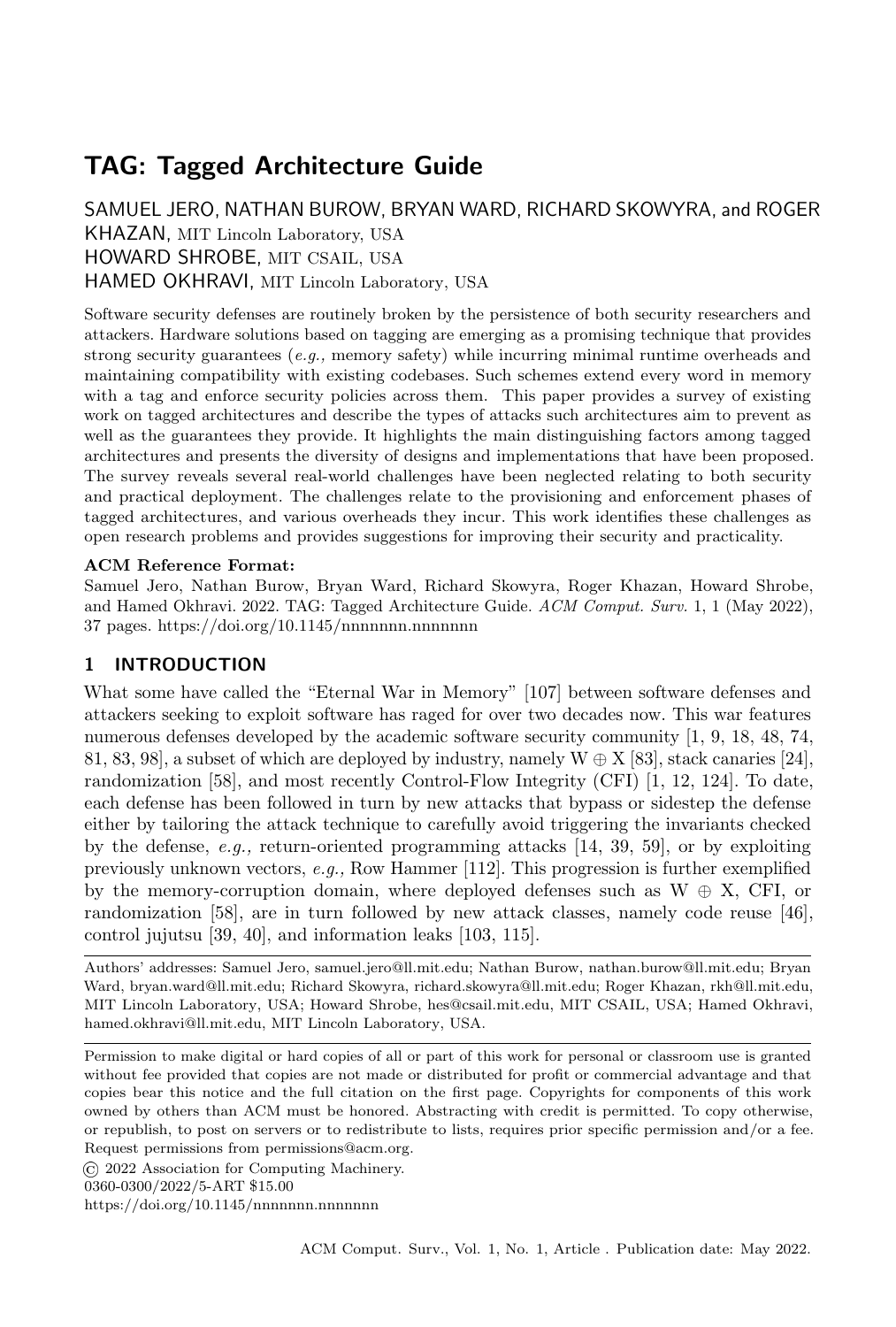# TAG: Tagged Architecture Guide

SAMUEL JERO, NATHAN BUROW, BRYAN WARD, RICHARD SKOWYRA, and ROGER KHAZAN, MIT Lincoln Laboratory, USA
HOWARD SHROBE, MIT CSAIL, USA
HAMED OKHRAVI, MIT Lincoln Laboratory, USA

Software security defenses are routinely broken by the persistence of both security researchers and attackers. Hardware solutions based on tagging are emerging as a promising technique that provides strong security guarantees (*e.g.,* memory safety) while incurring minimal runtime overheads and maintaining compatibility with existing codebases. Such schemes extend every word in memory with a tag and enforce security policies across them. This paper provides a survey of existing work on tagged architectures and describe the types of attacks such architectures aim to prevent as well as the guarantees they provide. It highlights the main distinguishing factors among tagged architectures and presents the diversity of designs and implementations that have been proposed. The survey reveals several real-world challenges have been neglected relating to both security and practical deployment. The challenges relate to the provisioning and enforcement phases of tagged architectures, and various overheads they incur. This work identifies these challenges as open research problems and provides suggestions for improving their security and practicality.

**ACM Reference Format:**
Samuel Jero, Nathan Burow, Bryan Ward, Richard Skowyra, Roger Khazan, Howard Shrobe, and Hamed Okhravi. 2022. TAG: Tagged Architecture Guide. *ACM Comput. Surv.* 1, 1 (May 2022), 37 pages. https://doi.org/10.1145/nnnnnnn.nnnnnnn

## 1 INTRODUCTION

What some have called the "Eternal War in Memory" [107] between software defenses and attackers seeking to exploit software has raged for over two decades now. This war features numerous defenses developed by the academic software security community [1, 9, 18, 48, 74, 81, 83, 98], a subset of which are deployed by industry, namely W $\oplus$ X [83], stack canaries [24], randomization [58], and most recently Control-Flow Integrity (CFI) [1, 12, 124]. To date, each defense has been followed in turn by new attacks that bypass or sidestep the defense either by tailoring the attack technique to carefully avoid triggering the invariants checked by the defense, *e.g.,* return-oriented programming attacks [14, 39, 59], or by exploiting previously unknown vectors, *e.g.,* Row Hammer [112]. This progression is further exemplified by the memory-corruption domain, where deployed defenses such as W $\oplus$ X, CFI, or randomization [58], are in turn followed by new attack classes, namely code reuse [46], control jujutsu [39, 40], and information leaks [103, 115].

Authors' addresses: Samuel Jero, samuel.jero@ll.mit.edu; Nathan Burow, nathan.burow@ll.mit.edu; Bryan Ward, bryan.ward@ll.mit.edu; Richard Skowyra, richard.skowyra@ll.mit.edu; Roger Khazan, rkh@ll.mit.edu, MIT Lincoln Laboratory, USA; Howard Shrobe, hes@csail.mit.edu, MIT CSAIL, USA; Hamed Okhravi, hamed.okhravi@ll.mit.edu, MIT Lincoln Laboratory, USA.

Permission to make digital or hard copies of all or part of this work for personal or classroom use is granted without fee provided that copies are not made or distributed for profit or commercial advantage and that copies bear this notice and the full citation on the first page. Copyrights for components of this work owned by others than ACM must be honored. Abstracting with credit is permitted. To copy otherwise, or republish, to post on servers or to redistribute to lists, requires prior specific permission and/or a fee. Request permissions from permissions@acm.org.

© 2022 Association for Computing Machinery.
0360-0300/2022/5-ART $15.00
https://doi.org/10.1145/nnnnnnn.nnnnnnn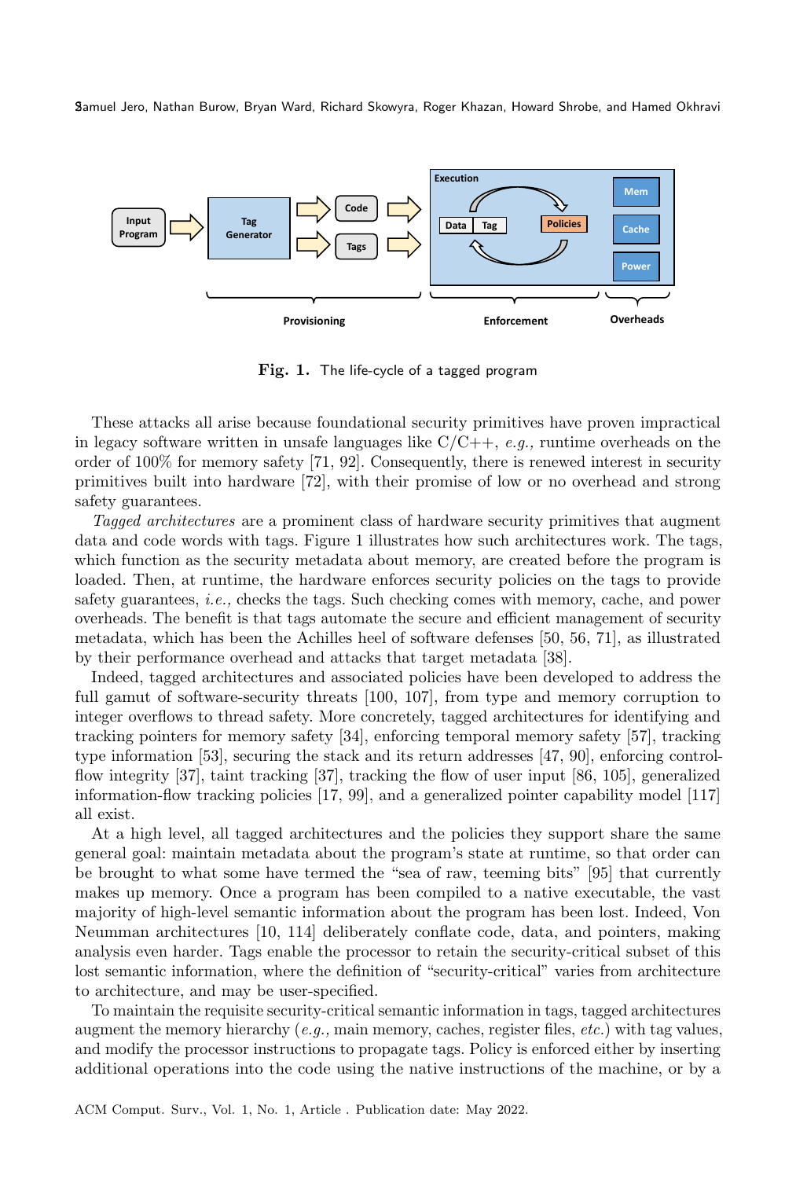**Fig. 1.** The life-cycle of a tagged program

These attacks all arise because foundational security primitives have proven impractical in legacy software written in unsafe languages like C/C++, *e.g.,* runtime overheads on the order of 100% for memory safety [71, 92]. Consequently, there is renewed interest in security primitives built into hardware [72], with their promise of low or no overhead and strong safety guarantees.

*Tagged architectures* are a prominent class of hardware security primitives that augment data and code words with tags. Figure 1 illustrates how such architectures work. The tags, which function as the security metadata about memory, are created before the program is loaded. Then, at runtime, the hardware enforces security policies on the tags to provide safety guarantees, *i.e.,* checks the tags. Such checking comes with memory, cache, and power overheads. The benefit is that tags automate the secure and efficient management of security metadata, which has been the Achilles heel of software defenses [50, 56, 71], as illustrated by their performance overhead and attacks that target metadata [38].

Indeed, tagged architectures and associated policies have been developed to address the full gamut of software-security threats [100, 107], from type and memory corruption to integer overflows to thread safety. More concretely, tagged architectures for identifying and tracking pointers for memory safety [34], enforcing temporal memory safety [57], tracking type information [53], securing the stack and its return addresses [47, 90], enforcing control-flow integrity [37], taint tracking [37], tracking the flow of user input [86, 105], generalized information-flow tracking policies [17, 99], and a generalized pointer capability model [117] all exist.

At a high level, all tagged architectures and the policies they support share the same general goal: maintain metadata about the program's state at runtime, so that order can be brought to what some have termed the "sea of raw, teeming bits" [95] that currently makes up memory. Once a program has been compiled to a native executable, the vast majority of high-level semantic information about the program has been lost. Indeed, Von Neumman architectures [10, 114] deliberately conflate code, data, and pointers, making analysis even harder. Tags enable the processor to retain the security-critical subset of this lost semantic information, where the definition of "security-critical" varies from architecture to architecture, and may be user-specified.

To maintain the requisite security-critical semantic information in tags, tagged architectures augment the memory hierarchy (*e.g.,* main memory, caches, register files, *etc.*) with tag values, and modify the processor instructions to propagate tags. Policy is enforced either by inserting additional operations into the code using the native instructions of the machine, or by a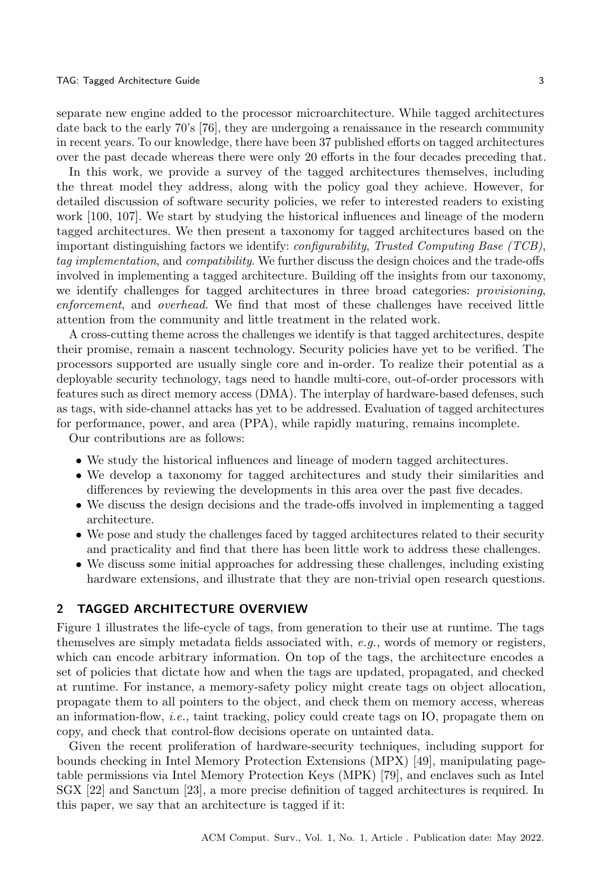separate new engine added to the processor microarchitecture. While tagged architectures date back to the early 70's [76], they are undergoing a renaissance in the research community in recent years. To our knowledge, there have been 37 published efforts on tagged architectures over the past decade whereas there were only 20 efforts in the four decades preceding that.

In this work, we provide a survey of the tagged architectures themselves, including the threat model they address, along with the policy goal they achieve. However, for detailed discussion of software security policies, we refer to interested readers to existing work [100, 107]. We start by studying the historical influences and lineage of the modern tagged architectures. We then present a taxonomy for tagged architectures based on the important distinguishing factors we identify: *configurability*, *Trusted Computing Base (TCB)*, *tag implementation*, and *compatibility*. We further discuss the design choices and the trade-offs involved in implementing a tagged architecture. Building off the insights from our taxonomy, we identify challenges for tagged architectures in three broad categories: *provisioning*, *enforcement*, and *overhead*. We find that most of these challenges have received little attention from the community and little treatment in the related work.

A cross-cutting theme across the challenges we identify is that tagged architectures, despite their promise, remain a nascent technology. Security policies have yet to be verified. The processors supported are usually single core and in-order. To realize their potential as a deployable security technology, tags need to handle multi-core, out-of-order processors with features such as direct memory access (DMA). The interplay of hardware-based defenses, such as tags, with side-channel attacks has yet to be addressed. Evaluation of tagged architectures for performance, power, and area (PPA), while rapidly maturing, remains incomplete.

Our contributions are as follows:

- We study the historical influences and lineage of modern tagged architectures.
- We develop a taxonomy for tagged architectures and study their similarities and differences by reviewing the developments in this area over the past five decades.
- We discuss the design decisions and the trade-offs involved in implementing a tagged architecture.
- We pose and study the challenges faced by tagged architectures related to their security and practicality and find that there has been little work to address these challenges.
- We discuss some initial approaches for addressing these challenges, including existing hardware extensions, and illustrate that they are non-trivial open research questions.

## 2 TAGGED ARCHITECTURE OVERVIEW

Figure 1 illustrates the life-cycle of tags, from generation to their use at runtime. The tags themselves are simply metadata fields associated with, *e.g.,* words of memory or registers, which can encode arbitrary information. On top of the tags, the architecture encodes a set of policies that dictate how and when the tags are updated, propagated, and checked at runtime. For instance, a memory-safety policy might create tags on object allocation, propagate them to all pointers to the object, and check them on memory access, whereas an information-flow, *i.e.,* taint tracking, policy could create tags on IO, propagate them on copy, and check that control-flow decisions operate on untainted data.

Given the recent proliferation of hardware-security techniques, including support for bounds checking in Intel Memory Protection Extensions (MPX) [49], manipulating page-table permissions via Intel Memory Protection Keys (MPK) [79], and enclaves such as Intel SGX [22] and Sanctum [23], a more precise definition of tagged architectures is required. In this paper, we say that an architecture is tagged if it: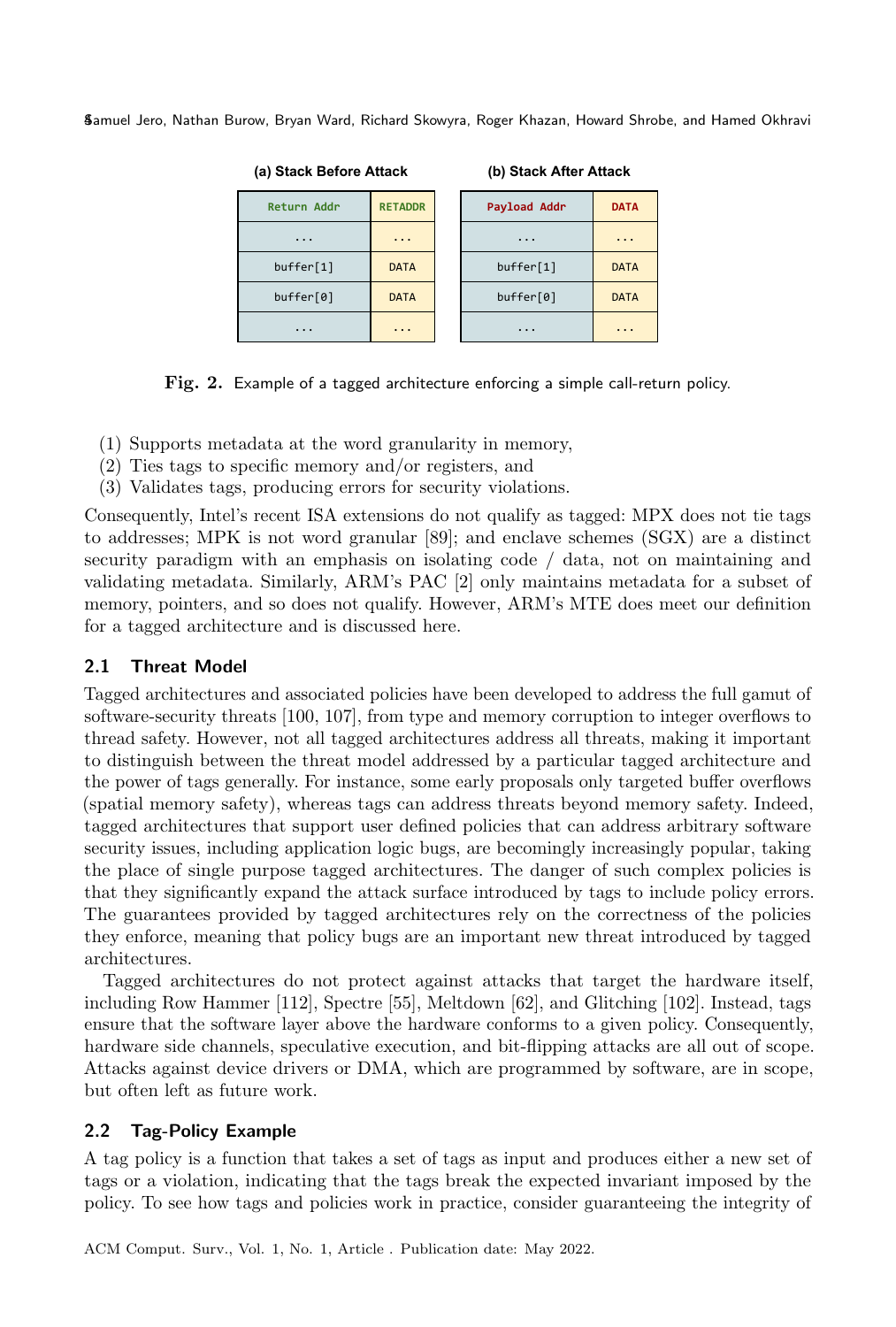**(a) Stack Before Attack**

| | |
|---|---|
| Return Addr | RETADDR |
| ... | ... |
| buffer[1] | DATA |
| buffer[0] | DATA |
| ... | ... |

**(b) Stack After Attack**

| | |
|---|---|
| Payload Addr | DATA |
| ... | ... |
| buffer[1] | DATA |
| buffer[0] | DATA |
| ... | ... |

**Fig. 2.** Example of a tagged architecture enforcing a simple call-return policy.

(1) Supports metadata at the word granularity in memory,
(2) Ties tags to specific memory and/or registers, and
(3) Validates tags, producing errors for security violations.

Consequently, Intel's recent ISA extensions do not qualify as tagged: MPX does not tie tags to addresses; MPK is not word granular [89]; and enclave schemes (SGX) are a distinct security paradigm with an emphasis on isolating code / data, not on maintaining and validating metadata. Similarly, ARM's PAC [2] only maintains metadata for a subset of memory, pointers, and so does not qualify. However, ARM's MTE does meet our definition for a tagged architecture and is discussed here.

### 2.1 Threat Model

Tagged architectures and associated policies have been developed to address the full gamut of software-security threats [100, 107], from type and memory corruption to integer overflows to thread safety. However, not all tagged architectures address all threats, making it important to distinguish between the threat model addressed by a particular tagged architecture and the power of tags generally. For instance, some early proposals only targeted buffer overflows (spatial memory safety), whereas tags can address threats beyond memory safety. Indeed, tagged architectures that support user defined policies that can address arbitrary software security issues, including application logic bugs, are becomingly increasingly popular, taking the place of single purpose tagged architectures. The danger of such complex policies is that they significantly expand the attack surface introduced by tags to include policy errors. The guarantees provided by tagged architectures rely on the correctness of the policies they enforce, meaning that policy bugs are an important new threat introduced by tagged architectures.

Tagged architectures do not protect against attacks that target the hardware itself, including Row Hammer [112], Spectre [55], Meltdown [62], and Glitching [102]. Instead, tags ensure that the software layer above the hardware conforms to a given policy. Consequently, hardware side channels, speculative execution, and bit-flipping attacks are all out of scope. Attacks against device drivers or DMA, which are programmed by software, are in scope, but often left as future work.

### 2.2 Tag-Policy Example

A tag policy is a function that takes a set of tags as input and produces either a new set of tags or a violation, indicating that the tags break the expected invariant imposed by the policy. To see how tags and policies work in practice, consider guaranteeing the integrity of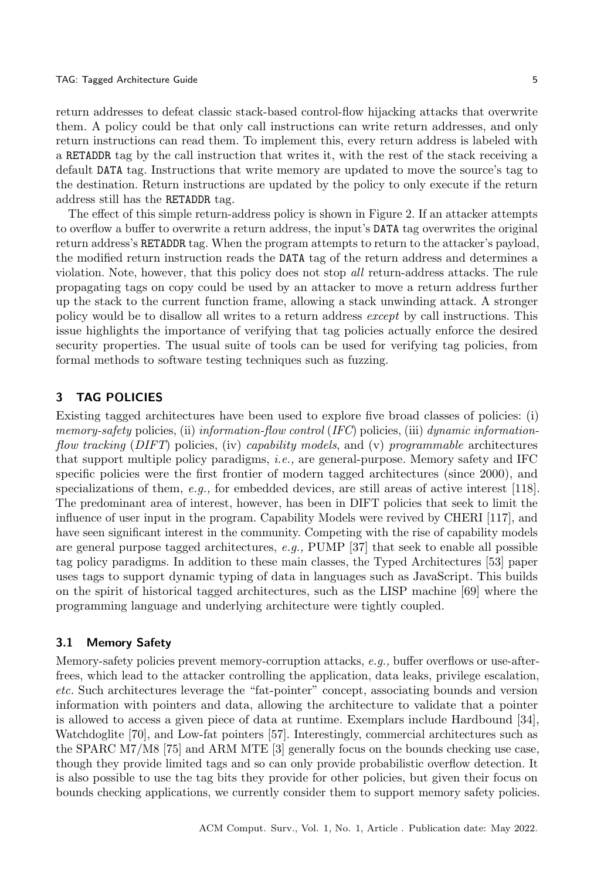return addresses to defeat classic stack-based control-flow hijacking attacks that overwrite them. A policy could be that only call instructions can write return addresses, and only return instructions can read them. To implement this, every return address is labeled with a `RETADDR` tag by the call instruction that writes it, with the rest of the stack receiving a default `DATA` tag. Instructions that write memory are updated to move the source's tag to the destination. Return instructions are updated by the policy to only execute if the return address still has the `RETADDR` tag.

The effect of this simple return-address policy is shown in Figure 2. If an attacker attempts to overflow a buffer to overwrite a return address, the input's `DATA` tag overwrites the original return address's `RETADDR` tag. When the program attempts to return to the attacker's payload, the modified return instruction reads the `DATA` tag of the return address and determines a violation. Note, however, that this policy does not stop *all* return-address attacks. The rule propagating tags on copy could be used by an attacker to move a return address further up the stack to the current function frame, allowing a stack unwinding attack. A stronger policy would be to disallow all writes to a return address *except* by call instructions. This issue highlights the importance of verifying that tag policies actually enforce the desired security properties. The usual suite of tools can be used for verifying tag policies, from formal methods to software testing techniques such as fuzzing.

## 3 TAG POLICIES

Existing tagged architectures have been used to explore five broad classes of policies: (i) *memory-safety* policies, (ii) *information-flow control* (*IFC*) policies, (iii) *dynamic information-flow tracking* (*DIFT*) policies, (iv) *capability models*, and (v) *programmable* architectures that support multiple policy paradigms, *i.e.,* are general-purpose. Memory safety and IFC specific policies were the first frontier of modern tagged architectures (since 2000), and specializations of them, *e.g.,* for embedded devices, are still areas of active interest [118]. The predominant area of interest, however, has been in DIFT policies that seek to limit the influence of user input in the program. Capability Models were revived by CHERI [117], and have seen significant interest in the community. Competing with the rise of capability models are general purpose tagged architectures, *e.g.,* PUMP [37] that seek to enable all possible tag policy paradigms. In addition to these main classes, the Typed Architectures [53] paper uses tags to support dynamic typing of data in languages such as JavaScript. This builds on the spirit of historical tagged architectures, such as the LISP machine [69] where the programming language and underlying architecture were tightly coupled.

### 3.1 Memory Safety

Memory-safety policies prevent memory-corruption attacks, *e.g.,* buffer overflows or use-after-frees, which lead to the attacker controlling the application, data leaks, privilege escalation, *etc.* Such architectures leverage the "fat-pointer" concept, associating bounds and version information with pointers and data, allowing the architecture to validate that a pointer is allowed to access a given piece of data at runtime. Exemplars include Hardbound [34], Watchdoglite [70], and Low-fat pointers [57]. Interestingly, commercial architectures such as the SPARC M7/M8 [75] and ARM MTE [3] generally focus on the bounds checking use case, though they provide limited tags and so can only provide probabilistic overflow detection. It is also possible to use the tag bits they provide for other policies, but given their focus on bounds checking applications, we currently consider them to support memory safety policies.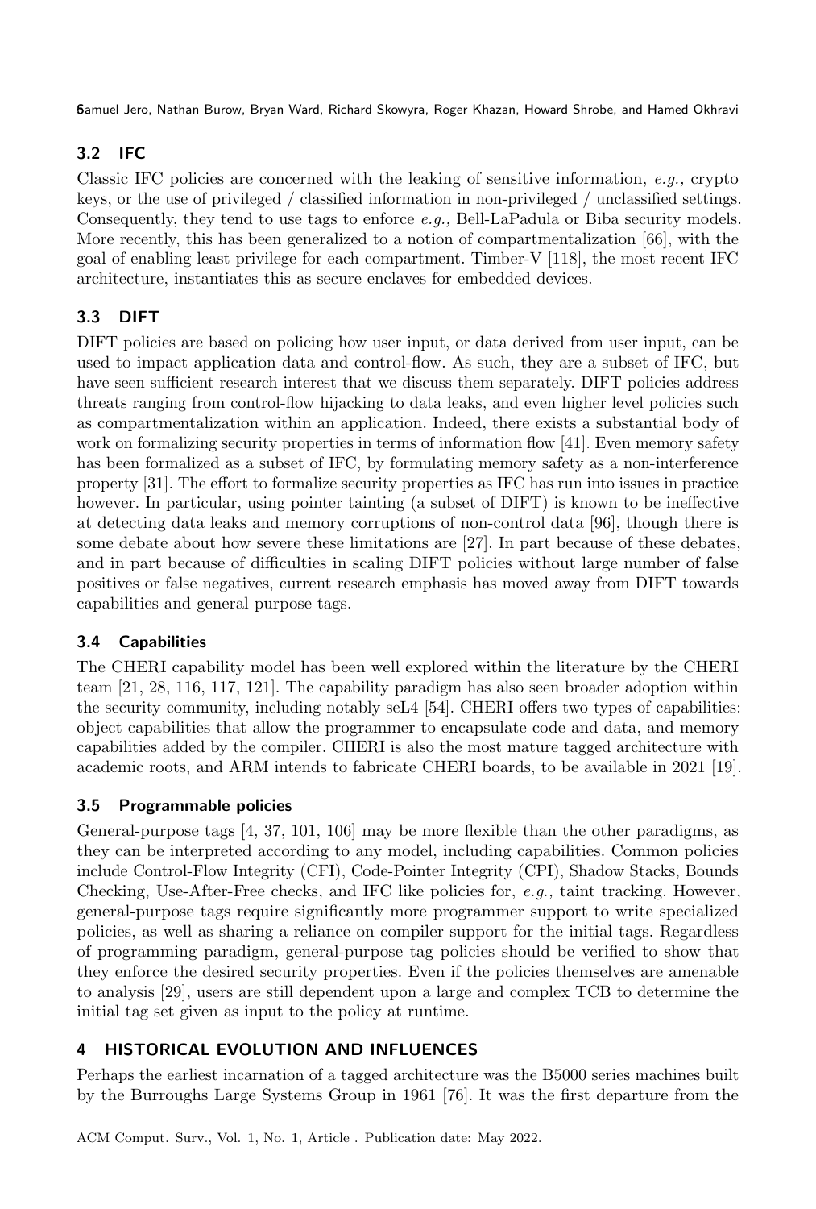## 3.2 IFC

Classic IFC policies are concerned with the leaking of sensitive information, *e.g.,* crypto keys, or the use of privileged / classified information in non-privileged / unclassified settings. Consequently, they tend to use tags to enforce *e.g.,* Bell-LaPadula or Biba security models. More recently, this has been generalized to a notion of compartmentalization [66], with the goal of enabling least privilege for each compartment. Timber-V [118], the most recent IFC architecture, instantiates this as secure enclaves for embedded devices.

## 3.3 DIFT

DIFT policies are based on policing how user input, or data derived from user input, can be used to impact application data and control-flow. As such, they are a subset of IFC, but have seen sufficient research interest that we discuss them separately. DIFT policies address threats ranging from control-flow hijacking to data leaks, and even higher level policies such as compartmentalization within an application. Indeed, there exists a substantial body of work on formalizing security properties in terms of information flow [41]. Even memory safety has been formalized as a subset of IFC, by formulating memory safety as a non-interference property [31]. The effort to formalize security properties as IFC has run into issues in practice however. In particular, using pointer tainting (a subset of DIFT) is known to be ineffective at detecting data leaks and memory corruptions of non-control data [96], though there is some debate about how severe these limitations are [27]. In part because of these debates, and in part because of difficulties in scaling DIFT policies without large number of false positives or false negatives, current research emphasis has moved away from DIFT towards capabilities and general purpose tags.

## 3.4 Capabilities

The CHERI capability model has been well explored within the literature by the CHERI team [21, 28, 116, 117, 121]. The capability paradigm has also seen broader adoption within the security community, including notably seL4 [54]. CHERI offers two types of capabilities: object capabilities that allow the programmer to encapsulate code and data, and memory capabilities added by the compiler. CHERI is also the most mature tagged architecture with academic roots, and ARM intends to fabricate CHERI boards, to be available in 2021 [19].

## 3.5 Programmable policies

General-purpose tags [4, 37, 101, 106] may be more flexible than the other paradigms, as they can be interpreted according to any model, including capabilities. Common policies include Control-Flow Integrity (CFI), Code-Pointer Integrity (CPI), Shadow Stacks, Bounds Checking, Use-After-Free checks, and IFC like policies for, *e.g.,* taint tracking. However, general-purpose tags require significantly more programmer support to write specialized policies, as well as sharing a reliance on compiler support for the initial tags. Regardless of programming paradigm, general-purpose tag policies should be verified to show that they enforce the desired security properties. Even if the policies themselves are amenable to analysis [29], users are still dependent upon a large and complex TCB to determine the initial tag set given as input to the policy at runtime.

# 4 HISTORICAL EVOLUTION AND INFLUENCES

Perhaps the earliest incarnation of a tagged architecture was the B5000 series machines built by the Burroughs Large Systems Group in 1961 [76]. It was the first departure from the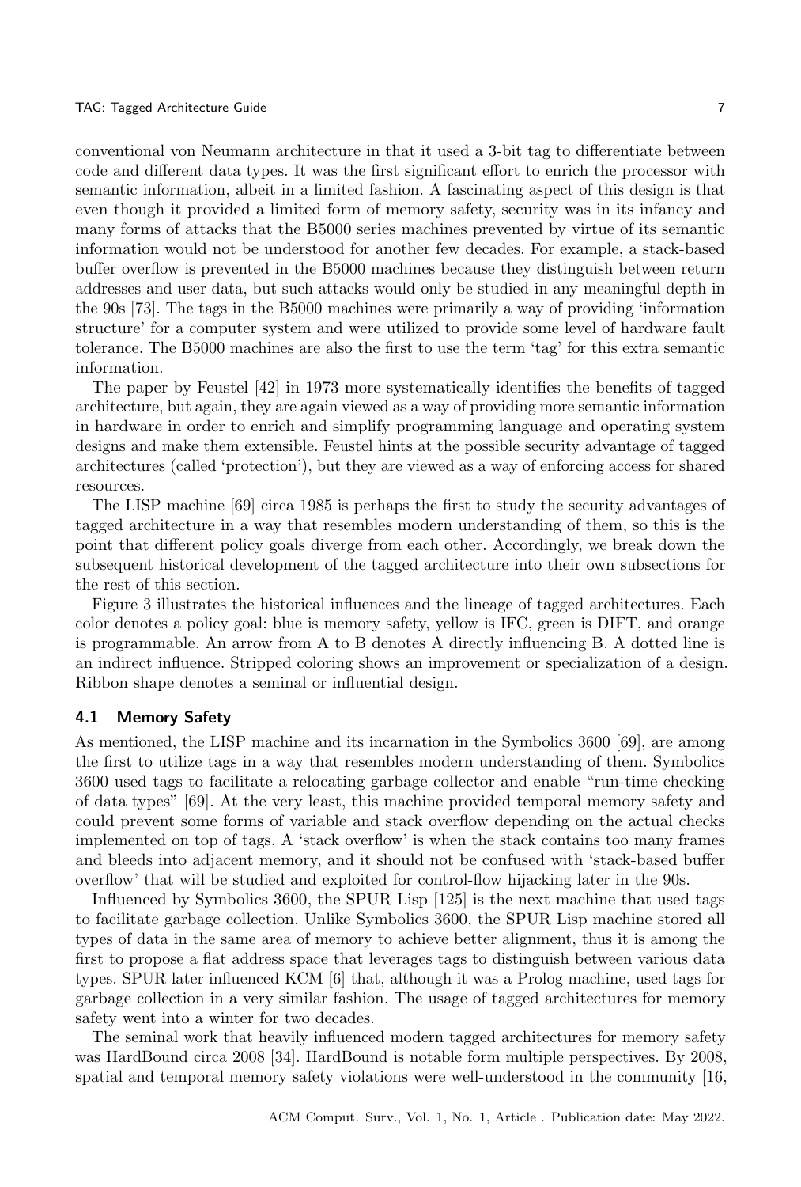conventional von Neumann architecture in that it used a 3-bit tag to differentiate between code and different data types. It was the first significant effort to enrich the processor with semantic information, albeit in a limited fashion. A fascinating aspect of this design is that even though it provided a limited form of memory safety, security was in its infancy and many forms of attacks that the B5000 series machines prevented by virtue of its semantic information would not be understood for another few decades. For example, a stack-based buffer overflow is prevented in the B5000 machines because they distinguish between return addresses and user data, but such attacks would only be studied in any meaningful depth in the 90s [73]. The tags in the B5000 machines were primarily a way of providing 'information structure' for a computer system and were utilized to provide some level of hardware fault tolerance. The B5000 machines are also the first to use the term 'tag' for this extra semantic information.

The paper by Feustel [42] in 1973 more systematically identifies the benefits of tagged architecture, but again, they are again viewed as a way of providing more semantic information in hardware in order to enrich and simplify programming language and operating system designs and make them extensible. Feustel hints at the possible security advantage of tagged architectures (called 'protection'), but they are viewed as a way of enforcing access for shared resources.

The LISP machine [69] circa 1985 is perhaps the first to study the security advantages of tagged architecture in a way that resembles modern understanding of them, so this is the point that different policy goals diverge from each other. Accordingly, we break down the subsequent historical development of the tagged architecture into their own subsections for the rest of this section.

Figure 3 illustrates the historical influences and the lineage of tagged architectures. Each color denotes a policy goal: blue is memory safety, yellow is IFC, green is DIFT, and orange is programmable. An arrow from A to B denotes A directly influencing B. A dotted line is an indirect influence. Stripped coloring shows an improvement or specialization of a design. Ribbon shape denotes a seminal or influential design.

## 4.1 Memory Safety

As mentioned, the LISP machine and its incarnation in the Symbolics 3600 [69], are among the first to utilize tags in a way that resembles modern understanding of them. Symbolics 3600 used tags to facilitate a relocating garbage collector and enable "run-time checking of data types" [69]. At the very least, this machine provided temporal memory safety and could prevent some forms of variable and stack overflow depending on the actual checks implemented on top of tags. A 'stack overflow' is when the stack contains too many frames and bleeds into adjacent memory, and it should not be confused with 'stack-based buffer overflow' that will be studied and exploited for control-flow hijacking later in the 90s.

Influenced by Symbolics 3600, the SPUR Lisp [125] is the next machine that used tags to facilitate garbage collection. Unlike Symbolics 3600, the SPUR Lisp machine stored all types of data in the same area of memory to achieve better alignment, thus it is among the first to propose a flat address space that leverages tags to distinguish between various data types. SPUR later influenced KCM [6] that, although it was a Prolog machine, used tags for garbage collection in a very similar fashion. The usage of tagged architectures for memory safety went into a winter for two decades.

The seminal work that heavily influenced modern tagged architectures for memory safety was HardBound circa 2008 [34]. HardBound is notable form multiple perspectives. By 2008, spatial and temporal memory safety violations were well-understood in the community [16,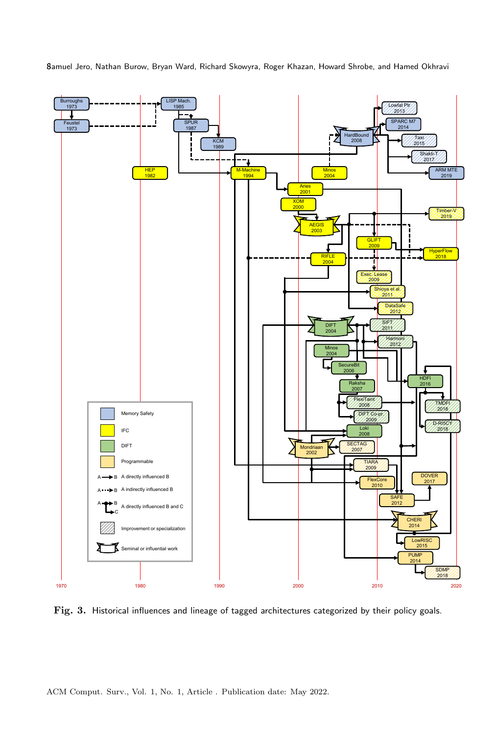Fig. 3. Historical influences and lineage of tagged architectures categorized by their policy goals.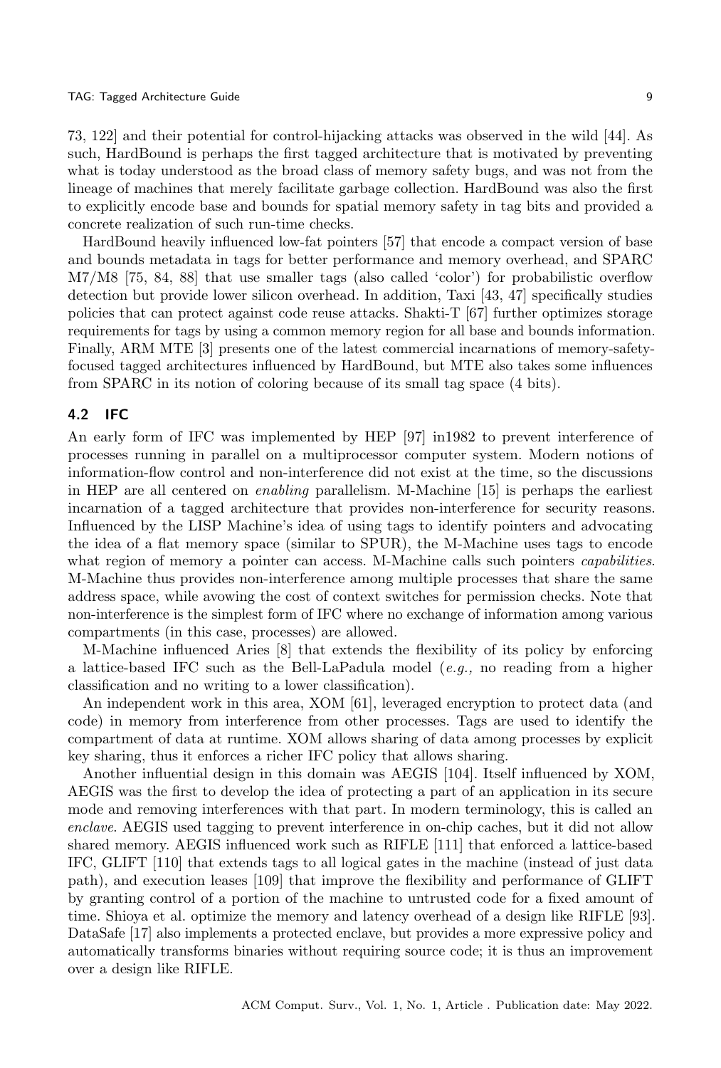73, 122] and their potential for control-hijacking attacks was observed in the wild [44]. As such, HardBound is perhaps the first tagged architecture that is motivated by preventing what is today understood as the broad class of memory safety bugs, and was not from the lineage of machines that merely facilitate garbage collection. HardBound was also the first to explicitly encode base and bounds for spatial memory safety in tag bits and provided a concrete realization of such run-time checks.

HardBound heavily influenced low-fat pointers [57] that encode a compact version of base and bounds metadata in tags for better performance and memory overhead, and SPARC M7/M8 [75, 84, 88] that use smaller tags (also called 'color') for probabilistic overflow detection but provide lower silicon overhead. In addition, Taxi [43, 47] specifically studies policies that can protect against code reuse attacks. Shakti-T [67] further optimizes storage requirements for tags by using a common memory region for all base and bounds information. Finally, ARM MTE [3] presents one of the latest commercial incarnations of memory-safety-focused tagged architectures influenced by HardBound, but MTE also takes some influences from SPARC in its notion of coloring because of its small tag space (4 bits).

### 4.2 IFC

An early form of IFC was implemented by HEP [97] in1982 to prevent interference of processes running in parallel on a multiprocessor computer system. Modern notions of information-flow control and non-interference did not exist at the time, so the discussions in HEP are all centered on *enabling* parallelism. M-Machine [15] is perhaps the earliest incarnation of a tagged architecture that provides non-interference for security reasons. Influenced by the LISP Machine's idea of using tags to identify pointers and advocating the idea of a flat memory space (similar to SPUR), the M-Machine uses tags to encode what region of memory a pointer can access. M-Machine calls such pointers *capabilities*. M-Machine thus provides non-interference among multiple processes that share the same address space, while avowing the cost of context switches for permission checks. Note that non-interference is the simplest form of IFC where no exchange of information among various compartments (in this case, processes) are allowed.

M-Machine influenced Aries [8] that extends the flexibility of its policy by enforcing a lattice-based IFC such as the Bell-LaPadula model (*e.g.,* no reading from a higher classification and no writing to a lower classification).

An independent work in this area, XOM [61], leveraged encryption to protect data (and code) in memory from interference from other processes. Tags are used to identify the compartment of data at runtime. XOM allows sharing of data among processes by explicit key sharing, thus it enforces a richer IFC policy that allows sharing.

Another influential design in this domain was AEGIS [104]. Itself influenced by XOM, AEGIS was the first to develop the idea of protecting a part of an application in its secure mode and removing interferences with that part. In modern terminology, this is called an *enclave*. AEGIS used tagging to prevent interference in on-chip caches, but it did not allow shared memory. AEGIS influenced work such as RIFLE [111] that enforced a lattice-based IFC, GLIFT [110] that extends tags to all logical gates in the machine (instead of just data path), and execution leases [109] that improve the flexibility and performance of GLIFT by granting control of a portion of the machine to untrusted code for a fixed amount of time. Shioya et al. optimize the memory and latency overhead of a design like RIFLE [93]. DataSafe [17] also implements a protected enclave, but provides a more expressive policy and automatically transforms binaries without requiring source code; it is thus an improvement over a design like RIFLE.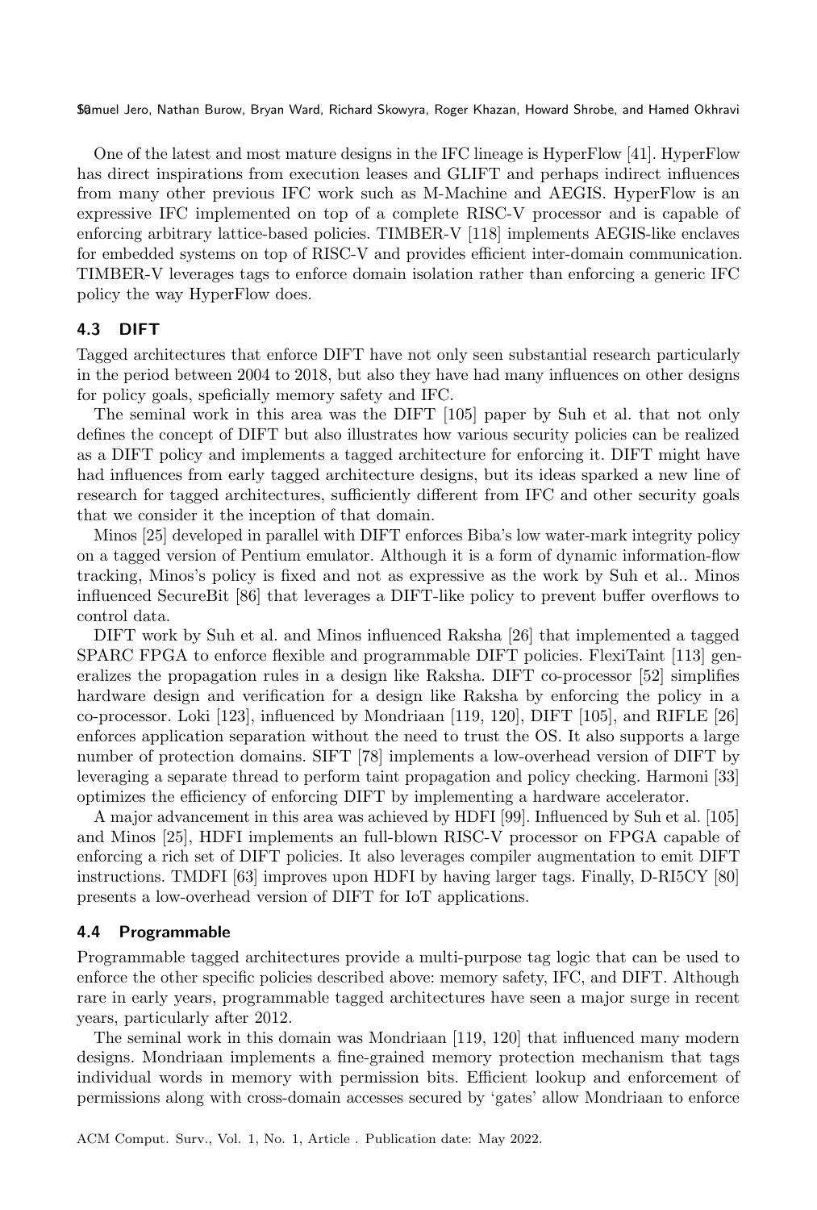One of the latest and most mature designs in the IFC lineage is HyperFlow [41]. HyperFlow has direct inspirations from execution leases and GLIFT and perhaps indirect influences from many other previous IFC work such as M-Machine and AEGIS. HyperFlow is an expressive IFC implemented on top of a complete RISC-V processor and is capable of enforcing arbitrary lattice-based policies. TIMBER-V [118] implements AEGIS-like enclaves for embedded systems on top of RISC-V and provides efficient inter-domain communication. TIMBER-V leverages tags to enforce domain isolation rather than enforcing a generic IFC policy the way HyperFlow does.

### 4.3 DIFT

Tagged architectures that enforce DIFT have not only seen substantial research particularly in the period between 2004 to 2018, but also they have had many influences on other designs for policy goals, speficially memory safety and IFC.

The seminal work in this area was the DIFT [105] paper by Suh et al. that not only defines the concept of DIFT but also illustrates how various security policies can be realized as a DIFT policy and implements a tagged architecture for enforcing it. DIFT might have had influences from early tagged architecture designs, but its ideas sparked a new line of research for tagged architectures, sufficiently different from IFC and other security goals that we consider it the inception of that domain.

Minos [25] developed in parallel with DIFT enforces Biba's low water-mark integrity policy on a tagged version of Pentium emulator. Although it is a form of dynamic information-flow tracking, Minos's policy is fixed and not as expressive as the work by Suh et al.. Minos influenced SecureBit [86] that leverages a DIFT-like policy to prevent buffer overflows to control data.

DIFT work by Suh et al. and Minos influenced Raksha [26] that implemented a tagged SPARC FPGA to enforce flexible and programmable DIFT policies. FlexiTaint [113] generalizes the propagation rules in a design like Raksha. DIFT co-processor [52] simplifies hardware design and verification for a design like Raksha by enforcing the policy in a co-processor. Loki [123], influenced by Mondriaan [119, 120], DIFT [105], and RIFLE [26] enforces application separation without the need to trust the OS. It also supports a large number of protection domains. SIFT [78] implements a low-overhead version of DIFT by leveraging a separate thread to perform taint propagation and policy checking. Harmoni [33] optimizes the efficiency of enforcing DIFT by implementing a hardware accelerator.

A major advancement in this area was achieved by HDFI [99]. Influenced by Suh et al. [105] and Minos [25], HDFI implements an full-blown RISC-V processor on FPGA capable of enforcing a rich set of DIFT policies. It also leverages compiler augmentation to emit DIFT instructions. TMDFI [63] improves upon HDFI by having larger tags. Finally, D-RI5CY [80] presents a low-overhead version of DIFT for IoT applications.

### 4.4 Programmable

Programmable tagged architectures provide a multi-purpose tag logic that can be used to enforce the other specific policies described above: memory safety, IFC, and DIFT. Although rare in early years, programmable tagged architectures have seen a major surge in recent years, particularly after 2012.

The seminal work in this domain was Mondriaan [119, 120] that influenced many modern designs. Mondriaan implements a fine-grained memory protection mechanism that tags individual words in memory with permission bits. Efficient lookup and enforcement of permissions along with cross-domain accesses secured by 'gates' allow Mondriaan to enforce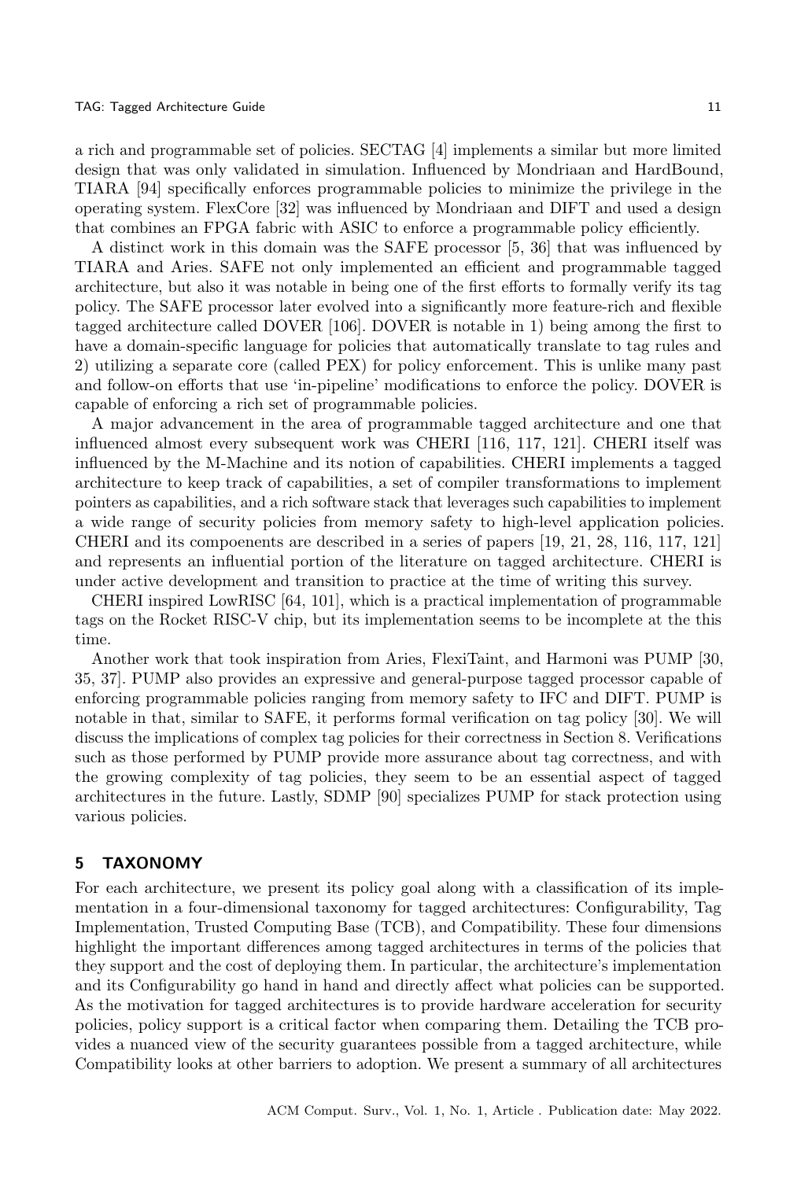a rich and programmable set of policies. SECTAG [4] implements a similar but more limited design that was only validated in simulation. Influenced by Mondriaan and HardBound, TIARA [94] specifically enforces programmable policies to minimize the privilege in the operating system. FlexCore [32] was influenced by Mondriaan and DIFT and used a design that combines an FPGA fabric with ASIC to enforce a programmable policy efficiently.

A distinct work in this domain was the SAFE processor [5, 36] that was influenced by TIARA and Aries. SAFE not only implemented an efficient and programmable tagged architecture, but also it was notable in being one of the first efforts to formally verify its tag policy. The SAFE processor later evolved into a significantly more feature-rich and flexible tagged architecture called DOVER [106]. DOVER is notable in 1) being among the first to have a domain-specific language for policies that automatically translate to tag rules and 2) utilizing a separate core (called PEX) for policy enforcement. This is unlike many past and follow-on efforts that use 'in-pipeline' modifications to enforce the policy. DOVER is capable of enforcing a rich set of programmable policies.

A major advancement in the area of programmable tagged architecture and one that influenced almost every subsequent work was CHERI [116, 117, 121]. CHERI itself was influenced by the M-Machine and its notion of capabilities. CHERI implements a tagged architecture to keep track of capabilities, a set of compiler transformations to implement pointers as capabilities, and a rich software stack that leverages such capabilities to implement a wide range of security policies from memory safety to high-level application policies. CHERI and its compoenents are described in a series of papers [19, 21, 28, 116, 117, 121] and represents an influential portion of the literature on tagged architecture. CHERI is under active development and transition to practice at the time of writing this survey.

CHERI inspired LowRISC [64, 101], which is a practical implementation of programmable tags on the Rocket RISC-V chip, but its implementation seems to be incomplete at the this time.

Another work that took inspiration from Aries, FlexiTaint, and Harmoni was PUMP [30, 35, 37]. PUMP also provides an expressive and general-purpose tagged processor capable of enforcing programmable policies ranging from memory safety to IFC and DIFT. PUMP is notable in that, similar to SAFE, it performs formal verification on tag policy [30]. We will discuss the implications of complex tag policies for their correctness in Section 8. Verifications such as those performed by PUMP provide more assurance about tag correctness, and with the growing complexity of tag policies, they seem to be an essential aspect of tagged architectures in the future. Lastly, SDMP [90] specializes PUMP for stack protection using various policies.

## 5 TAXONOMY

For each architecture, we present its policy goal along with a classification of its implementation in a four-dimensional taxonomy for tagged architectures: Configurability, Tag Implementation, Trusted Computing Base (TCB), and Compatibility. These four dimensions highlight the important differences among tagged architectures in terms of the policies that they support and the cost of deploying them. In particular, the architecture's implementation and its Configurability go hand in hand and directly affect what policies can be supported. As the motivation for tagged architectures is to provide hardware acceleration for security policies, policy support is a critical factor when comparing them. Detailing the TCB provides a nuanced view of the security guarantees possible from a tagged architecture, while Compatibility looks at other barriers to adoption. We present a summary of all architectures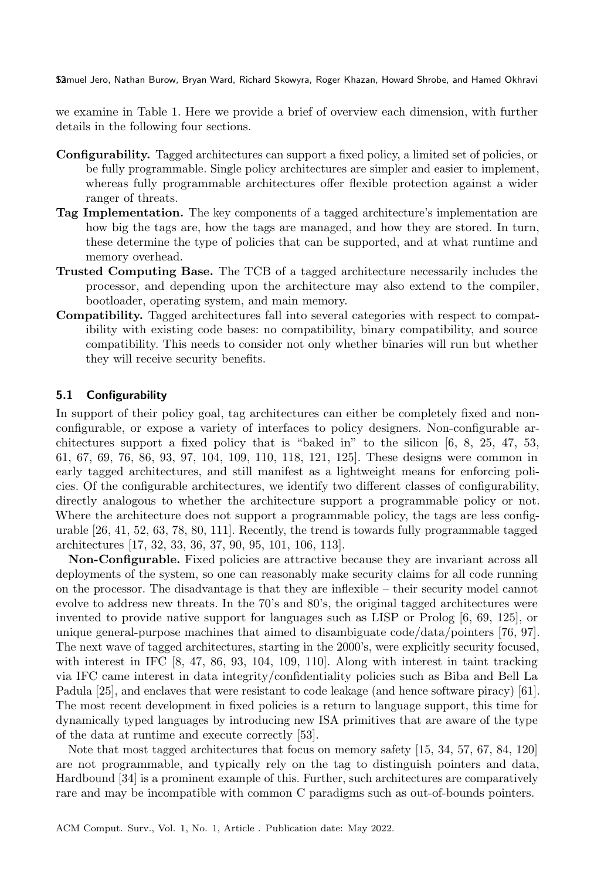we examine in Table 1. Here we provide a brief of overview each dimension, with further details in the following four sections.

- **Configurability.** Tagged architectures can support a fixed policy, a limited set of policies, or be fully programmable. Single policy architectures are simpler and easier to implement, whereas fully programmable architectures offer flexible protection against a wider ranger of threats.
- **Tag Implementation.** The key components of a tagged architecture's implementation are how big the tags are, how the tags are managed, and how they are stored. In turn, these determine the type of policies that can be supported, and at what runtime and memory overhead.
- **Trusted Computing Base.** The TCB of a tagged architecture necessarily includes the processor, and depending upon the architecture may also extend to the compiler, bootloader, operating system, and main memory.
- **Compatibility.** Tagged architectures fall into several categories with respect to compatibility with existing code bases: no compatibility, binary compatibility, and source compatibility. This needs to consider not only whether binaries will run but whether they will receive security benefits.

### 5.1 Configurability

In support of their policy goal, tag architectures can either be completely fixed and non-configurable, or expose a variety of interfaces to policy designers. Non-configurable architectures support a fixed policy that is "baked in" to the silicon [6, 8, 25, 47, 53, 61, 67, 69, 76, 86, 93, 97, 104, 109, 110, 118, 121, 125]. These designs were common in early tagged architectures, and still manifest as a lightweight means for enforcing policies. Of the configurable architectures, we identify two different classes of configurability, directly analogous to whether the architecture support a programmable policy or not. Where the architecture does not support a programmable policy, the tags are less configurable [26, 41, 52, 63, 78, 80, 111]. Recently, the trend is towards fully programmable tagged architectures [17, 32, 33, 36, 37, 90, 95, 101, 106, 113].

**Non-Configurable.** Fixed policies are attractive because they are invariant across all deployments of the system, so one can reasonably make security claims for all code running on the processor. The disadvantage is that they are inflexible – their security model cannot evolve to address new threats. In the 70's and 80's, the original tagged architectures were invented to provide native support for languages such as LISP or Prolog [6, 69, 125], or unique general-purpose machines that aimed to disambiguate code/data/pointers [76, 97]. The next wave of tagged architectures, starting in the 2000's, were explicitly security focused, with interest in IFC [8, 47, 86, 93, 104, 109, 110]. Along with interest in taint tracking via IFC came interest in data integrity/confidentiality policies such as Biba and Bell La Padula [25], and enclaves that were resistant to code leakage (and hence software piracy) [61]. The most recent development in fixed policies is a return to language support, this time for dynamically typed languages by introducing new ISA primitives that are aware of the type of the data at runtime and execute correctly [53].

Note that most tagged architectures that focus on memory safety [15, 34, 57, 67, 84, 120] are not programmable, and typically rely on the tag to distinguish pointers and data, Hardbound [34] is a prominent example of this. Further, such architectures are comparatively rare and may be incompatible with common C paradigms such as out-of-bounds pointers.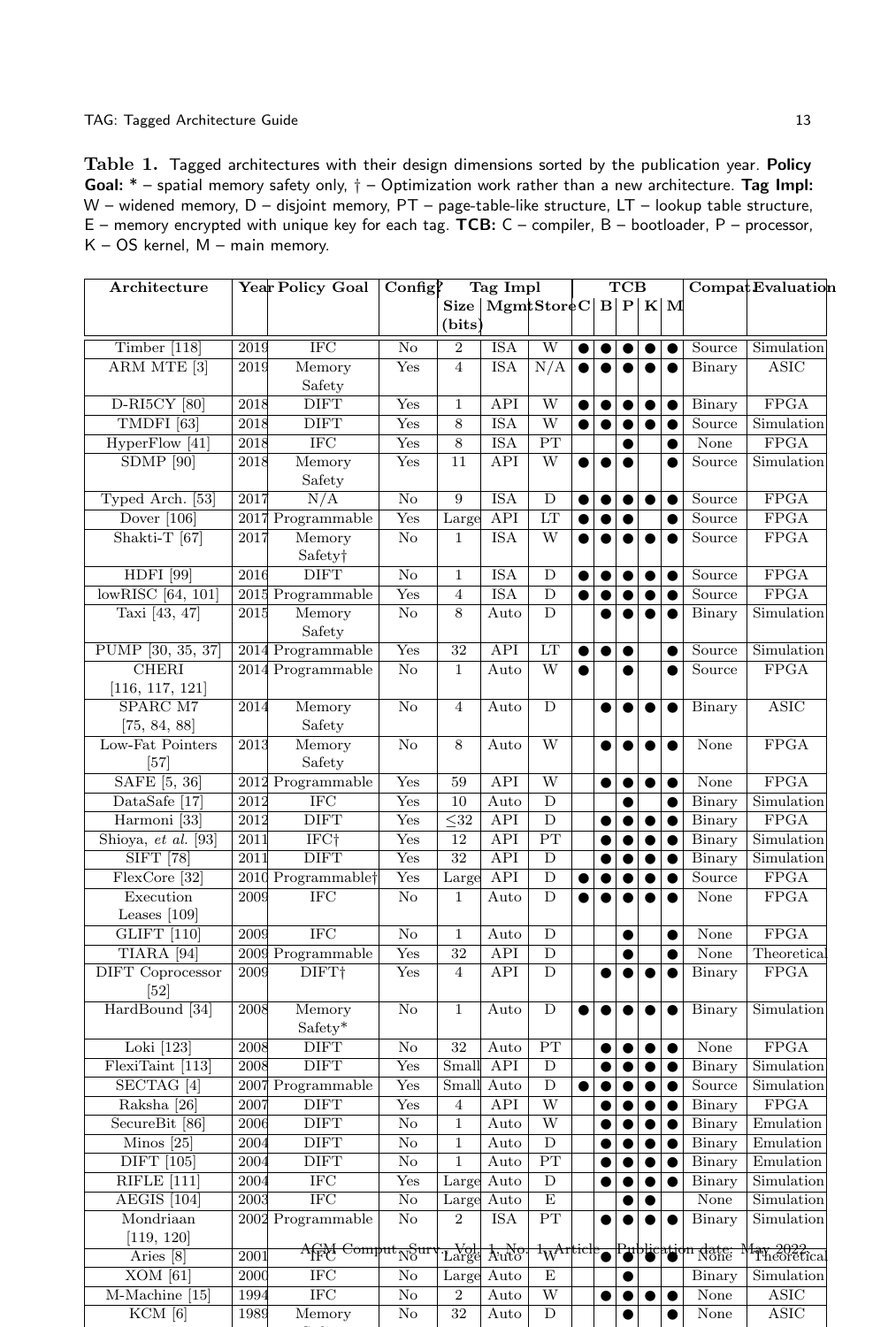**Table 1.** Tagged architectures with their design dimensions sorted by the publication year. **Policy Goal:** * – spatial memory safety only, † – Optimization work rather than a new architecture. **Tag Impl:** W – widened memory, D – disjoint memory, PT – page-table-like structure, LT – lookup table structure, E – memory encrypted with unique key for each tag. **TCB:** C – compiler, B – bootloader, P – processor, K – OS kernel, M – main memory.

| Architecture | Year | Policy Goal | Config? | Tag Impl | | | TCB | | | | | Compat | Evaluation |
|---|---|---|---|---|---|---|---|---|---|---|---|---|---|
| | | | | Size (bits) | Mgmt | Store | C | B | P | K | M | | |
| Timber [118] | 2019 | IFC | No | 2 | ISA | W | ● | ● | ● | ● | ● | Source | Simulation |
| ARM MTE [3] | 2019 | Memory Safety | Yes | 4 | ISA | N/A | ● | ● | ● | ● | ● | Binary | ASIC |
| D-RI5CY [80] | 2018 | DIFT | Yes | 1 | API | W | ● | ● | ● | ● | ● | Binary | FPGA |
| TMDFI [63] | 2018 | DIFT | Yes | 8 | ISA | W | ● | ● | ● | ● | ● | Source | Simulation |
| HyperFlow [41] | 2018 | IFC | Yes | 8 | ISA | PT | | | ● | | ● | None | FPGA |
| SDMP [90] | 2018 | Memory Safety | Yes | 11 | API | W | ● | ● | ● | | ● | Source | Simulation |
| Typed Arch. [53] | 2017 | N/A | No | 9 | ISA | D | ● | ● | ● | ● | ● | Source | FPGA |
| Dover [106] | 2017 | Programmable | Yes | Large | API | LT | ● | ● | ● | | ● | Source | FPGA |
| Shakti-T [67] | 2017 | Memory Safety† | No | 1 | ISA | W | ● | ● | ● | ● | ● | Source | FPGA |
| HDFI [99] | 2016 | DIFT | No | 1 | ISA | D | ● | ● | ● | ● | ● | Source | FPGA |
| lowRISC [64, 101] | 2015 | Programmable | Yes | 4 | ISA | D | ● | ● | ● | ● | ● | Source | FPGA |
| Taxi [43, 47] | 2015 | Memory Safety | No | 8 | Auto | D | | ● | ● | ● | ● | Binary | Simulation |
| PUMP [30, 35, 37] | 2014 | Programmable | Yes | 32 | API | LT | ● | ● | ● | | ● | Source | Simulation |
| CHERI [116, 117, 121] | 2014 | Programmable | No | 1 | Auto | W | ● | | ● | | ● | Source | FPGA |
| SPARC M7 [75, 84, 88] | 2014 | Memory Safety | No | 4 | Auto | D | | ● | ● | ● | ● | Binary | ASIC |
| Low-Fat Pointers [57] | 2013 | Memory Safety | No | 8 | Auto | W | | ● | ● | ● | ● | None | FPGA |
| SAFE [5, 36] | 2012 | Programmable | Yes | 59 | API | W | | ● | ● | ● | ● | None | FPGA |
| DataSafe [17] | 2012 | IFC | Yes | 10 | Auto | D | | | ● | | ● | Binary | Simulation |
| Harmoni [33] | 2012 | DIFT | Yes | ≤32 | API | D | | ● | ● | ● | ● | Binary | FPGA |
| Shioya, *et al.* [93] | 2011 | IFC† | Yes | 12 | API | PT | | ● | ● | ● | ● | Binary | Simulation |
| SIFT [78] | 2011 | DIFT | Yes | 32 | API | D | | ● | ● | ● | ● | Binary | Simulation |
| FlexCore [32] | 2010 | Programmable† | Yes | Large | API | D | ● | ● | ● | ● | ● | Source | FPGA |
| Execution Leases [109] | 2009 | IFC | No | 1 | Auto | D | ● | ● | ● | ● | ● | None | FPGA |
| GLIFT [110] | 2009 | IFC | No | 1 | Auto | D | | | ● | | ● | None | FPGA |
| TIARA [94] | 2009 | Programmable | Yes | 32 | API | D | | | ● | | ● | None | Theoretical |
| DIFT Coprocessor [52] | 2009 | DIFT† | Yes | 4 | API | D | | ● | ● | ● | ● | Binary | FPGA |
| HardBound [34] | 2008 | Memory Safety* | No | 1 | Auto | D | ● | ● | ● | ● | ● | Binary | Simulation |
| Loki [123] | 2008 | DIFT | No | 32 | Auto | PT | | ● | ● | ● | ● | None | FPGA |
| FlexiTaint [113] | 2008 | DIFT | Yes | Small | API | D | | ● | ● | ● | ● | Binary | Simulation |
| SECTAG [4] | 2007 | Programmable | Yes | Small | Auto | D | ● | ● | ● | ● | ● | Source | Simulation |
| Raksha [26] | 2007 | DIFT | Yes | 4 | API | W | | ● | ● | ● | ● | Binary | FPGA |
| SecureBit [86] | 2006 | DIFT | No | 1 | Auto | W | | ● | ● | ● | ● | Binary | Emulation |
| Minos [25] | 2004 | DIFT | No | 1 | Auto | D | | ● | ● | ● | ● | Binary | Emulation |
| DIFT [105] | 2004 | DIFT | No | 1 | Auto | PT | | ● | ● | ● | ● | Binary | Emulation |
| RIFLE [111] | 2004 | IFC | Yes | Large | Auto | D | | ● | ● | ● | ● | Binary | Simulation |
| AEGIS [104] | 2003 | IFC | No | Large | Auto | E | | | ● | ● | | None | Simulation |
| Mondriaan [119, 120] | 2002 | Programmable | No | 2 | ISA | PT | | ● | ● | ● | ● | Binary | Simulation |
| Aries [8] | 2001 | IFC | No | Large | Auto | W | | ● | ● | ● | ● | None | Theoretical |
| XOM [61] | 2000 | IFC | No | Large | Auto | E | | | ● | | | Binary | Simulation |
| M-Machine [15] | 1994 | IFC | No | 2 | Auto | W | | ● | ● | ● | ● | None | ASIC |
| KCM [6] | 1989 | Memory | No | 32 | Auto | D | | | ● | | ● | None | ASIC |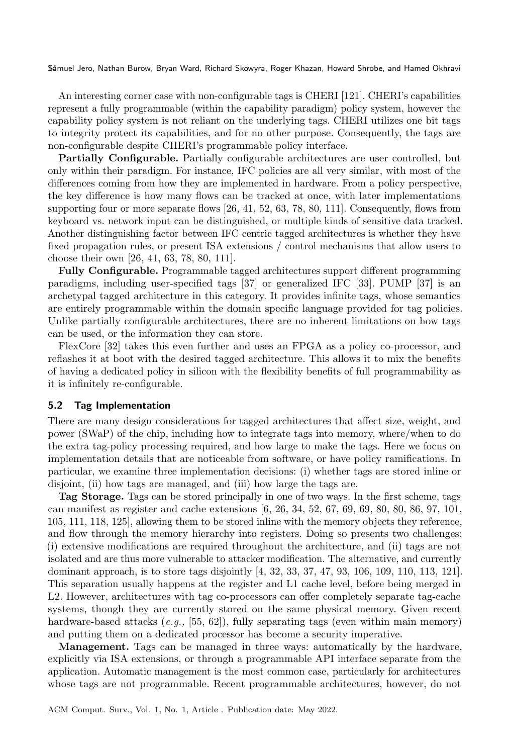An interesting corner case with non-configurable tags is CHERI [121]. CHERI's capabilities represent a fully programmable (within the capability paradigm) policy system, however the capability policy system is not reliant on the underlying tags. CHERI utilizes one bit tags to integrity protect its capabilities, and for no other purpose. Consequently, the tags are non-configurable despite CHERI's programmable policy interface.

**Partially Configurable.** Partially configurable architectures are user controlled, but only within their paradigm. For instance, IFC policies are all very similar, with most of the differences coming from how they are implemented in hardware. From a policy perspective, the key difference is how many flows can be tracked at once, with later implementations supporting four or more separate flows [26, 41, 52, 63, 78, 80, 111]. Consequently, flows from keyboard vs. network input can be distinguished, or multiple kinds of sensitive data tracked. Another distinguishing factor between IFC centric tagged architectures is whether they have fixed propagation rules, or present ISA extensions / control mechanisms that allow users to choose their own [26, 41, 63, 78, 80, 111].

**Fully Configurable.** Programmable tagged architectures support different programming paradigms, including user-specified tags [37] or generalized IFC [33]. PUMP [37] is an archetypal tagged architecture in this category. It provides infinite tags, whose semantics are entirely programmable within the domain specific language provided for tag policies. Unlike partially configurable architectures, there are no inherent limitations on how tags can be used, or the information they can store.

FlexCore [32] takes this even further and uses an FPGA as a policy co-processor, and reflashes it at boot with the desired tagged architecture. This allows it to mix the benefits of having a dedicated policy in silicon with the flexibility benefits of full programmability as it is infinitely re-configurable.

### 5.2 Tag Implementation

There are many design considerations for tagged architectures that affect size, weight, and power (SWaP) of the chip, including how to integrate tags into memory, where/when to do the extra tag-policy processing required, and how large to make the tags. Here we focus on implementation details that are noticeable from software, or have policy ramifications. In particular, we examine three implementation decisions: (i) whether tags are stored inline or disjoint, (ii) how tags are managed, and (iii) how large the tags are.

**Tag Storage.** Tags can be stored principally in one of two ways. In the first scheme, tags can manifest as register and cache extensions [6, 26, 34, 52, 67, 69, 69, 80, 80, 86, 97, 101, 105, 111, 118, 125], allowing them to be stored inline with the memory objects they reference, and flow through the memory hierarchy into registers. Doing so presents two challenges: (i) extensive modifications are required throughout the architecture, and (ii) tags are not isolated and are thus more vulnerable to attacker modification. The alternative, and currently dominant approach, is to store tags disjointly [4, 32, 33, 37, 47, 93, 106, 109, 110, 113, 121]. This separation usually happens at the register and L1 cache level, before being merged in L2. However, architectures with tag co-processors can offer completely separate tag-cache systems, though they are currently stored on the same physical memory. Given recent hardware-based attacks (*e.g.,* [55, 62]), fully separating tags (even within main memory) and putting them on a dedicated processor has become a security imperative.

**Management.** Tags can be managed in three ways: automatically by the hardware, explicitly via ISA extensions, or through a programmable API interface separate from the application. Automatic management is the most common case, particularly for architectures whose tags are not programmable. Recent programmable architectures, however, do not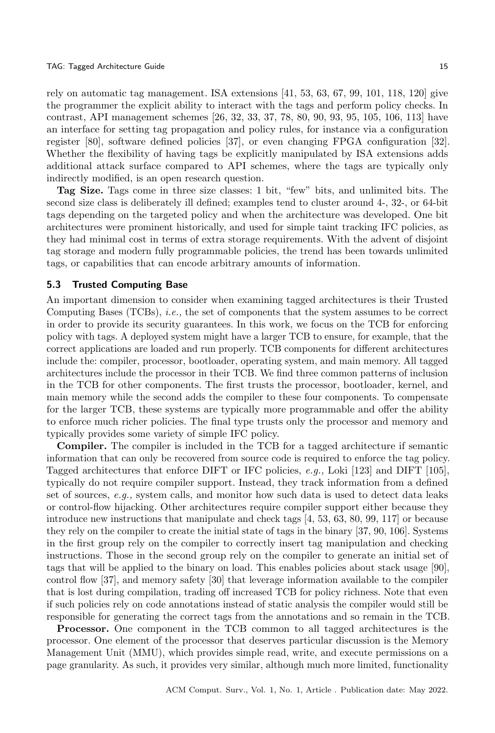rely on automatic tag management. ISA extensions [41, 53, 63, 67, 99, 101, 118, 120] give the programmer the explicit ability to interact with the tags and perform policy checks. In contrast, API management schemes [26, 32, 33, 37, 78, 80, 90, 93, 95, 105, 106, 113] have an interface for setting tag propagation and policy rules, for instance via a configuration register [80], software defined policies [37], or even changing FPGA configuration [32]. Whether the flexibility of having tags be explicitly manipulated by ISA extensions adds additional attack surface compared to API schemes, where the tags are typically only indirectly modified, is an open research question.

**Tag Size.** Tags come in three size classes: 1 bit, "few" bits, and unlimited bits. The second size class is deliberately ill defined; examples tend to cluster around 4-, 32-, or 64-bit tags depending on the targeted policy and when the architecture was developed. One bit architectures were prominent historically, and used for simple taint tracking IFC policies, as they had minimal cost in terms of extra storage requirements. With the advent of disjoint tag storage and modern fully programmable policies, the trend has been towards unlimited tags, or capabilities that can encode arbitrary amounts of information.

### 5.3 Trusted Computing Base

An important dimension to consider when examining tagged architectures is their Trusted Computing Bases (TCBs), *i.e.,* the set of components that the system assumes to be correct in order to provide its security guarantees. In this work, we focus on the TCB for enforcing policy with tags. A deployed system might have a larger TCB to ensure, for example, that the correct applications are loaded and run properly. TCB components for different architectures include the: compiler, processor, bootloader, operating system, and main memory. All tagged architectures include the processor in their TCB. We find three common patterns of inclusion in the TCB for other components. The first trusts the processor, bootloader, kernel, and main memory while the second adds the compiler to these four components. To compensate for the larger TCB, these systems are typically more programmable and offer the ability to enforce much richer policies. The final type trusts only the processor and memory and typically provides some variety of simple IFC policy.

**Compiler.** The compiler is included in the TCB for a tagged architecture if semantic information that can only be recovered from source code is required to enforce the tag policy. Tagged architectures that enforce DIFT or IFC policies, *e.g.,* Loki [123] and DIFT [105], typically do not require compiler support. Instead, they track information from a defined set of sources, *e.g.,* system calls, and monitor how such data is used to detect data leaks or control-flow hijacking. Other architectures require compiler support either because they introduce new instructions that manipulate and check tags [4, 53, 63, 80, 99, 117] or because they rely on the compiler to create the initial state of tags in the binary [37, 90, 106]. Systems in the first group rely on the compiler to correctly insert tag manipulation and checking instructions. Those in the second group rely on the compiler to generate an initial set of tags that will be applied to the binary on load. This enables policies about stack usage [90], control flow [37], and memory safety [30] that leverage information available to the compiler that is lost during compilation, trading off increased TCB for policy richness. Note that even if such policies rely on code annotations instead of static analysis the compiler would still be responsible for generating the correct tags from the annotations and so remain in the TCB.

**Processor.** One component in the TCB common to all tagged architectures is the processor. One element of the processor that deserves particular discussion is the Memory Management Unit (MMU), which provides simple read, write, and execute permissions on a page granularity. As such, it provides very similar, although much more limited, functionality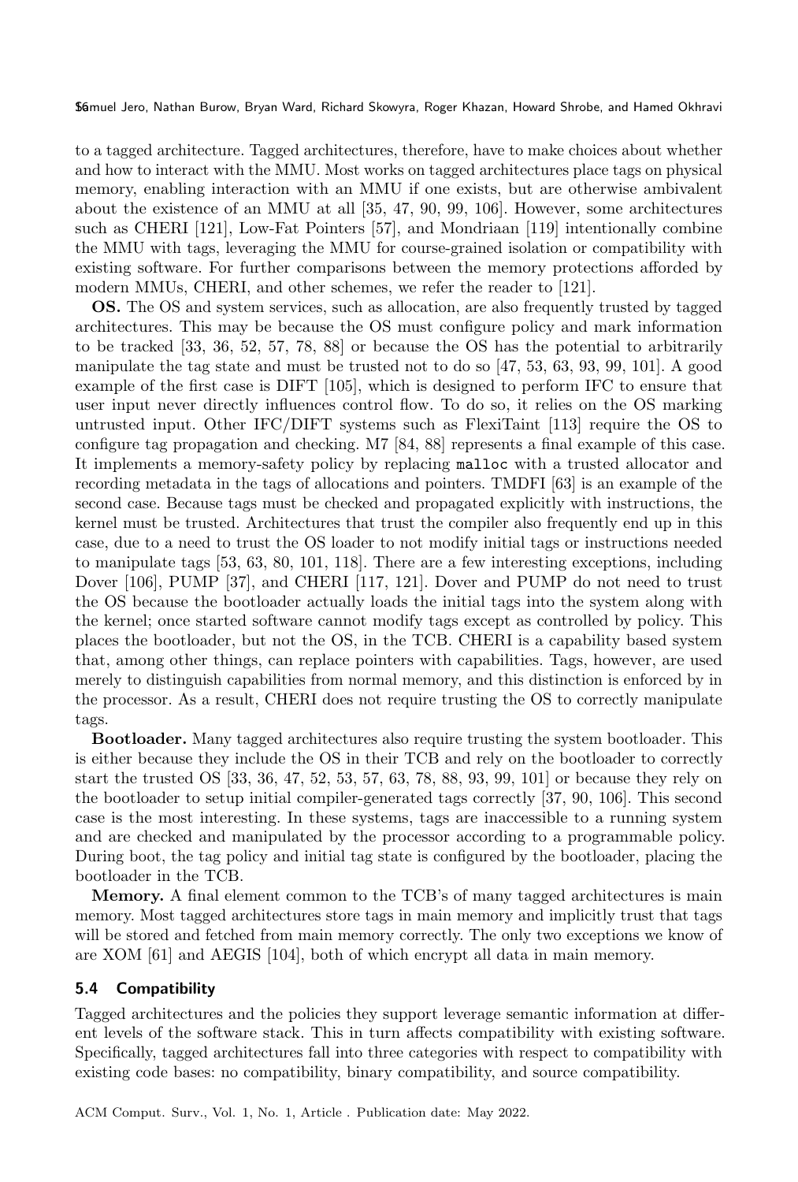to a tagged architecture. Tagged architectures, therefore, have to make choices about whether and how to interact with the MMU. Most works on tagged architectures place tags on physical memory, enabling interaction with an MMU if one exists, but are otherwise ambivalent about the existence of an MMU at all [35, 47, 90, 99, 106]. However, some architectures such as CHERI [121], Low-Fat Pointers [57], and Mondriaan [119] intentionally combine the MMU with tags, leveraging the MMU for course-grained isolation or compatibility with existing software. For further comparisons between the memory protections afforded by modern MMUs, CHERI, and other schemes, we refer the reader to [121].

**OS.** The OS and system services, such as allocation, are also frequently trusted by tagged architectures. This may be because the OS must configure policy and mark information to be tracked [33, 36, 52, 57, 78, 88] or because the OS has the potential to arbitrarily manipulate the tag state and must be trusted not to do so [47, 53, 63, 93, 99, 101]. A good example of the first case is DIFT [105], which is designed to perform IFC to ensure that user input never directly influences control flow. To do so, it relies on the OS marking untrusted input. Other IFC/DIFT systems such as FlexiTaint [113] require the OS to configure tag propagation and checking. M7 [84, 88] represents a final example of this case. It implements a memory-safety policy by replacing `malloc` with a trusted allocator and recording metadata in the tags of allocations and pointers. TMDFI [63] is an example of the second case. Because tags must be checked and propagated explicitly with instructions, the kernel must be trusted. Architectures that trust the compiler also frequently end up in this case, due to a need to trust the OS loader to not modify initial tags or instructions needed to manipulate tags [53, 63, 80, 101, 118]. There are a few interesting exceptions, including Dover [106], PUMP [37], and CHERI [117, 121]. Dover and PUMP do not need to trust the OS because the bootloader actually loads the initial tags into the system along with the kernel; once started software cannot modify tags except as controlled by policy. This places the bootloader, but not the OS, in the TCB. CHERI is a capability based system that, among other things, can replace pointers with capabilities. Tags, however, are used merely to distinguish capabilities from normal memory, and this distinction is enforced by in the processor. As a result, CHERI does not require trusting the OS to correctly manipulate tags.

**Bootloader.** Many tagged architectures also require trusting the system bootloader. This is either because they include the OS in their TCB and rely on the bootloader to correctly start the trusted OS [33, 36, 47, 52, 53, 57, 63, 78, 88, 93, 99, 101] or because they rely on the bootloader to setup initial compiler-generated tags correctly [37, 90, 106]. This second case is the most interesting. In these systems, tags are inaccessible to a running system and are checked and manipulated by the processor according to a programmable policy. During boot, the tag policy and initial tag state is configured by the bootloader, placing the bootloader in the TCB.

**Memory.** A final element common to the TCB's of many tagged architectures is main memory. Most tagged architectures store tags in main memory and implicitly trust that tags will be stored and fetched from main memory correctly. The only two exceptions we know of are XOM [61] and AEGIS [104], both of which encrypt all data in main memory.

### 5.4 Compatibility

Tagged architectures and the policies they support leverage semantic information at different levels of the software stack. This in turn affects compatibility with existing software. Specifically, tagged architectures fall into three categories with respect to compatibility with existing code bases: no compatibility, binary compatibility, and source compatibility.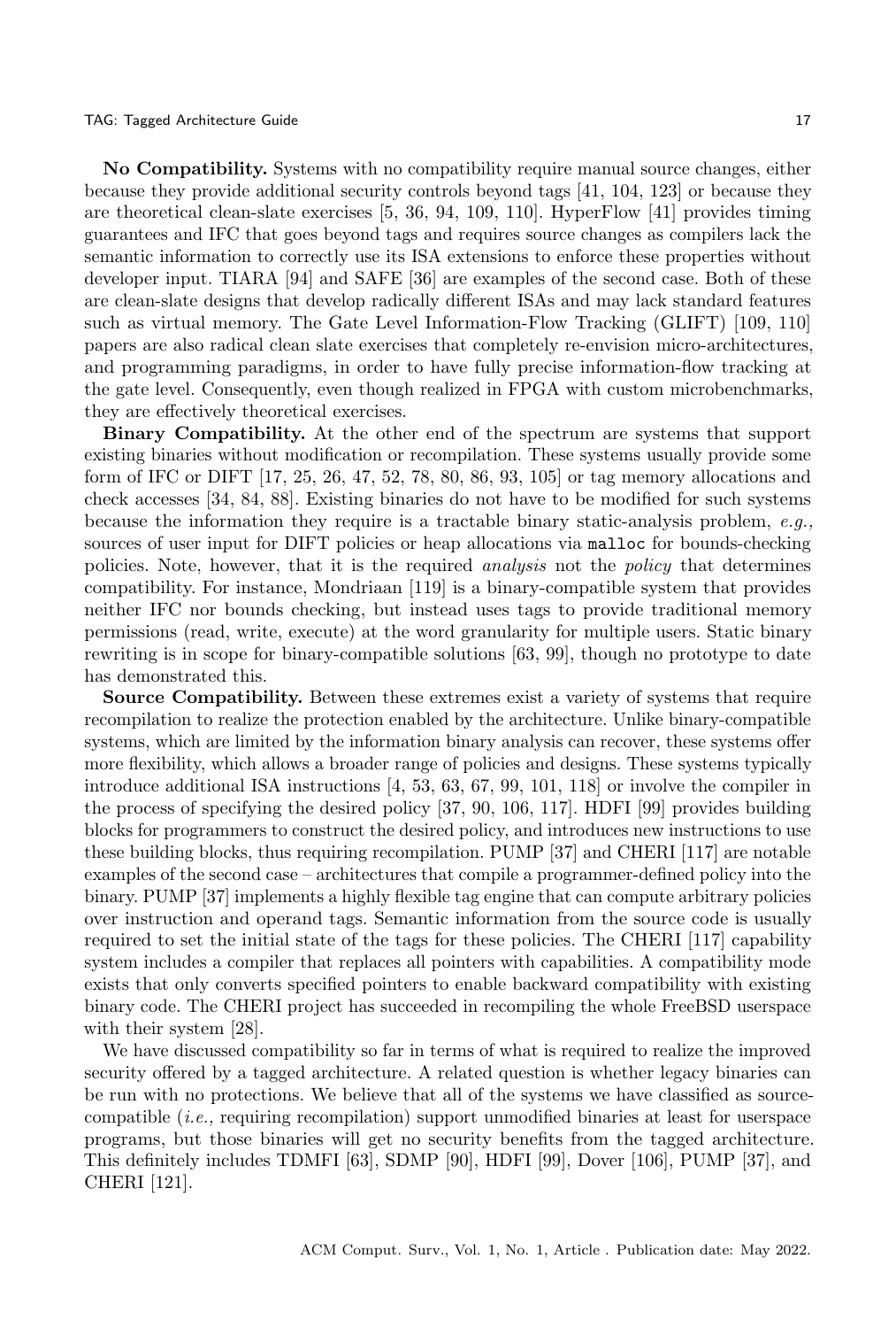**No Compatibility.** Systems with no compatibility require manual source changes, either because they provide additional security controls beyond tags [41, 104, 123] or because they are theoretical clean-slate exercises [5, 36, 94, 109, 110]. HyperFlow [41] provides timing guarantees and IFC that goes beyond tags and requires source changes as compilers lack the semantic information to correctly use its ISA extensions to enforce these properties without developer input. TIARA [94] and SAFE [36] are examples of the second case. Both of these are clean-slate designs that develop radically different ISAs and may lack standard features such as virtual memory. The Gate Level Information-Flow Tracking (GLIFT) [109, 110] papers are also radical clean slate exercises that completely re-envision micro-architectures, and programming paradigms, in order to have fully precise information-flow tracking at the gate level. Consequently, even though realized in FPGA with custom microbenchmarks, they are effectively theoretical exercises.

**Binary Compatibility.** At the other end of the spectrum are systems that support existing binaries without modification or recompilation. These systems usually provide some form of IFC or DIFT [17, 25, 26, 47, 52, 78, 80, 86, 93, 105] or tag memory allocations and check accesses [34, 84, 88]. Existing binaries do not have to be modified for such systems because the information they require is a tractable binary static-analysis problem, *e.g.,* sources of user input for DIFT policies or heap allocations via `malloc` for bounds-checking policies. Note, however, that it is the required *analysis* not the *policy* that determines compatibility. For instance, Mondriaan [119] is a binary-compatible system that provides neither IFC nor bounds checking, but instead uses tags to provide traditional memory permissions (read, write, execute) at the word granularity for multiple users. Static binary rewriting is in scope for binary-compatible solutions [63, 99], though no prototype to date has demonstrated this.

**Source Compatibility.** Between these extremes exist a variety of systems that require recompilation to realize the protection enabled by the architecture. Unlike binary-compatible systems, which are limited by the information binary analysis can recover, these systems offer more flexibility, which allows a broader range of policies and designs. These systems typically introduce additional ISA instructions [4, 53, 63, 67, 99, 101, 118] or involve the compiler in the process of specifying the desired policy [37, 90, 106, 117]. HDFI [99] provides building blocks for programmers to construct the desired policy, and introduces new instructions to use these building blocks, thus requiring recompilation. PUMP [37] and CHERI [117] are notable examples of the second case – architectures that compile a programmer-defined policy into the binary. PUMP [37] implements a highly flexible tag engine that can compute arbitrary policies over instruction and operand tags. Semantic information from the source code is usually required to set the initial state of the tags for these policies. The CHERI [117] capability system includes a compiler that replaces all pointers with capabilities. A compatibility mode exists that only converts specified pointers to enable backward compatibility with existing binary code. The CHERI project has succeeded in recompiling the whole FreeBSD userspace with their system [28].

We have discussed compatibility so far in terms of what is required to realize the improved security offered by a tagged architecture. A related question is whether legacy binaries can be run with no protections. We believe that all of the systems we have classified as source-compatible (*i.e.,* requiring recompilation) support unmodified binaries at least for userspace programs, but those binaries will get no security benefits from the tagged architecture. This definitely includes TDMFI [63], SDMP [90], HDFI [99], Dover [106], PUMP [37], and CHERI [121].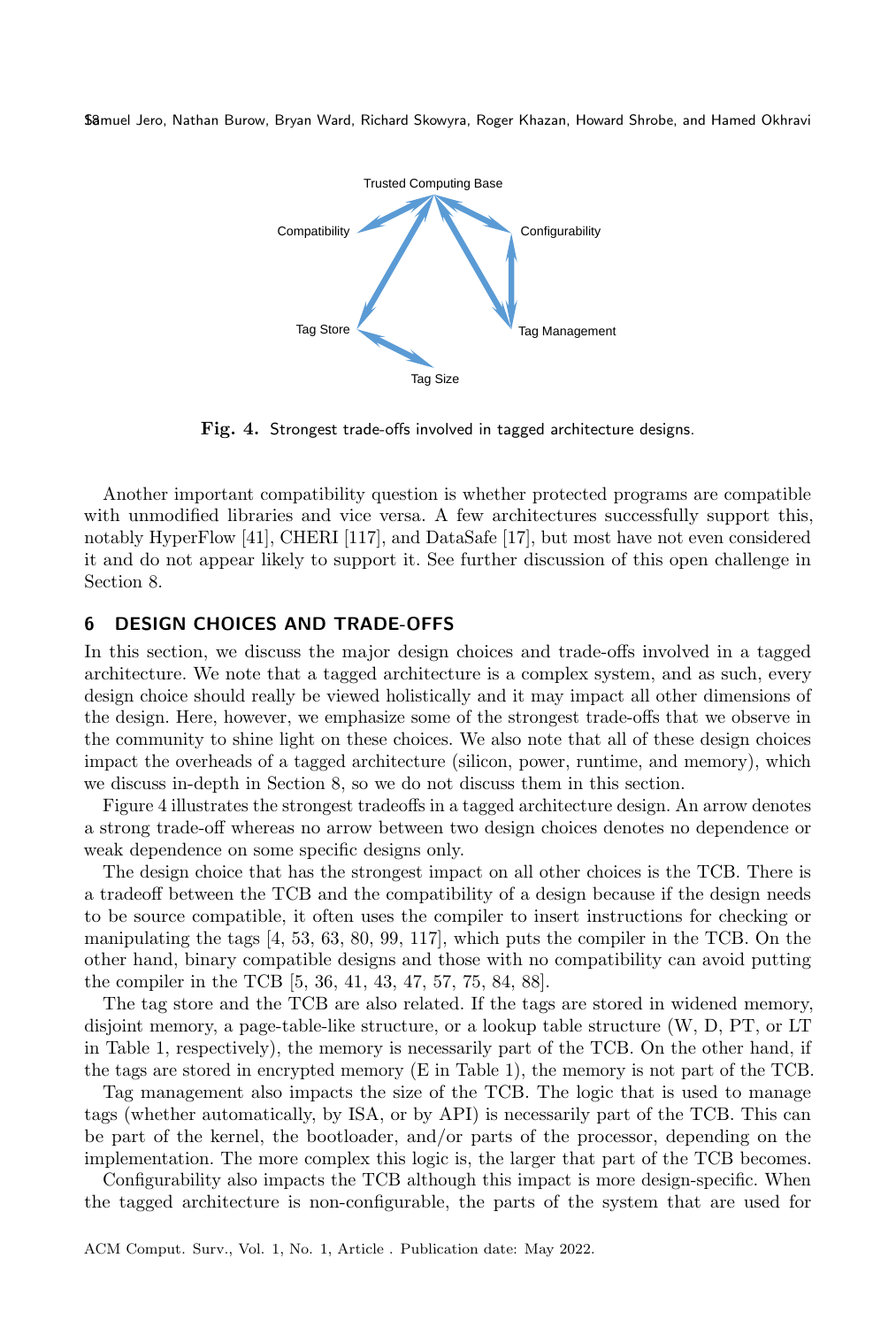Fig. 4. Strongest trade-offs involved in tagged architecture designs.

Another important compatibility question is whether protected programs are compatible with unmodified libraries and vice versa. A few architectures successfully support this, notably HyperFlow [41], CHERI [117], and DataSafe [17], but most have not even considered it and do not appear likely to support it. See further discussion of this open challenge in Section 8.

## 6 DESIGN CHOICES AND TRADE-OFFS

In this section, we discuss the major design choices and trade-offs involved in a tagged architecture. We note that a tagged architecture is a complex system, and as such, every design choice should really be viewed holistically and it may impact all other dimensions of the design. Here, however, we emphasize some of the strongest trade-offs that we observe in the community to shine light on these choices. We also note that all of these design choices impact the overheads of a tagged architecture (silicon, power, runtime, and memory), which we discuss in-depth in Section 8, so we do not discuss them in this section.

Figure 4 illustrates the strongest tradeoffs in a tagged architecture design. An arrow denotes a strong trade-off whereas no arrow between two design choices denotes no dependence or weak dependence on some specific designs only.

The design choice that has the strongest impact on all other choices is the TCB. There is a tradeoff between the TCB and the compatibility of a design because if the design needs to be source compatible, it often uses the compiler to insert instructions for checking or manipulating the tags [4, 53, 63, 80, 99, 117], which puts the compiler in the TCB. On the other hand, binary compatible designs and those with no compatibility can avoid putting the compiler in the TCB [5, 36, 41, 43, 47, 57, 75, 84, 88].

The tag store and the TCB are also related. If the tags are stored in widened memory, disjoint memory, a page-table-like structure, or a lookup table structure (W, D, PT, or LT in Table 1, respectively), the memory is necessarily part of the TCB. On the other hand, if the tags are stored in encrypted memory (E in Table 1), the memory is not part of the TCB.

Tag management also impacts the size of the TCB. The logic that is used to manage tags (whether automatically, by ISA, or by API) is necessarily part of the TCB. This can be part of the kernel, the bootloader, and/or parts of the processor, depending on the implementation. The more complex this logic is, the larger that part of the TCB becomes.

Configurability also impacts the TCB although this impact is more design-specific. When the tagged architecture is non-configurable, the parts of the system that are used for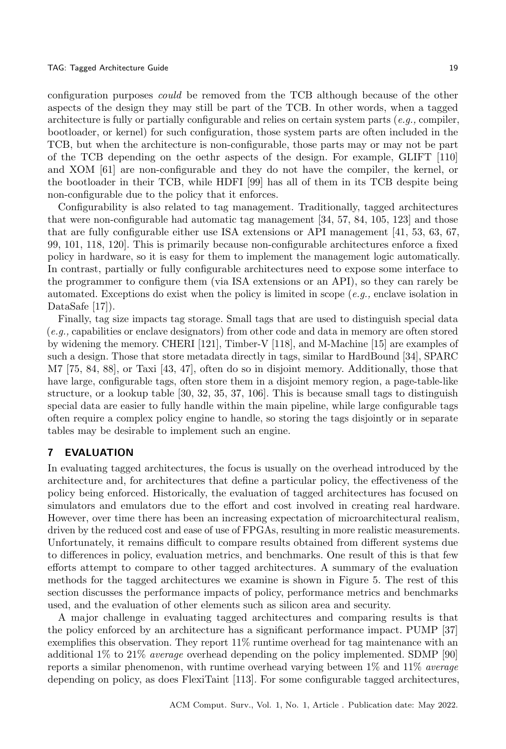configuration purposes *could* be removed from the TCB although because of the other aspects of the design they may still be part of the TCB. In other words, when a tagged architecture is fully or partially configurable and relies on certain system parts (*e.g.,* compiler, bootloader, or kernel) for such configuration, those system parts are often included in the TCB, but when the architecture is non-configurable, those parts may or may not be part of the TCB depending on the oethr aspects of the design. For example, GLIFT [110] and XOM [61] are non-configurable and they do not have the compiler, the kernel, or the bootloader in their TCB, while HDFI [99] has all of them in its TCB despite being non-configurable due to the policy that it enforces.

Configurability is also related to tag management. Traditionally, tagged architectures that were non-configurable had automatic tag management [34, 57, 84, 105, 123] and those that are fully configurable either use ISA extensions or API management [41, 53, 63, 67, 99, 101, 118, 120]. This is primarily because non-configurable architectures enforce a fixed policy in hardware, so it is easy for them to implement the management logic automatically. In contrast, partially or fully configurable architectures need to expose some interface to the programmer to configure them (via ISA extensions or an API), so they can rarely be automated. Exceptions do exist when the policy is limited in scope (*e.g.,* enclave isolation in DataSafe [17]).

Finally, tag size impacts tag storage. Small tags that are used to distinguish special data (*e.g.,* capabilities or enclave designators) from other code and data in memory are often stored by widening the memory. CHERI [121], Timber-V [118], and M-Machine [15] are examples of such a design. Those that store metadata directly in tags, similar to HardBound [34], SPARC M7 [75, 84, 88], or Taxi [43, 47], often do so in disjoint memory. Additionally, those that have large, configurable tags, often store them in a disjoint memory region, a page-table-like structure, or a lookup table [30, 32, 35, 37, 106]. This is because small tags to distinguish special data are easier to fully handle within the main pipeline, while large configurable tags often require a complex policy engine to handle, so storing the tags disjointly or in separate tables may be desirable to implement such an engine.

## 7 EVALUATION

In evaluating tagged architectures, the focus is usually on the overhead introduced by the architecture and, for architectures that define a particular policy, the effectiveness of the policy being enforced. Historically, the evaluation of tagged architectures has focused on simulators and emulators due to the effort and cost involved in creating real hardware. However, over time there has been an increasing expectation of microarchitectural realism, driven by the reduced cost and ease of use of FPGAs, resulting in more realistic measurements. Unfortunately, it remains difficult to compare results obtained from different systems due to differences in policy, evaluation metrics, and benchmarks. One result of this is that few efforts attempt to compare to other tagged architectures. A summary of the evaluation methods for the tagged architectures we examine is shown in Figure 5. The rest of this section discusses the performance impacts of policy, performance metrics and benchmarks used, and the evaluation of other elements such as silicon area and security.

A major challenge in evaluating tagged architectures and comparing results is that the policy enforced by an architecture has a significant performance impact. PUMP [37] exemplifies this observation. They report 11% runtime overhead for tag maintenance with an additional 1% to 21% *average* overhead depending on the policy implemented. SDMP [90] reports a similar phenomenon, with runtime overhead varying between 1% and 11% *average* depending on policy, as does FlexiTaint [113]. For some configurable tagged architectures,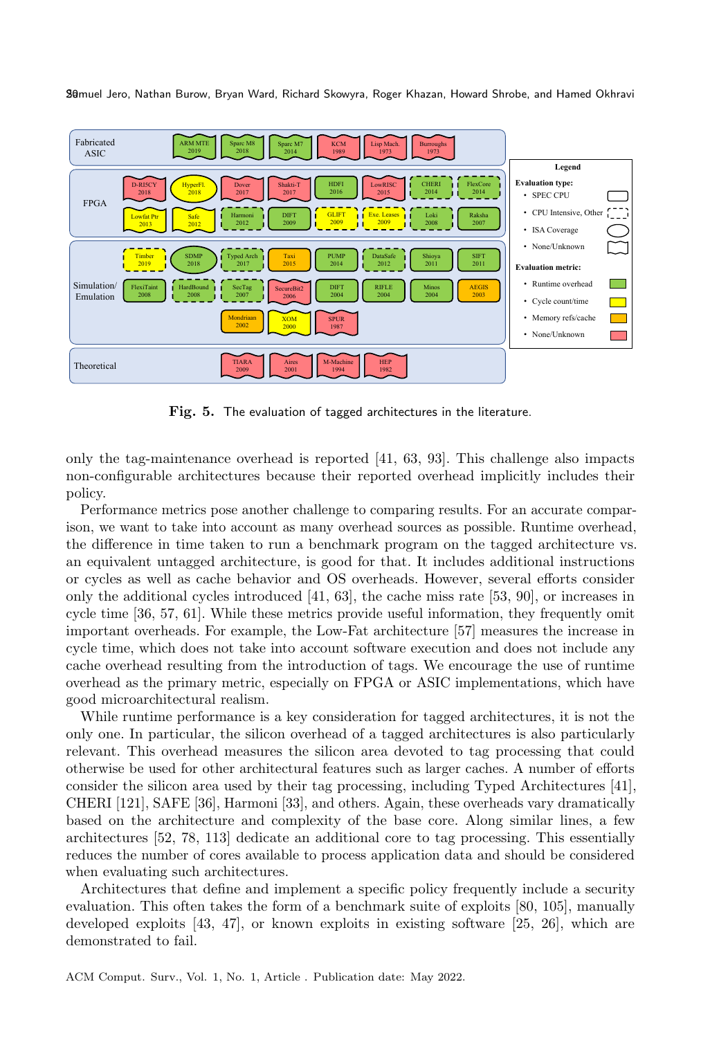Fig. 5. The evaluation of tagged architectures in the literature.

only the tag-maintenance overhead is reported [41, 63, 93]. This challenge also impacts non-configurable architectures because their reported overhead implicitly includes their policy.

Performance metrics pose another challenge to comparing results. For an accurate comparison, we want to take into account as many overhead sources as possible. Runtime overhead, the difference in time taken to run a benchmark program on the tagged architecture vs. an equivalent untagged architecture, is good for that. It includes additional instructions or cycles as well as cache behavior and OS overheads. However, several efforts consider only the additional cycles introduced [41, 63], the cache miss rate [53, 90], or increases in cycle time [36, 57, 61]. While these metrics provide useful information, they frequently omit important overheads. For example, the Low-Fat architecture [57] measures the increase in cycle time, which does not take into account software execution and does not include any cache overhead resulting from the introduction of tags. We encourage the use of runtime overhead as the primary metric, especially on FPGA or ASIC implementations, which have good microarchitectural realism.

While runtime performance is a key consideration for tagged architectures, it is not the only one. In particular, the silicon overhead of a tagged architectures is also particularly relevant. This overhead measures the silicon area devoted to tag processing that could otherwise be used for other architectural features such as larger caches. A number of efforts consider the silicon area used by their tag processing, including Typed Architectures [41], CHERI [121], SAFE [36], Harmoni [33], and others. Again, these overheads vary dramatically based on the architecture and complexity of the base core. Along similar lines, a few architectures [52, 78, 113] dedicate an additional core to tag processing. This essentially reduces the number of cores available to process application data and should be considered when evaluating such architectures.

Architectures that define and implement a specific policy frequently include a security evaluation. This often takes the form of a benchmark suite of exploits [80, 105], manually developed exploits [43, 47], or known exploits in existing software [25, 26], which are demonstrated to fail.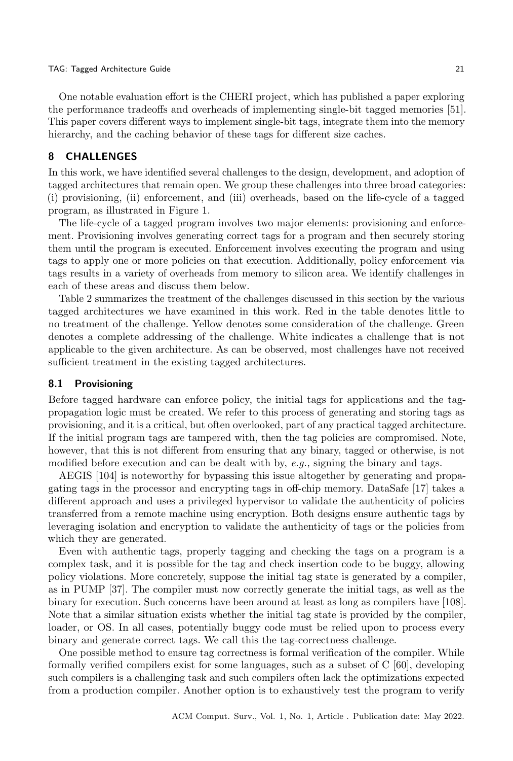One notable evaluation effort is the CHERI project, which has published a paper exploring the performance tradeoffs and overheads of implementing single-bit tagged memories [51]. This paper covers different ways to implement single-bit tags, integrate them into the memory hierarchy, and the caching behavior of these tags for different size caches.

## 8 CHALLENGES

In this work, we have identified several challenges to the design, development, and adoption of tagged architectures that remain open. We group these challenges into three broad categories: (i) provisioning, (ii) enforcement, and (iii) overheads, based on the life-cycle of a tagged program, as illustrated in Figure 1.

The life-cycle of a tagged program involves two major elements: provisioning and enforcement. Provisioning involves generating correct tags for a program and then securely storing them until the program is executed. Enforcement involves executing the program and using tags to apply one or more policies on that execution. Additionally, policy enforcement via tags results in a variety of overheads from memory to silicon area. We identify challenges in each of these areas and discuss them below.

Table 2 summarizes the treatment of the challenges discussed in this section by the various tagged architectures we have examined in this work. Red in the table denotes little to no treatment of the challenge. Yellow denotes some consideration of the challenge. Green denotes a complete addressing of the challenge. White indicates a challenge that is not applicable to the given architecture. As can be observed, most challenges have not received sufficient treatment in the existing tagged architectures.

### 8.1 Provisioning

Before tagged hardware can enforce policy, the initial tags for applications and the tag-propagation logic must be created. We refer to this process of generating and storing tags as provisioning, and it is a critical, but often overlooked, part of any practical tagged architecture. If the initial program tags are tampered with, then the tag policies are compromised. Note, however, that this is not different from ensuring that any binary, tagged or otherwise, is not modified before execution and can be dealt with by, *e.g.,* signing the binary and tags.

AEGIS [104] is noteworthy for bypassing this issue altogether by generating and propagating tags in the processor and encrypting tags in off-chip memory. DataSafe [17] takes a different approach and uses a privileged hypervisor to validate the authenticity of policies transferred from a remote machine using encryption. Both designs ensure authentic tags by leveraging isolation and encryption to validate the authenticity of tags or the policies from which they are generated.

Even with authentic tags, properly tagging and checking the tags on a program is a complex task, and it is possible for the tag and check insertion code to be buggy, allowing policy violations. More concretely, suppose the initial tag state is generated by a compiler, as in PUMP [37]. The compiler must now correctly generate the initial tags, as well as the binary for execution. Such concerns have been around at least as long as compilers have [108]. Note that a similar situation exists whether the initial tag state is provided by the compiler, loader, or OS. In all cases, potentially buggy code must be relied upon to process every binary and generate correct tags. We call this the tag-correctness challenge.

One possible method to ensure tag correctness is formal verification of the compiler. While formally verified compilers exist for some languages, such as a subset of C [60], developing such compilers is a challenging task and such compilers often lack the optimizations expected from a production compiler. Another option is to exhaustively test the program to verify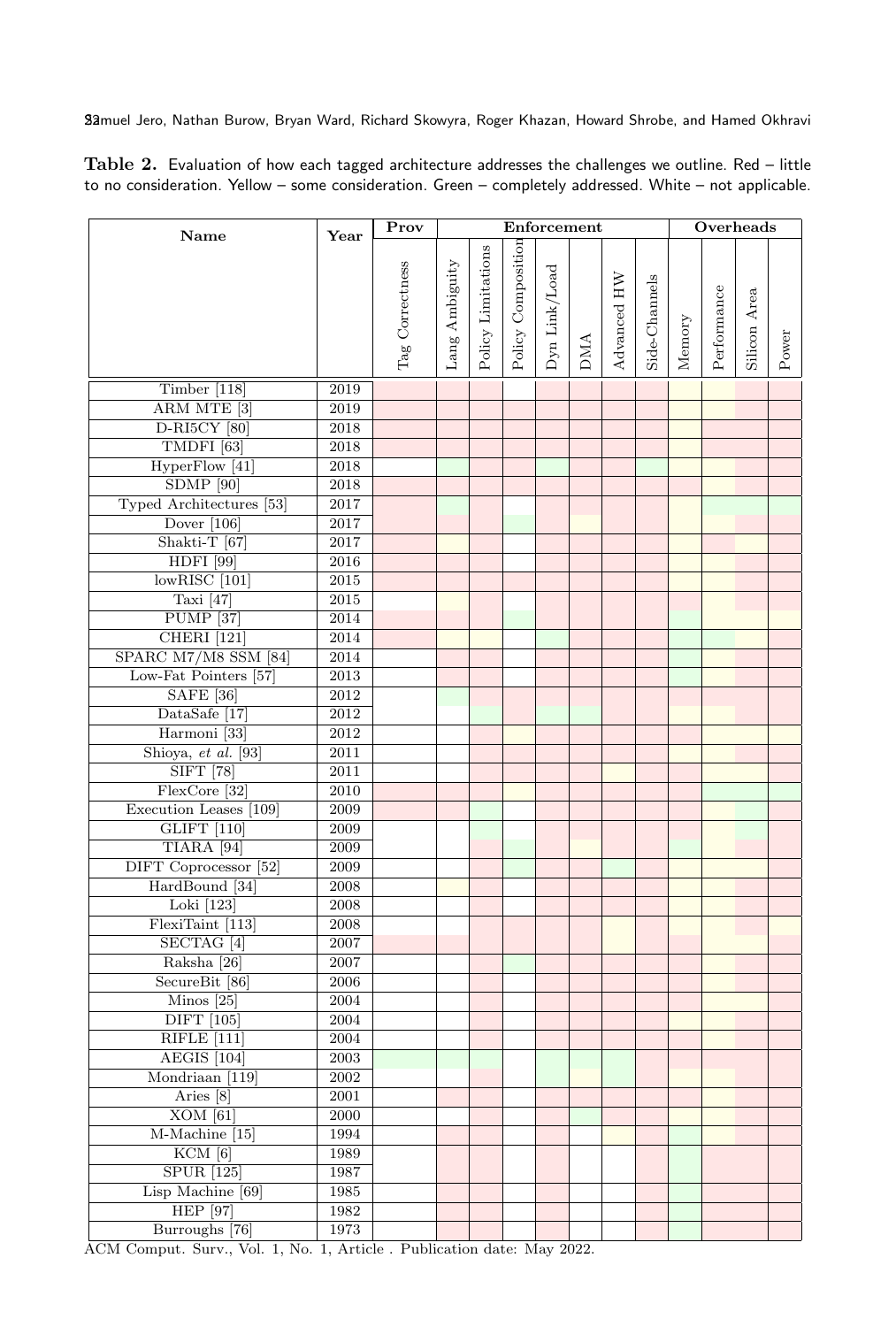**Table 2.** Evaluation of how each tagged architecture addresses the challenges we outline. Red – little to no consideration. Yellow – some consideration. Green – completely addressed. White – not applicable.

| Name | Year | Prov | Enforcement | | | | | | | Overheads | | | |
|---|---|---|---|---|---|---|---|---|---|---|---|---|---|
| | | Tag Correctness | Lang Ambiguity | Policy Limitations | Policy Composition | Dyn Link/Load | DMA | Advanced HW | Side-Channels | Memory | Performance | Silicon Area | Power |
| Timber [118] | 2019 | Red | Red | Red | | Red | Red | Red | Red | Yellow | Yellow | Red | Red |
| ARM MTE [3] | 2019 | Red | Red | Red | Red | Red | Red | Red | Red | Yellow | Yellow | Red | Red |
| D-RI5CY [80] | 2018 | Red | Red | Red | Red | Red | Red | Red | Red | Yellow | Red | Red | Red |
| TMDFI [63] | 2018 | Red | Red | Red | Red | Red | Red | Red | Red | Yellow | Red | Red | Red |
| HyperFlow [41] | 2018 | | Green | Red | Red | Green | Red | Red | Green | Yellow | Yellow | Red | Red |
| SDMP [90] | 2018 | Red | Red | Red | Red | Red | Red | Red | Red | Red | Yellow | Red | Red |
| Typed Architectures [53] | 2017 | Red | Green | Red | | Red | Red | Red | Red | Yellow | Green | Green | Green |
| Dover [106] | 2017 | Red | Red | Red | Green | Red | Yellow | Red | Red | Yellow | Yellow | Red | Red |
| Shakti-T [67] | 2017 | Red | Yellow | Red | | Red | Red | Red | Red | Yellow | Red | Yellow | Red |
| HDFI [99] | 2016 | Red | Red | Red | | Red | Red | Red | Red | Yellow | Yellow | Red | Red |
| lowRISC [101] | 2015 | Red | Red | Red | Red | Red | Red | Red | Red | Yellow | Yellow | Red | Red |
| Taxi [47] | 2015 | | Yellow | Red | | Red | Red | Red | Red | Red | Yellow | Red | Red |
| PUMP [37] | 2014 | Red | Red | Red | Green | Red | Red | Red | Red | Green | Yellow | Yellow | Yellow |
| CHERI [121] | 2014 | Red | Yellow | Yellow | | Green | Red | Red | Red | Green | Green | Yellow | Red |
| SPARC M7/M8 SSM [84] | 2014 | | Red | Red | | Red | Red | Red | Red | Green | Yellow | Red | Red |
| Low-Fat Pointers [57] | 2013 | | Red | Red | | Red | Red | Red | Red | Green | Yellow | Red | Red |
| SAFE [36] | 2012 | | Green | Red | Red | Red | Red | Red | Red | Red | Red | Red | Red |
| DataSafe [17] | 2012 | | | Green | Red | Green | Green | Red | Red | Yellow | Yellow | Red | Red |
| Harmoni [33] | 2012 | | | Red | Yellow | Red | Red | Red | Red | Red | Yellow | Yellow | Yellow |
| Shioya, *et al.* [93] | 2011 | | | Red | Red | Red | Red | Red | Red | Yellow | Yellow | Red | Red |
| SIFT [78] | 2011 | | | Red | Red | Red | Red | Yellow | Red | Red | Yellow | Yellow | Red |
| FlexCore [32] | 2010 | Red | Red | Red | Yellow | Red | Red | Red | Red | Red | Green | Green | Green |
| Execution Leases [109] | 2009 | Red | Red | Green | | Red | Red | Red | Red | Red | Yellow | Green | Red |
| GLIFT [110] | 2009 | | | Green | | Red | Red | Red | Red | Red | Yellow | Green | Red |
| TIARA [94] | 2009 | | | Red | Green | Red | Yellow | Red | Red | Green | Yellow | Red | Red |
| DIFT Coprocessor [52] | 2009 | | | Red | Green | Red | Red | Green | Red | Yellow | Yellow | Yellow | Red |
| HardBound [34] | 2008 | | Yellow | Red | | Red | Red | Red | Red | Yellow | Yellow | Red | Red |
| Loki [123] | 2008 | | | Red | | Red | Red | Red | Red | Yellow | Yellow | Red | Red |
| FlexiTaint [113] | 2008 | | | Red | Red | Red | Red | Yellow | Red | Yellow | Yellow | Red | Yellow |
| SECTAG [4] | 2007 | Red | Red | Red | Red | Red | Red | Yellow | Red | Red | Yellow | Yellow | Red |
| Raksha [26] | 2007 | | | Red | Green | Red | Red | Red | Red | Red | Yellow | Red | Red |
| SecureBit [86] | 2006 | | | Red | | Red | Red | Red | Red | Red | Yellow | Red | Red |
| Minos [25] | 2004 | | | Red | | Red | Red | Red | Red | Red | Yellow | Yellow | Red |
| DIFT [105] | 2004 | | | Red | | Red | Red | Red | Red | Yellow | Yellow | Red | Red |
| RIFLE [111] | 2004 | | | Red | | Red | Red | Red | Red | Red | Yellow | Red | Red |
| AEGIS [104] | 2003 | Green | Green | Green | | Green | Green | Green | Red | Red | Red | Red | Red |
| Mondriaan [119] | 2002 | | | Red | | Green | Yellow | Green | Red | Yellow | Yellow | Red | Red |
| Aries [8] | 2001 | | Red | Red | | Red | Red | Red | Red | Red | Yellow | Red | Red |
| XOM [61] | 2000 | | | Red | | Red | Green | Red | Red | Yellow | Yellow | Red | Red |
| M-Machine [15] | 1994 | | Red | Red | | Red | | Yellow | Red | Green | Yellow | Red | Red |
| KCM [6] | 1989 | | Red | Red | | Red | | | Red | Green | Red | Red | Red |
| SPUR [125] | 1987 | | Red | Red | | Red | | | Red | Green | Red | Red | Red |
| Lisp Machine [69] | 1985 | | Red | Red | | Red | | | Red | Green | Red | Red | Red |
| HEP [97] | 1982 | | Red | Red | | Red | | | Red | Green | Red | Red | Red |
| Burroughs [76] | 1973 | | Red | Red | | Red | | | Red | Green | Red | Red | Red |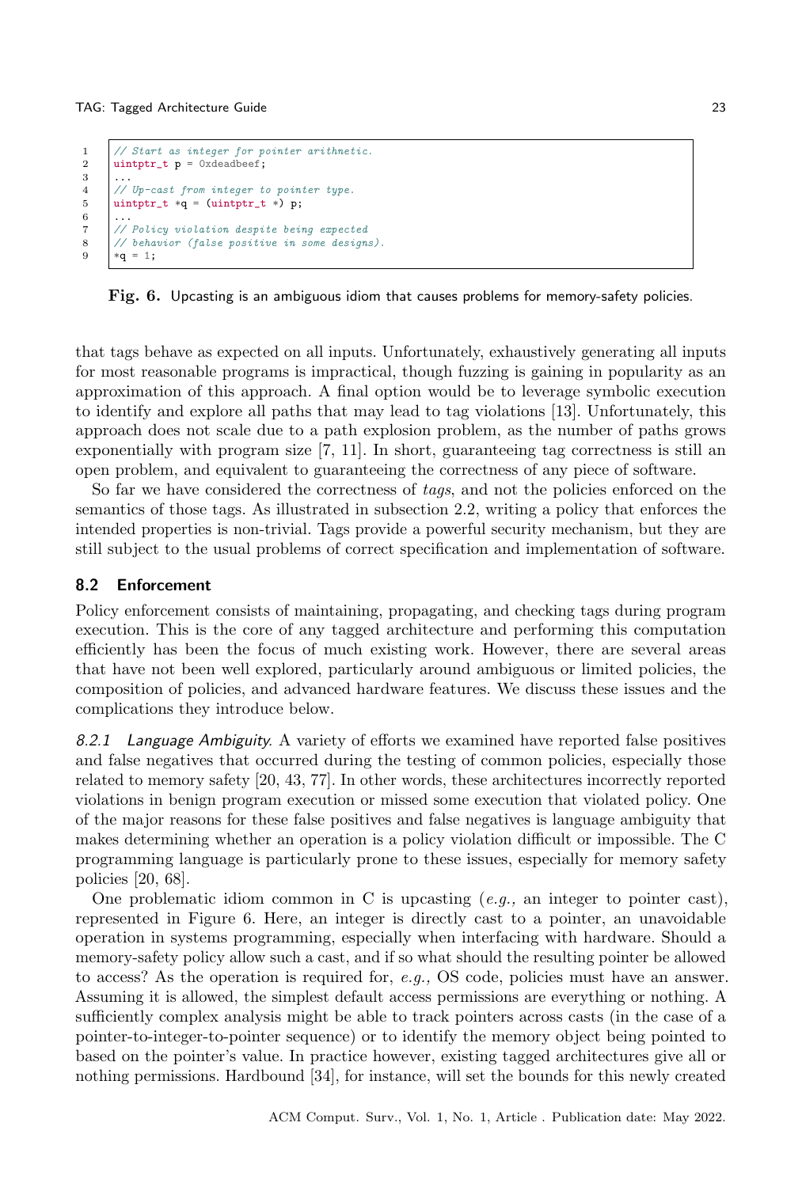```c
// Start as integer for pointer arithmetic.
uintptr_t p = 0xdeadbeef;
...
// Up-cast from integer to pointer type.
uintptr_t *q = (uintptr_t *) p;
...
// Policy violation despite being expected
// behavior (false positive in some designs).
*q = 1;
```

**Fig. 6.** Upcasting is an ambiguous idiom that causes problems for memory-safety policies.

that tags behave as expected on all inputs. Unfortunately, exhaustively generating all inputs for most reasonable programs is impractical, though fuzzing is gaining in popularity as an approximation of this approach. A final option would be to leverage symbolic execution to identify and explore all paths that may lead to tag violations [13]. Unfortunately, this approach does not scale due to a path explosion problem, as the number of paths grows exponentially with program size [7, 11]. In short, guaranteeing tag correctness is still an open problem, and equivalent to guaranteeing the correctness of any piece of software.

So far we have considered the correctness of *tags*, and not the policies enforced on the semantics of those tags. As illustrated in subsection 2.2, writing a policy that enforces the intended properties is non-trivial. Tags provide a powerful security mechanism, but they are still subject to the usual problems of correct specification and implementation of software.

### 8.2 Enforcement

Policy enforcement consists of maintaining, propagating, and checking tags during program execution. This is the core of any tagged architecture and performing this computation efficiently has been the focus of much existing work. However, there are several areas that have not been well explored, particularly around ambiguous or limited policies, the composition of policies, and advanced hardware features. We discuss these issues and the complications they introduce below.

*8.2.1 Language Ambiguity.* A variety of efforts we examined have reported false positives and false negatives that occurred during the testing of common policies, especially those related to memory safety [20, 43, 77]. In other words, these architectures incorrectly reported violations in benign program execution or missed some execution that violated policy. One of the major reasons for these false positives and false negatives is language ambiguity that makes determining whether an operation is a policy violation difficult or impossible. The C programming language is particularly prone to these issues, especially for memory safety policies [20, 68].

One problematic idiom common in C is upcasting (*e.g.,* an integer to pointer cast), represented in Figure 6. Here, an integer is directly cast to a pointer, an unavoidable operation in systems programming, especially when interfacing with hardware. Should a memory-safety policy allow such a cast, and if so what should the resulting pointer be allowed to access? As the operation is required for, *e.g.,* OS code, policies must have an answer. Assuming it is allowed, the simplest default access permissions are everything or nothing. A sufficiently complex analysis might be able to track pointers across casts (in the case of a pointer-to-integer-to-pointer sequence) or to identify the memory object being pointed to based on the pointer's value. In practice however, existing tagged architectures give all or nothing permissions. Hardbound [34], for instance, will set the bounds for this newly created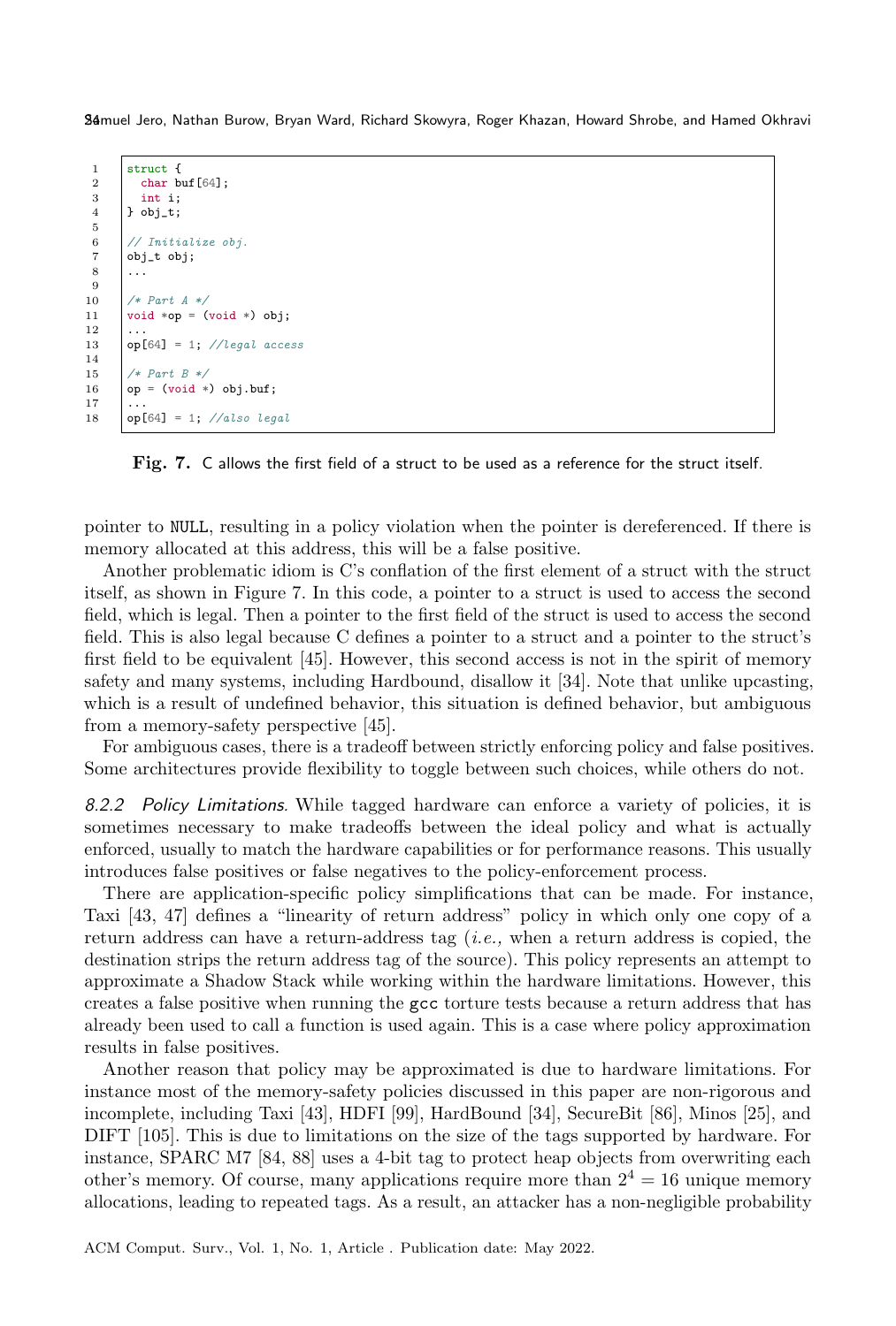```
struct {
  char buf[64];
  int i;
} obj_t;

// Initialize obj.
obj_t obj;
...

/* Part A */
void *op = (void *) obj;
...
op[64] = 1; //legal access

/* Part B */
op = (void *) obj.buf;
...
op[64] = 1; //also legal
```

**Fig. 7.** C allows the first field of a struct to be used as a reference for the struct itself.

pointer to NULL, resulting in a policy violation when the pointer is dereferenced. If there is memory allocated at this address, this will be a false positive.

Another problematic idiom is C's conflation of the first element of a struct with the struct itself, as shown in Figure 7. In this code, a pointer to a struct is used to access the second field, which is legal. Then a pointer to the first field of the struct is used to access the second field. This is also legal because C defines a pointer to a struct and a pointer to the struct's first field to be equivalent [45]. However, this second access is not in the spirit of memory safety and many systems, including Hardbound, disallow it [34]. Note that unlike upcasting, which is a result of undefined behavior, this situation is defined behavior, but ambiguous from a memory-safety perspective [45].

For ambiguous cases, there is a tradeoff between strictly enforcing policy and false positives. Some architectures provide flexibility to toggle between such choices, while others do not.

*8.2.2 Policy Limitations.* While tagged hardware can enforce a variety of policies, it is sometimes necessary to make tradeoffs between the ideal policy and what is actually enforced, usually to match the hardware capabilities or for performance reasons. This usually introduces false positives or false negatives to the policy-enforcement process.

There are application-specific policy simplifications that can be made. For instance, Taxi [43, 47] defines a "linearity of return address" policy in which only one copy of a return address can have a return-address tag (*i.e.,* when a return address is copied, the destination strips the return address tag of the source). This policy represents an attempt to approximate a Shadow Stack while working within the hardware limitations. However, this creates a false positive when running the gcc torture tests because a return address that has already been used to call a function is used again. This is a case where policy approximation results in false positives.

Another reason that policy may be approximated is due to hardware limitations. For instance most of the memory-safety policies discussed in this paper are non-rigorous and incomplete, including Taxi [43], HDFI [99], HardBound [34], SecureBit [86], Minos [25], and DIFT [105]. This is due to limitations on the size of the tags supported by hardware. For instance, SPARC M7 [84, 88] uses a 4-bit tag to protect heap objects from overwriting each other's memory. Of course, many applications require more than $2^4 = 16$ unique memory allocations, leading to repeated tags. As a result, an attacker has a non-negligible probability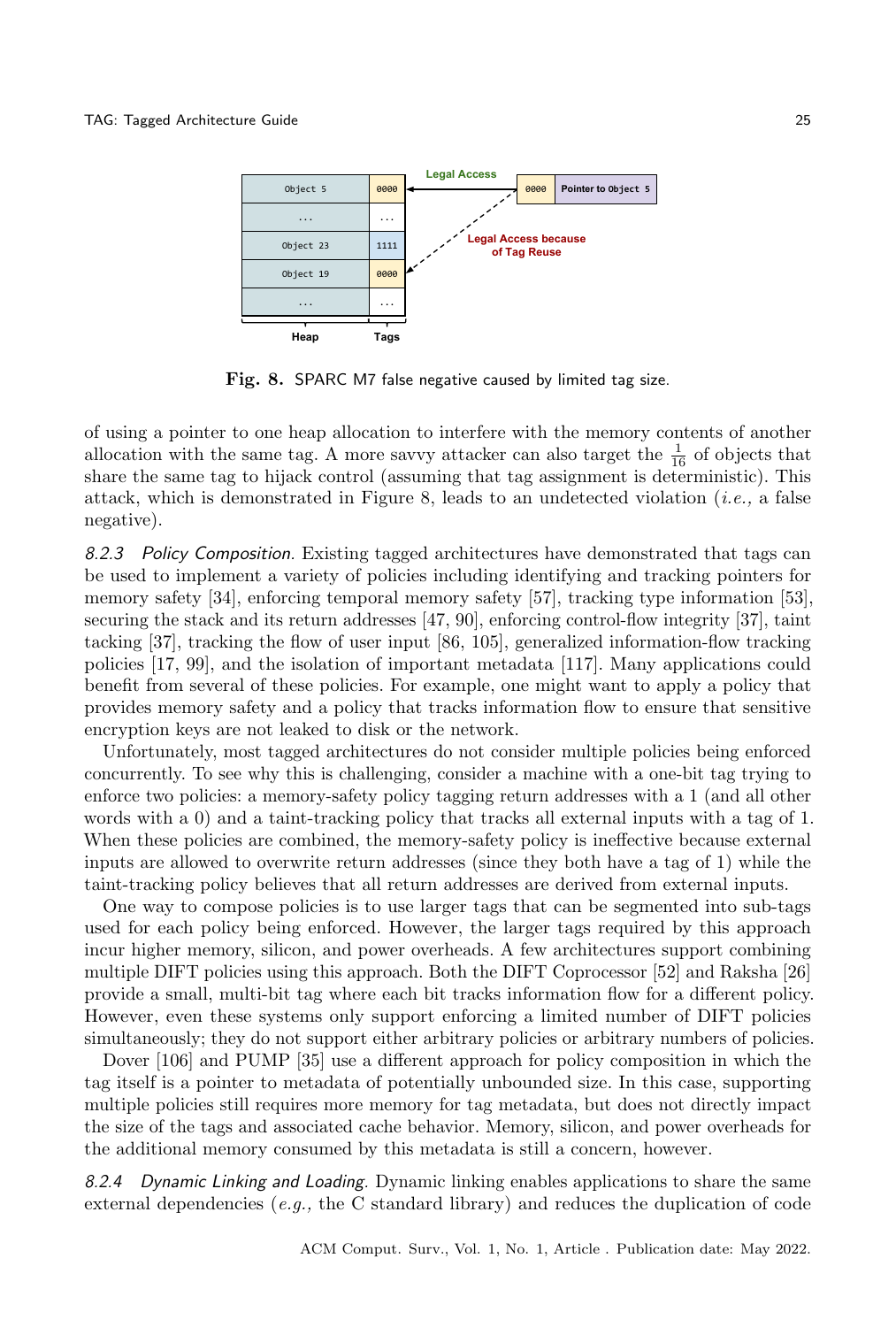**Fig. 8.** SPARC M7 false negative caused by limited tag size.

of using a pointer to one heap allocation to interfere with the memory contents of another allocation with the same tag. A more savvy attacker can also target the $\frac{1}{16}$ of objects that share the same tag to hijack control (assuming that tag assignment is deterministic). This attack, which is demonstrated in Figure 8, leads to an undetected violation (*i.e.,* a false negative).

*8.2.3 Policy Composition.* Existing tagged architectures have demonstrated that tags can be used to implement a variety of policies including identifying and tracking pointers for memory safety [34], enforcing temporal memory safety [57], tracking type information [53], securing the stack and its return addresses [47, 90], enforcing control-flow integrity [37], taint tacking [37], tracking the flow of user input [86, 105], generalized information-flow tracking policies [17, 99], and the isolation of important metadata [117]. Many applications could benefit from several of these policies. For example, one might want to apply a policy that provides memory safety and a policy that tracks information flow to ensure that sensitive encryption keys are not leaked to disk or the network.

Unfortunately, most tagged architectures do not consider multiple policies being enforced concurrently. To see why this is challenging, consider a machine with a one-bit tag trying to enforce two policies: a memory-safety policy tagging return addresses with a 1 (and all other words with a 0) and a taint-tracking policy that tracks all external inputs with a tag of 1. When these policies are combined, the memory-safety policy is ineffective because external inputs are allowed to overwrite return addresses (since they both have a tag of 1) while the taint-tracking policy believes that all return addresses are derived from external inputs.

One way to compose policies is to use larger tags that can be segmented into sub-tags used for each policy being enforced. However, the larger tags required by this approach incur higher memory, silicon, and power overheads. A few architectures support combining multiple DIFT policies using this approach. Both the DIFT Coprocessor [52] and Raksha [26] provide a small, multi-bit tag where each bit tracks information flow for a different policy. However, even these systems only support enforcing a limited number of DIFT policies simultaneously; they do not support either arbitrary policies or arbitrary numbers of policies.

Dover [106] and PUMP [35] use a different approach for policy composition in which the tag itself is a pointer to metadata of potentially unbounded size. In this case, supporting multiple policies still requires more memory for tag metadata, but does not directly impact the size of the tags and associated cache behavior. Memory, silicon, and power overheads for the additional memory consumed by this metadata is still a concern, however.

*8.2.4 Dynamic Linking and Loading.* Dynamic linking enables applications to share the same external dependencies (*e.g.,* the C standard library) and reduces the duplication of code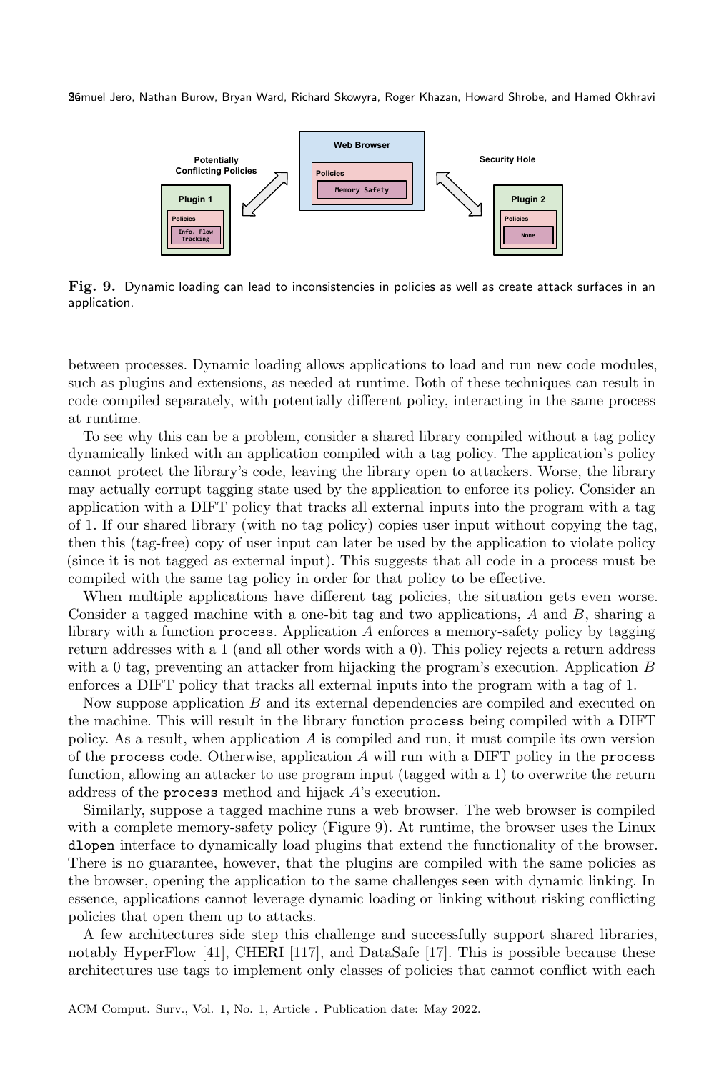Fig. 9. Dynamic loading can lead to inconsistencies in policies as well as create attack surfaces in an application.

between processes. Dynamic loading allows applications to load and run new code modules, such as plugins and extensions, as needed at runtime. Both of these techniques can result in code compiled separately, with potentially different policy, interacting in the same process at runtime.

To see why this can be a problem, consider a shared library compiled without a tag policy dynamically linked with an application compiled with a tag policy. The application's policy cannot protect the library's code, leaving the library open to attackers. Worse, the library may actually corrupt tagging state used by the application to enforce its policy. Consider an application with a DIFT policy that tracks all external inputs into the program with a tag of 1. If our shared library (with no tag policy) copies user input without copying the tag, then this (tag-free) copy of user input can later be used by the application to violate policy (since it is not tagged as external input). This suggests that all code in a process must be compiled with the same tag policy in order for that policy to be effective.

When multiple applications have different tag policies, the situation gets even worse. Consider a tagged machine with a one-bit tag and two applications, $A$ and $B$, sharing a library with a function `process`. Application $A$ enforces a memory-safety policy by tagging return addresses with a 1 (and all other words with a 0). This policy rejects a return address with a 0 tag, preventing an attacker from hijacking the program's execution. Application $B$ enforces a DIFT policy that tracks all external inputs into the program with a tag of 1.

Now suppose application $B$ and its external dependencies are compiled and executed on the machine. This will result in the library function `process` being compiled with a DIFT policy. As a result, when application $A$ is compiled and run, it must compile its own version of the `process` code. Otherwise, application $A$ will run with a DIFT policy in the `process` function, allowing an attacker to use program input (tagged with a 1) to overwrite the return address of the `process` method and hijack $A$'s execution.

Similarly, suppose a tagged machine runs a web browser. The web browser is compiled with a complete memory-safety policy (Figure 9). At runtime, the browser uses the Linux `dlopen` interface to dynamically load plugins that extend the functionality of the browser. There is no guarantee, however, that the plugins are compiled with the same policies as the browser, opening the application to the same challenges seen with dynamic linking. In essence, applications cannot leverage dynamic loading or linking without risking conflicting policies that open them up to attacks.

A few architectures side step this challenge and successfully support shared libraries, notably HyperFlow [41], CHERI [117], and DataSafe [17]. This is possible because these architectures use tags to implement only classes of policies that cannot conflict with each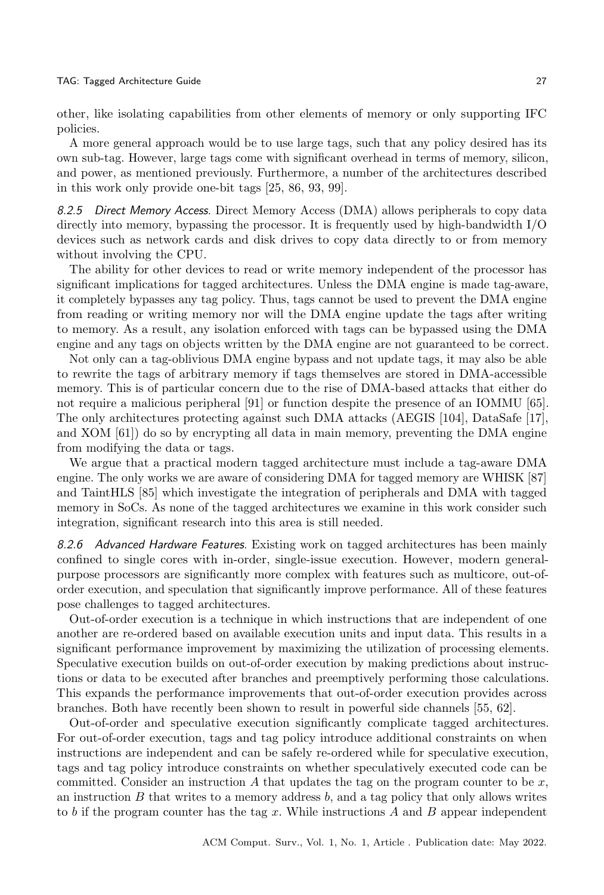other, like isolating capabilities from other elements of memory or only supporting IFC policies.

A more general approach would be to use large tags, such that any policy desired has its own sub-tag. However, large tags come with significant overhead in terms of memory, silicon, and power, as mentioned previously. Furthermore, a number of the architectures described in this work only provide one-bit tags [25, 86, 93, 99].

*8.2.5 Direct Memory Access.* Direct Memory Access (DMA) allows peripherals to copy data directly into memory, bypassing the processor. It is frequently used by high-bandwidth I/O devices such as network cards and disk drives to copy data directly to or from memory without involving the CPU.

The ability for other devices to read or write memory independent of the processor has significant implications for tagged architectures. Unless the DMA engine is made tag-aware, it completely bypasses any tag policy. Thus, tags cannot be used to prevent the DMA engine from reading or writing memory nor will the DMA engine update the tags after writing to memory. As a result, any isolation enforced with tags can be bypassed using the DMA engine and any tags on objects written by the DMA engine are not guaranteed to be correct.

Not only can a tag-oblivious DMA engine bypass and not update tags, it may also be able to rewrite the tags of arbitrary memory if tags themselves are stored in DMA-accessible memory. This is of particular concern due to the rise of DMA-based attacks that either do not require a malicious peripheral [91] or function despite the presence of an IOMMU [65]. The only architectures protecting against such DMA attacks (AEGIS [104], DataSafe [17], and XOM [61]) do so by encrypting all data in main memory, preventing the DMA engine from modifying the data or tags.

We argue that a practical modern tagged architecture must include a tag-aware DMA engine. The only works we are aware of considering DMA for tagged memory are WHISK [87] and TaintHLS [85] which investigate the integration of peripherals and DMA with tagged memory in SoCs. As none of the tagged architectures we examine in this work consider such integration, significant research into this area is still needed.

*8.2.6 Advanced Hardware Features.* Existing work on tagged architectures has been mainly confined to single cores with in-order, single-issue execution. However, modern general-purpose processors are significantly more complex with features such as multicore, out-of-order execution, and speculation that significantly improve performance. All of these features pose challenges to tagged architectures.

Out-of-order execution is a technique in which instructions that are independent of one another are re-ordered based on available execution units and input data. This results in a significant performance improvement by maximizing the utilization of processing elements. Speculative execution builds on out-of-order execution by making predictions about instructions or data to be executed after branches and preemptively performing those calculations. This expands the performance improvements that out-of-order execution provides across branches. Both have recently been shown to result in powerful side channels [55, 62].

Out-of-order and speculative execution significantly complicate tagged architectures. For out-of-order execution, tags and tag policy introduce additional constraints on when instructions are independent and can be safely re-ordered while for speculative execution, tags and tag policy introduce constraints on whether speculatively executed code can be committed. Consider an instruction $A$ that updates the tag on the program counter to be $x$, an instruction $B$ that writes to a memory address $b$, and a tag policy that only allows writes to $b$ if the program counter has the tag $x$. While instructions $A$ and $B$ appear independent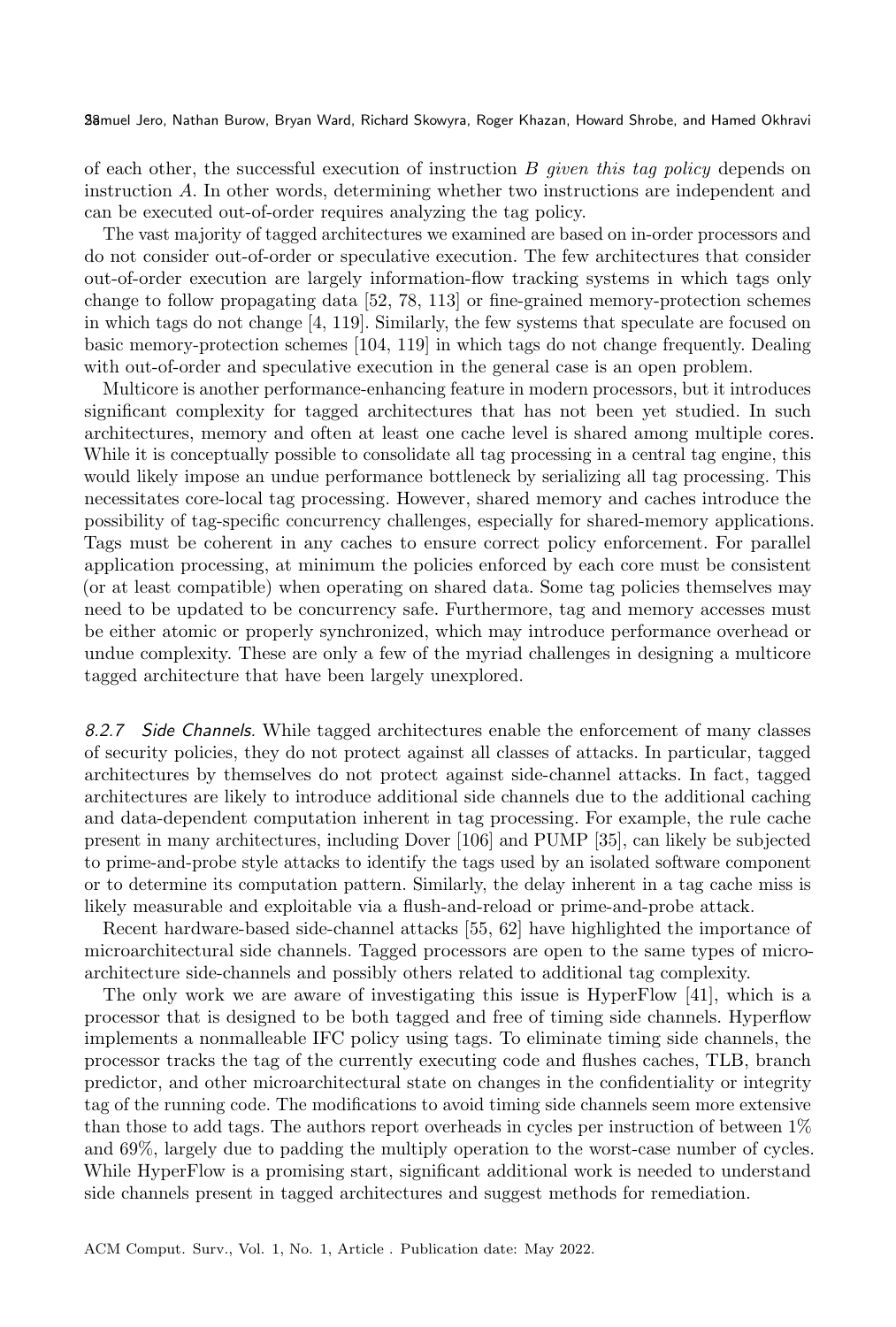of each other, the successful execution of instruction $B$ *given this tag policy* depends on instruction $A$. In other words, determining whether two instructions are independent and can be executed out-of-order requires analyzing the tag policy.

The vast majority of tagged architectures we examined are based on in-order processors and do not consider out-of-order or speculative execution. The few architectures that consider out-of-order execution are largely information-flow tracking systems in which tags only change to follow propagating data [52, 78, 113] or fine-grained memory-protection schemes in which tags do not change [4, 119]. Similarly, the few systems that speculate are focused on basic memory-protection schemes [104, 119] in which tags do not change frequently. Dealing with out-of-order and speculative execution in the general case is an open problem.

Multicore is another performance-enhancing feature in modern processors, but it introduces significant complexity for tagged architectures that has not been yet studied. In such architectures, memory and often at least one cache level is shared among multiple cores. While it is conceptually possible to consolidate all tag processing in a central tag engine, this would likely impose an undue performance bottleneck by serializing all tag processing. This necessitates core-local tag processing. However, shared memory and caches introduce the possibility of tag-specific concurrency challenges, especially for shared-memory applications. Tags must be coherent in any caches to ensure correct policy enforcement. For parallel application processing, at minimum the policies enforced by each core must be consistent (or at least compatible) when operating on shared data. Some tag policies themselves may need to be updated to be concurrency safe. Furthermore, tag and memory accesses must be either atomic or properly synchronized, which may introduce performance overhead or undue complexity. These are only a few of the myriad challenges in designing a multicore tagged architecture that have been largely unexplored.

*8.2.7 Side Channels.* While tagged architectures enable the enforcement of many classes of security policies, they do not protect against all classes of attacks. In particular, tagged architectures by themselves do not protect against side-channel attacks. In fact, tagged architectures are likely to introduce additional side channels due to the additional caching and data-dependent computation inherent in tag processing. For example, the rule cache present in many architectures, including Dover [106] and PUMP [35], can likely be subjected to prime-and-probe style attacks to identify the tags used by an isolated software component or to determine its computation pattern. Similarly, the delay inherent in a tag cache miss is likely measurable and exploitable via a flush-and-reload or prime-and-probe attack.

Recent hardware-based side-channel attacks [55, 62] have highlighted the importance of microarchitectural side channels. Tagged processors are open to the same types of microarchitecture side-channels and possibly others related to additional tag complexity.

The only work we are aware of investigating this issue is HyperFlow [41], which is a processor that is designed to be both tagged and free of timing side channels. Hyperflow implements a nonmalleable IFC policy using tags. To eliminate timing side channels, the processor tracks the tag of the currently executing code and flushes caches, TLB, branch predictor, and other microarchitectural state on changes in the confidentiality or integrity tag of the running code. The modifications to avoid timing side channels seem more extensive than those to add tags. The authors report overheads in cycles per instruction of between 1% and 69%, largely due to padding the multiply operation to the worst-case number of cycles. While HyperFlow is a promising start, significant additional work is needed to understand side channels present in tagged architectures and suggest methods for remediation.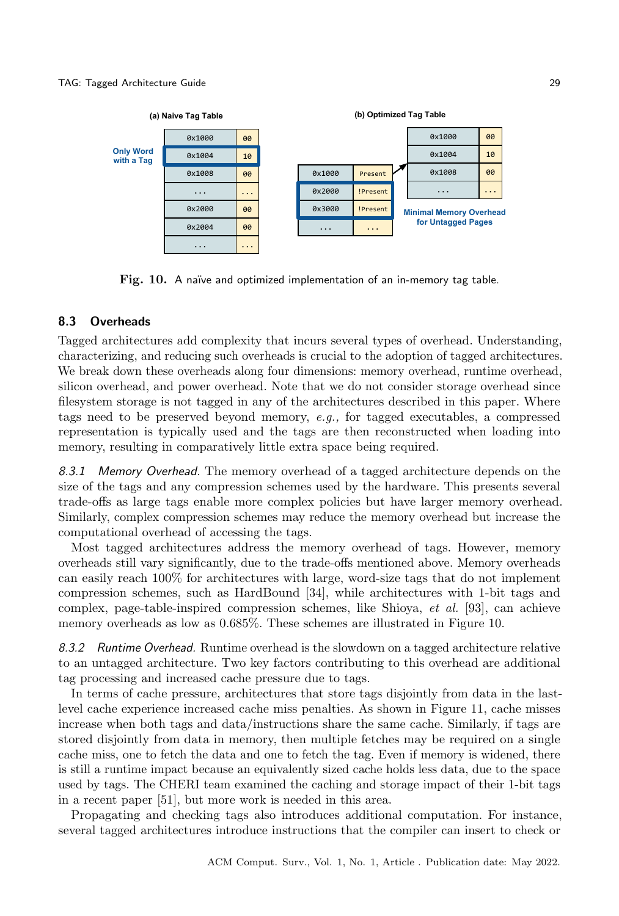**(a) Naive Tag Table**

| Address | Tag |
|---|---|
| 0x1000 | 00 |
| 0x1004 | 10 |
| 0x1008 | 00 |
| ... | ... |
| 0x2000 | 00 |
| 0x2004 | 00 |
| ... | ... |

Only Word with a Tag

**(b) Optimized Tag Table**

| Page | Status |
|---|---|
| 0x1000 | Present |
| 0x2000 | !Present |
| 0x3000 | !Present |
| ... | ... |

| Address | Tag |
|---|---|
| 0x1000 | 00 |
| 0x1004 | 10 |
| 0x1008 | 00 |
| ... | ... |

Minimal Memory Overhead for Untagged Pages

**Fig. 10.** A naïve and optimized implementation of an in-memory tag table.

### 8.3 Overheads

Tagged architectures add complexity that incurs several types of overhead. Understanding, characterizing, and reducing such overheads is crucial to the adoption of tagged architectures. We break down these overheads along four dimensions: memory overhead, runtime overhead, silicon overhead, and power overhead. Note that we do not consider storage overhead since filesystem storage is not tagged in any of the architectures described in this paper. Where tags need to be preserved beyond memory, *e.g.,* for tagged executables, a compressed representation is typically used and the tags are then reconstructed when loading into memory, resulting in comparatively little extra space being required.

*8.3.1 Memory Overhead.* The memory overhead of a tagged architecture depends on the size of the tags and any compression schemes used by the hardware. This presents several trade-offs as large tags enable more complex policies but have larger memory overhead. Similarly, complex compression schemes may reduce the memory overhead but increase the computational overhead of accessing the tags.

Most tagged architectures address the memory overhead of tags. However, memory overheads still vary significantly, due to the trade-offs mentioned above. Memory overheads can easily reach 100% for architectures with large, word-size tags that do not implement compression schemes, such as HardBound [34], while architectures with 1-bit tags and complex, page-table-inspired compression schemes, like Shioya, *et al.* [93], can achieve memory overheads as low as 0.685%. These schemes are illustrated in Figure 10.

*8.3.2 Runtime Overhead.* Runtime overhead is the slowdown on a tagged architecture relative to an untagged architecture. Two key factors contributing to this overhead are additional tag processing and increased cache pressure due to tags.

In terms of cache pressure, architectures that store tags disjointly from data in the last-level cache experience increased cache miss penalties. As shown in Figure 11, cache misses increase when both tags and data/instructions share the same cache. Similarly, if tags are stored disjointly from data in memory, then multiple fetches may be required on a single cache miss, one to fetch the data and one to fetch the tag. Even if memory is widened, there is still a runtime impact because an equivalently sized cache holds less data, due to the space used by tags. The CHERI team examined the caching and storage impact of their 1-bit tags in a recent paper [51], but more work is needed in this area.

Propagating and checking tags also introduces additional computation. For instance, several tagged architectures introduce instructions that the compiler can insert to check or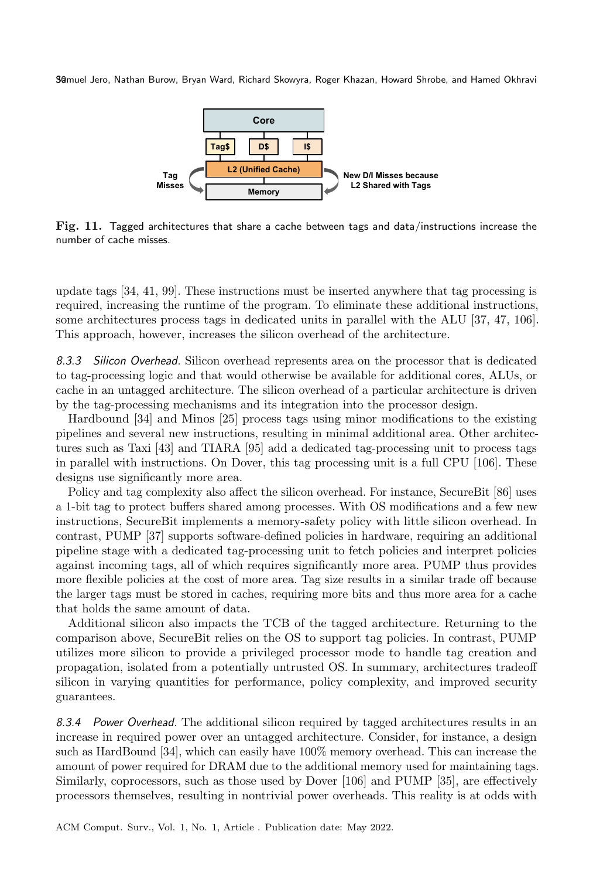**Fig. 11.** Tagged architectures that share a cache between tags and data/instructions increase the number of cache misses.

update tags [34, 41, 99]. These instructions must be inserted anywhere that tag processing is required, increasing the runtime of the program. To eliminate these additional instructions, some architectures process tags in dedicated units in parallel with the ALU [37, 47, 106]. This approach, however, increases the silicon overhead of the architecture.

*8.3.3 Silicon Overhead.* Silicon overhead represents area on the processor that is dedicated to tag-processing logic and that would otherwise be available for additional cores, ALUs, or cache in an untagged architecture. The silicon overhead of a particular architecture is driven by the tag-processing mechanisms and its integration into the processor design.

Hardbound [34] and Minos [25] process tags using minor modifications to the existing pipelines and several new instructions, resulting in minimal additional area. Other architectures such as Taxi [43] and TIARA [95] add a dedicated tag-processing unit to process tags in parallel with instructions. On Dover, this tag processing unit is a full CPU [106]. These designs use significantly more area.

Policy and tag complexity also affect the silicon overhead. For instance, SecureBit [86] uses a 1-bit tag to protect buffers shared among processes. With OS modifications and a few new instructions, SecureBit implements a memory-safety policy with little silicon overhead. In contrast, PUMP [37] supports software-defined policies in hardware, requiring an additional pipeline stage with a dedicated tag-processing unit to fetch policies and interpret policies against incoming tags, all of which requires significantly more area. PUMP thus provides more flexible policies at the cost of more area. Tag size results in a similar trade off because the larger tags must be stored in caches, requiring more bits and thus more area for a cache that holds the same amount of data.

Additional silicon also impacts the TCB of the tagged architecture. Returning to the comparison above, SecureBit relies on the OS to support tag policies. In contrast, PUMP utilizes more silicon to provide a privileged processor mode to handle tag creation and propagation, isolated from a potentially untrusted OS. In summary, architectures tradeoff silicon in varying quantities for performance, policy complexity, and improved security guarantees.

*8.3.4 Power Overhead.* The additional silicon required by tagged architectures results in an increase in required power over an untagged architecture. Consider, for instance, a design such as HardBound [34], which can easily have 100% memory overhead. This can increase the amount of power required for DRAM due to the additional memory used for maintaining tags. Similarly, coprocessors, such as those used by Dover [106] and PUMP [35], are effectively processors themselves, resulting in nontrivial power overheads. This reality is at odds with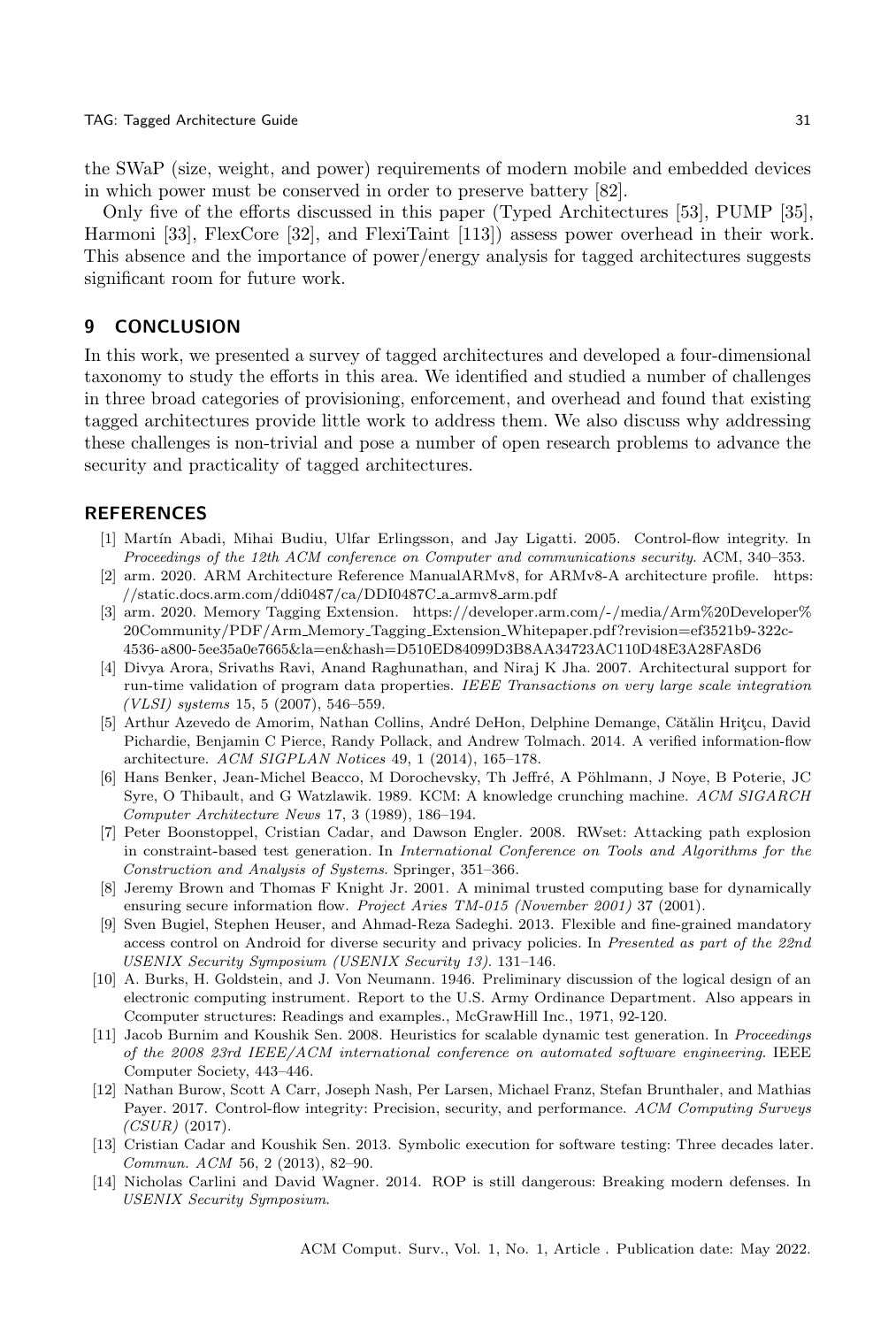the SWaP (size, weight, and power) requirements of modern mobile and embedded devices in which power must be conserved in order to preserve battery [82].

Only five of the efforts discussed in this paper (Typed Architectures [53], PUMP [35], Harmoni [33], FlexCore [32], and FlexiTaint [113]) assess power overhead in their work. This absence and the importance of power/energy analysis for tagged architectures suggests significant room for future work.

## 9 CONCLUSION

In this work, we presented a survey of tagged architectures and developed a four-dimensional taxonomy to study the efforts in this area. We identified and studied a number of challenges in three broad categories of provisioning, enforcement, and overhead and found that existing tagged architectures provide little work to address them. We also discuss why addressing these challenges is non-trivial and pose a number of open research problems to advance the security and practicality of tagged architectures.

## REFERENCES

- [1] Martín Abadi, Mihai Budiu, Ulfar Erlingsson, and Jay Ligatti. 2005. Control-flow integrity. In *Proceedings of the 12th ACM conference on Computer and communications security*. ACM, 340–353.
- [2] arm. 2020. ARM Architecture Reference ManualARMv8, for ARMv8-A architecture profile. https://static.docs.arm.com/ddi0487/ca/DDI0487C_a_armv8_arm.pdf
- [3] arm. 2020. Memory Tagging Extension. https://developer.arm.com/-/media/Arm%20Developer%20Community/PDF/Arm_Memory_Tagging_Extension_Whitepaper.pdf?revision=ef3521b9-322c-4536-a800-5ee35a0e7665&la=en&hash=D510ED84099D3B8AA34723AC110D48E3A28FA8D6
- [4] Divya Arora, Srivaths Ravi, Anand Raghunathan, and Niraj K Jha. 2007. Architectural support for run-time validation of program data properties. *IEEE Transactions on very large scale integration (VLSI) systems* 15, 5 (2007), 546–559.
- [5] Arthur Azevedo de Amorim, Nathan Collins, André DeHon, Delphine Demange, Cătălin Hriţcu, David Pichardie, Benjamin C Pierce, Randy Pollack, and Andrew Tolmach. 2014. A verified information-flow architecture. *ACM SIGPLAN Notices* 49, 1 (2014), 165–178.
- [6] Hans Benker, Jean-Michel Beacco, M Dorochevsky, Th Jeffré, A Pöhlmann, J Noye, B Poterie, JC Syre, O Thibault, and G Watzlawik. 1989. KCM: A knowledge crunching machine. *ACM SIGARCH Computer Architecture News* 17, 3 (1989), 186–194.
- [7] Peter Boonstoppel, Cristian Cadar, and Dawson Engler. 2008. RWset: Attacking path explosion in constraint-based test generation. In *International Conference on Tools and Algorithms for the Construction and Analysis of Systems*. Springer, 351–366.
- [8] Jeremy Brown and Thomas F Knight Jr. 2001. A minimal trusted computing base for dynamically ensuring secure information flow. *Project Aries TM-015 (November 2001)* 37 (2001).
- [9] Sven Bugiel, Stephen Heuser, and Ahmad-Reza Sadeghi. 2013. Flexible and fine-grained mandatory access control on Android for diverse security and privacy policies. In *Presented as part of the 22nd USENIX Security Symposium (USENIX Security 13)*. 131–146.
- [10] A. Burks, H. Goldstein, and J. Von Neumann. 1946. Preliminary discussion of the logical design of an electronic computing instrument. Report to the U.S. Army Ordinance Department. Also appears in Ccomputer structures: Readings and examples., McGrawHill Inc., 1971, 92-120.
- [11] Jacob Burnim and Koushik Sen. 2008. Heuristics for scalable dynamic test generation. In *Proceedings of the 2008 23rd IEEE/ACM international conference on automated software engineering*. IEEE Computer Society, 443–446.
- [12] Nathan Burow, Scott A Carr, Joseph Nash, Per Larsen, Michael Franz, Stefan Brunthaler, and Mathias Payer. 2017. Control-flow integrity: Precision, security, and performance. *ACM Computing Surveys (CSUR)* (2017).
- [13] Cristian Cadar and Koushik Sen. 2013. Symbolic execution for software testing: Three decades later. *Commun. ACM* 56, 2 (2013), 82–90.
- [14] Nicholas Carlini and David Wagner. 2014. ROP is still dangerous: Breaking modern defenses. In *USENIX Security Symposium*.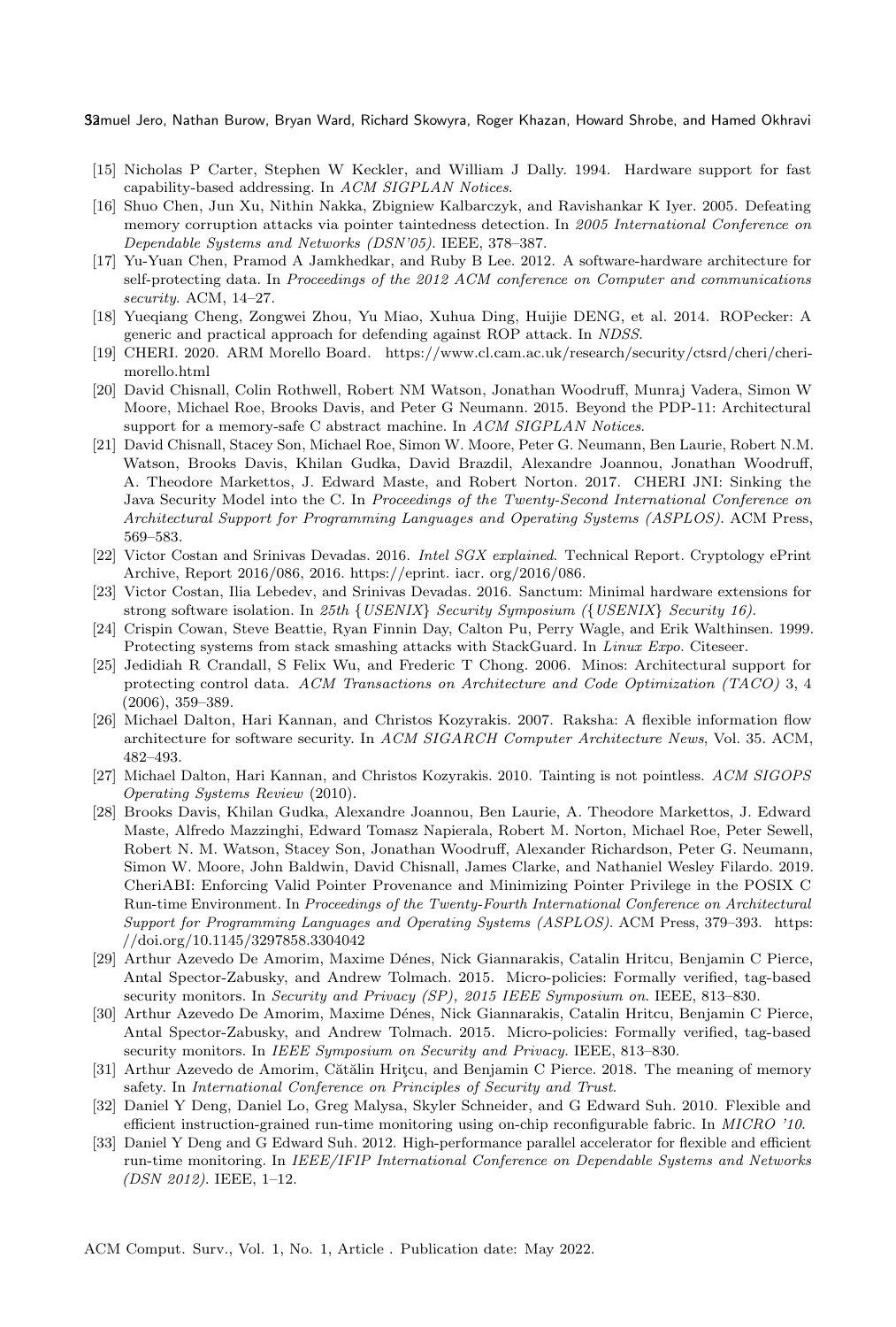- [15] Nicholas P Carter, Stephen W Keckler, and William J Dally. 1994. Hardware support for fast capability-based addressing. In *ACM SIGPLAN Notices*.
- [16] Shuo Chen, Jun Xu, Nithin Nakka, Zbigniew Kalbarczyk, and Ravishankar K Iyer. 2005. Defeating memory corruption attacks via pointer taintedness detection. In *2005 International Conference on Dependable Systems and Networks (DSN'05)*. IEEE, 378–387.
- [17] Yu-Yuan Chen, Pramod A Jamkhedkar, and Ruby B Lee. 2012. A software-hardware architecture for self-protecting data. In *Proceedings of the 2012 ACM conference on Computer and communications security*. ACM, 14–27.
- [18] Yueqiang Cheng, Zongwei Zhou, Yu Miao, Xuhua Ding, Huijie DENG, et al. 2014. ROPecker: A generic and practical approach for defending against ROP attack. In *NDSS*.
- [19] CHERI. 2020. ARM Morello Board. https://www.cl.cam.ac.uk/research/security/ctsrd/cheri/cheri-morello.html
- [20] David Chisnall, Colin Rothwell, Robert NM Watson, Jonathan Woodruff, Munraj Vadera, Simon W Moore, Michael Roe, Brooks Davis, and Peter G Neumann. 2015. Beyond the PDP-11: Architectural support for a memory-safe C abstract machine. In *ACM SIGPLAN Notices*.
- [21] David Chisnall, Stacey Son, Michael Roe, Simon W. Moore, Peter G. Neumann, Ben Laurie, Robert N.M. Watson, Brooks Davis, Khilan Gudka, David Brazdil, Alexandre Joannou, Jonathan Woodruff, A. Theodore Markettos, J. Edward Maste, and Robert Norton. 2017. CHERI JNI: Sinking the Java Security Model into the C. In *Proceedings of the Twenty-Second International Conference on Architectural Support for Programming Languages and Operating Systems (ASPLOS)*. ACM Press, 569–583.
- [22] Victor Costan and Srinivas Devadas. 2016. *Intel SGX explained*. Technical Report. Cryptology ePrint Archive, Report 2016/086, 2016. https://eprint. iacr. org/2016/086.
- [23] Victor Costan, Ilia Lebedev, and Srinivas Devadas. 2016. Sanctum: Minimal hardware extensions for strong software isolation. In *25th {USENIX} Security Symposium ({USENIX} Security 16)*.
- [24] Crispin Cowan, Steve Beattie, Ryan Finnin Day, Calton Pu, Perry Wagle, and Erik Walthinsen. 1999. Protecting systems from stack smashing attacks with StackGuard. In *Linux Expo*. Citeseer.
- [25] Jedidiah R Crandall, S Felix Wu, and Frederic T Chong. 2006. Minos: Architectural support for protecting control data. *ACM Transactions on Architecture and Code Optimization (TACO)* 3, 4 (2006), 359–389.
- [26] Michael Dalton, Hari Kannan, and Christos Kozyrakis. 2007. Raksha: A flexible information flow architecture for software security. In *ACM SIGARCH Computer Architecture News*, Vol. 35. ACM, 482–493.
- [27] Michael Dalton, Hari Kannan, and Christos Kozyrakis. 2010. Tainting is not pointless. *ACM SIGOPS Operating Systems Review* (2010).
- [28] Brooks Davis, Khilan Gudka, Alexandre Joannou, Ben Laurie, A. Theodore Markettos, J. Edward Maste, Alfredo Mazzinghi, Edward Tomasz Napierala, Robert M. Norton, Michael Roe, Peter Sewell, Robert N. M. Watson, Stacey Son, Jonathan Woodruff, Alexander Richardson, Peter G. Neumann, Simon W. Moore, John Baldwin, David Chisnall, James Clarke, and Nathaniel Wesley Filardo. 2019. CheriABI: Enforcing Valid Pointer Provenance and Minimizing Pointer Privilege in the POSIX C Run-time Environment. In *Proceedings of the Twenty-Fourth International Conference on Architectural Support for Programming Languages and Operating Systems (ASPLOS)*. ACM Press, 379–393. https://doi.org/10.1145/3297858.3304042
- [29] Arthur Azevedo De Amorim, Maxime Dénès, Nick Giannarakis, Catalin Hritcu, Benjamin C Pierce, Antal Spector-Zabusky, and Andrew Tolmach. 2015. Micro-policies: Formally verified, tag-based security monitors. In *Security and Privacy (SP), 2015 IEEE Symposium on*. IEEE, 813–830.
- [30] Arthur Azevedo De Amorim, Maxime Dénès, Nick Giannarakis, Catalin Hritcu, Benjamin C Pierce, Antal Spector-Zabusky, and Andrew Tolmach. 2015. Micro-policies: Formally verified, tag-based security monitors. In *IEEE Symposium on Security and Privacy*. IEEE, 813–830.
- [31] Arthur Azevedo de Amorim, Cătălin Hriţcu, and Benjamin C Pierce. 2018. The meaning of memory safety. In *International Conference on Principles of Security and Trust*.
- [32] Daniel Y Deng, Daniel Lo, Greg Malysa, Skyler Schneider, and G Edward Suh. 2010. Flexible and efficient instruction-grained run-time monitoring using on-chip reconfigurable fabric. In *MICRO '10*.
- [33] Daniel Y Deng and G Edward Suh. 2012. High-performance parallel accelerator for flexible and efficient run-time monitoring. In *IEEE/IFIP International Conference on Dependable Systems and Networks (DSN 2012)*. IEEE, 1–12.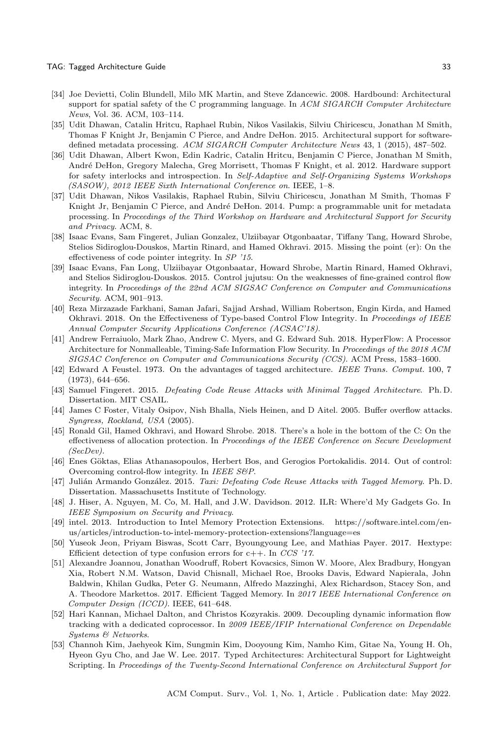- [34] Joe Devietti, Colin Blundell, Milo MK Martin, and Steve Zdancewic. 2008. Hardbound: Architectural support for spatial safety of the C programming language. In *ACM SIGARCH Computer Architecture News*, Vol. 36. ACM, 103–114.
- [35] Udit Dhawan, Catalin Hritcu, Raphael Rubin, Nikos Vasilakis, Silviu Chiricescu, Jonathan M Smith, Thomas F Knight Jr, Benjamin C Pierce, and Andre DeHon. 2015. Architectural support for software-defined metadata processing. *ACM SIGARCH Computer Architecture News* 43, 1 (2015), 487–502.
- [36] Udit Dhawan, Albert Kwon, Edin Kadric, Catalin Hritcu, Benjamin C Pierce, Jonathan M Smith, André DeHon, Gregory Malecha, Greg Morrisett, Thomas F Knight, et al. 2012. Hardware support for safety interlocks and introspection. In *Self-Adaptive and Self-Organizing Systems Workshops (SASOW), 2012 IEEE Sixth International Conference on*. IEEE, 1–8.
- [37] Udit Dhawan, Nikos Vasilakis, Raphael Rubin, Silviu Chiricescu, Jonathan M Smith, Thomas F Knight Jr, Benjamin C Pierce, and André DeHon. 2014. Pump: a programmable unit for metadata processing. In *Proceedings of the Third Workshop on Hardware and Architectural Support for Security and Privacy*. ACM, 8.
- [38] Isaac Evans, Sam Fingeret, Julian Gonzalez, Ulziibayar Otgonbaatar, Tiffany Tang, Howard Shrobe, Stelios Sidiroglou-Douskos, Martin Rinard, and Hamed Okhravi. 2015. Missing the point (er): On the effectiveness of code pointer integrity. In *SP '15*.
- [39] Isaac Evans, Fan Long, Ulziibayar Otgonbaatar, Howard Shrobe, Martin Rinard, Hamed Okhravi, and Stelios Sidiroglou-Douskos. 2015. Control jujutsu: On the weaknesses of fine-grained control flow integrity. In *Proceedings of the 22nd ACM SIGSAC Conference on Computer and Communications Security*. ACM, 901–913.
- [40] Reza Mirzazade Farkhani, Saman Jafari, Sajjad Arshad, William Robertson, Engin Kirda, and Hamed Okhravi. 2018. On the Effectiveness of Type-based Control Flow Integrity. In *Proceedings of IEEE Annual Computer Security Applications Conference (ACSAC'18)*.
- [41] Andrew Ferraiuolo, Mark Zhao, Andrew C. Myers, and G. Edward Suh. 2018. HyperFlow: A Processor Architecture for Nonmalleable, Timing-Safe Information Flow Security. In *Proceedings of the 2018 ACM SIGSAC Conference on Computer and Communications Security (CCS)*. ACM Press, 1583–1600.
- [42] Edward A Feustel. 1973. On the advantages of tagged architecture. *IEEE Trans. Comput.* 100, 7 (1973), 644–656.
- [43] Samuel Fingeret. 2015. *Defeating Code Reuse Attacks with Minimal Tagged Architecture*. Ph. D. Dissertation. MIT CSAIL.
- [44] James C Foster, Vitaly Osipov, Nish Bhalla, Niels Heinen, and D Aitel. 2005. Buffer overflow attacks. *Syngress, Rockland, USA* (2005).
- [45] Ronald Gil, Hamed Okhravi, and Howard Shrobe. 2018. There's a hole in the bottom of the C: On the effectiveness of allocation protection. In *Proceedings of the IEEE Conference on Secure Development (SecDev)*.
- [46] Enes Göktas, Elias Athanasopoulos, Herbert Bos, and Gerogios Portokalidis. 2014. Out of control: Overcoming control-flow integrity. In *IEEE S&P*.
- [47] Julián Armando González. 2015. *Taxi: Defeating Code Reuse Attacks with Tagged Memory*. Ph. D. Dissertation. Massachusetts Institute of Technology.
- [48] J. Hiser, A. Nguyen, M. Co, M. Hall, and J.W. Davidson. 2012. ILR: Where'd My Gadgets Go. In *IEEE Symposium on Security and Privacy*.
- [49] intel. 2013. Introduction to Intel Memory Protection Extensions. https://software.intel.com/en-us/articles/introduction-to-intel-memory-protection-extensions?language=es
- [50] Yuseok Jeon, Priyam Biswas, Scott Carr, Byoungyoung Lee, and Mathias Payer. 2017. Hextype: Efficient detection of type confusion errors for c++. In *CCS '17*.
- [51] Alexandre Joannou, Jonathan Woodruff, Robert Kovacsics, Simon W. Moore, Alex Bradbury, Hongyan Xia, Robert N.M. Watson, David Chisnall, Michael Roe, Brooks Davis, Edward Napierala, John Baldwin, Khilan Gudka, Peter G. Neumann, Alfredo Mazzinghi, Alex Richardson, Stacey Son, and A. Theodore Markettos. 2017. Efficient Tagged Memory. In *2017 IEEE International Conference on Computer Design (ICCD)*. IEEE, 641–648.
- [52] Hari Kannan, Michael Dalton, and Christos Kozyrakis. 2009. Decoupling dynamic information flow tracking with a dedicated coprocessor. In *2009 IEEE/IFIP International Conference on Dependable Systems & Networks*.
- [53] Channoh Kim, Jaehyeok Kim, Sungmin Kim, Dooyoung Kim, Namho Kim, Gitae Na, Young H. Oh, Hyeon Gyu Cho, and Jae W. Lee. 2017. Typed Architectures: Architectural Support for Lightweight Scripting. In *Proceedings of the Twenty-Second International Conference on Architectural Support for*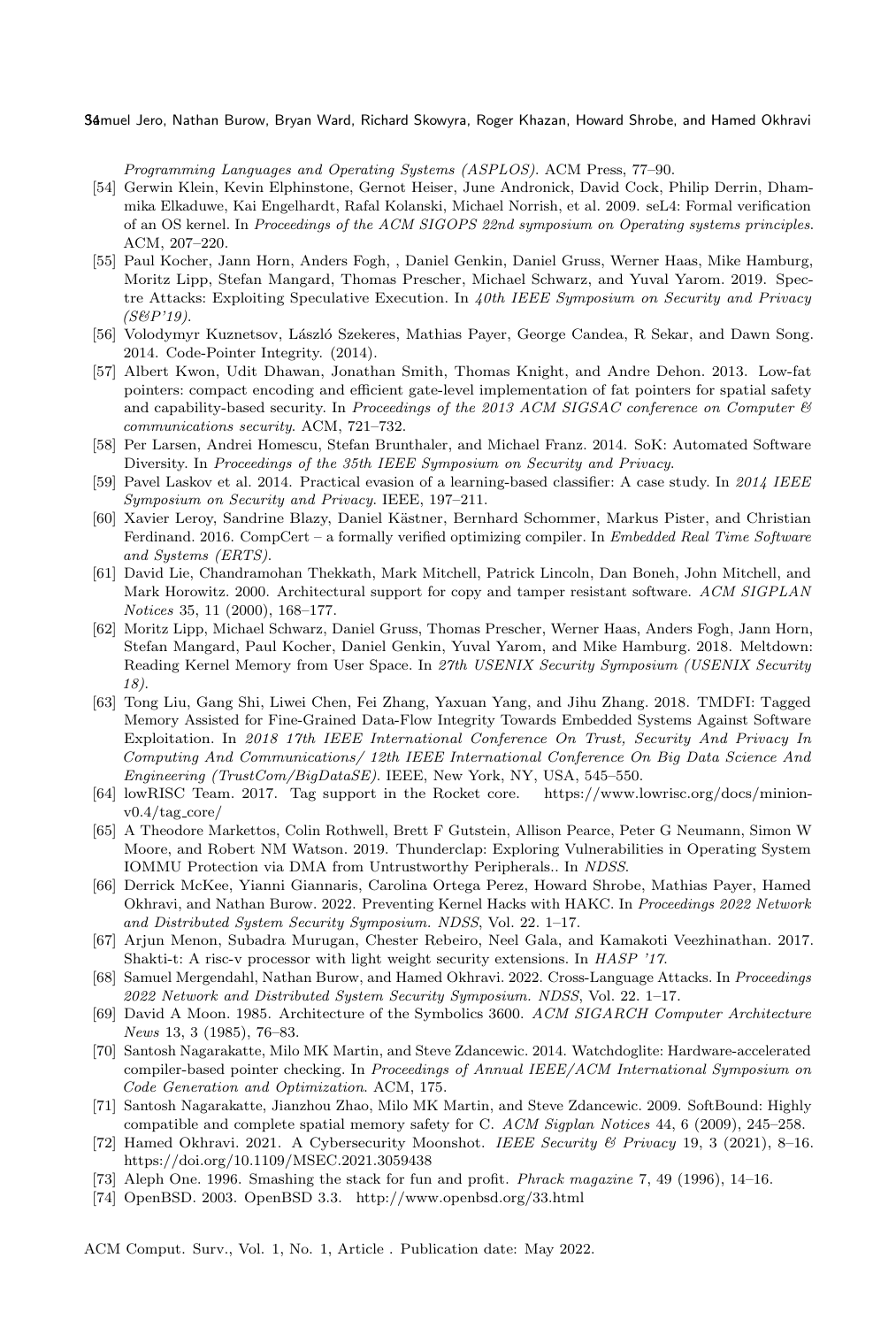*Programming Languages and Operating Systems (ASPLOS)*. ACM Press, 77–90.

- [54] Gerwin Klein, Kevin Elphinstone, Gernot Heiser, June Andronick, David Cock, Philip Derrin, Dhammika Elkaduwe, Kai Engelhardt, Rafal Kolanski, Michael Norrish, et al. 2009. seL4: Formal verification of an OS kernel. In *Proceedings of the ACM SIGOPS 22nd symposium on Operating systems principles*. ACM, 207–220.
- [55] Paul Kocher, Jann Horn, Anders Fogh, , Daniel Genkin, Daniel Gruss, Werner Haas, Mike Hamburg, Moritz Lipp, Stefan Mangard, Thomas Prescher, Michael Schwarz, and Yuval Yarom. 2019. Spectre Attacks: Exploiting Speculative Execution. In *40th IEEE Symposium on Security and Privacy (S&P'19)*.
- [56] Volodymyr Kuznetsov, László Szekeres, Mathias Payer, George Candea, R Sekar, and Dawn Song. 2014. Code-Pointer Integrity. (2014).
- [57] Albert Kwon, Udit Dhawan, Jonathan Smith, Thomas Knight, and Andre Dehon. 2013. Low-fat pointers: compact encoding and efficient gate-level implementation of fat pointers for spatial safety and capability-based security. In *Proceedings of the 2013 ACM SIGSAC conference on Computer & communications security*. ACM, 721–732.
- [58] Per Larsen, Andrei Homescu, Stefan Brunthaler, and Michael Franz. 2014. SoK: Automated Software Diversity. In *Proceedings of the 35th IEEE Symposium on Security and Privacy*.
- [59] Pavel Laskov et al. 2014. Practical evasion of a learning-based classifier: A case study. In *2014 IEEE Symposium on Security and Privacy*. IEEE, 197–211.
- [60] Xavier Leroy, Sandrine Blazy, Daniel Kästner, Bernhard Schommer, Markus Pister, and Christian Ferdinand. 2016. CompCert – a formally verified optimizing compiler. In *Embedded Real Time Software and Systems (ERTS)*.
- [61] David Lie, Chandramohan Thekkath, Mark Mitchell, Patrick Lincoln, Dan Boneh, John Mitchell, and Mark Horowitz. 2000. Architectural support for copy and tamper resistant software. *ACM SIGPLAN Notices* 35, 11 (2000), 168–177.
- [62] Moritz Lipp, Michael Schwarz, Daniel Gruss, Thomas Prescher, Werner Haas, Anders Fogh, Jann Horn, Stefan Mangard, Paul Kocher, Daniel Genkin, Yuval Yarom, and Mike Hamburg. 2018. Meltdown: Reading Kernel Memory from User Space. In *27th USENIX Security Symposium (USENIX Security 18)*.
- [63] Tong Liu, Gang Shi, Liwei Chen, Fei Zhang, Yaxuan Yang, and Jihu Zhang. 2018. TMDFI: Tagged Memory Assisted for Fine-Grained Data-Flow Integrity Towards Embedded Systems Against Software Exploitation. In *2018 17th IEEE International Conference On Trust, Security And Privacy In Computing And Communications/ 12th IEEE International Conference On Big Data Science And Engineering (TrustCom/BigDataSE)*. IEEE, New York, NY, USA, 545–550.
- [64] lowRISC Team. 2017. Tag support in the Rocket core. https://www.lowrisc.org/docs/minion-v0.4/tag_core/
- [65] A Theodore Markettos, Colin Rothwell, Brett F Gutstein, Allison Pearce, Peter G Neumann, Simon W Moore, and Robert NM Watson. 2019. Thunderclap: Exploring Vulnerabilities in Operating System IOMMU Protection via DMA from Untrustworthy Peripherals.. In *NDSS*.
- [66] Derrick McKee, Yianni Giannaris, Carolina Ortega Perez, Howard Shrobe, Mathias Payer, Hamed Okhravi, and Nathan Burow. 2022. Preventing Kernel Hacks with HAKC. In *Proceedings 2022 Network and Distributed System Security Symposium. NDSS*, Vol. 22. 1–17.
- [67] Arjun Menon, Subadra Murugan, Chester Rebeiro, Neel Gala, and Kamakoti Veezhinathan. 2017. Shakti-t: A risc-v processor with light weight security extensions. In *HASP '17*.
- [68] Samuel Mergendahl, Nathan Burow, and Hamed Okhravi. 2022. Cross-Language Attacks. In *Proceedings 2022 Network and Distributed System Security Symposium. NDSS*, Vol. 22. 1–17.
- [69] David A Moon. 1985. Architecture of the Symbolics 3600. *ACM SIGARCH Computer Architecture News* 13, 3 (1985), 76–83.
- [70] Santosh Nagarakatte, Milo MK Martin, and Steve Zdancewic. 2014. Watchdoglite: Hardware-accelerated compiler-based pointer checking. In *Proceedings of Annual IEEE/ACM International Symposium on Code Generation and Optimization*. ACM, 175.
- [71] Santosh Nagarakatte, Jianzhou Zhao, Milo MK Martin, and Steve Zdancewic. 2009. SoftBound: Highly compatible and complete spatial memory safety for C. *ACM Sigplan Notices* 44, 6 (2009), 245–258.
- [72] Hamed Okhravi. 2021. A Cybersecurity Moonshot. *IEEE Security & Privacy* 19, 3 (2021), 8–16. https://doi.org/10.1109/MSEC.2021.3059438
- [73] Aleph One. 1996. Smashing the stack for fun and profit. *Phrack magazine* 7, 49 (1996), 14–16.
- [74] OpenBSD. 2003. OpenBSD 3.3. http://www.openbsd.org/33.html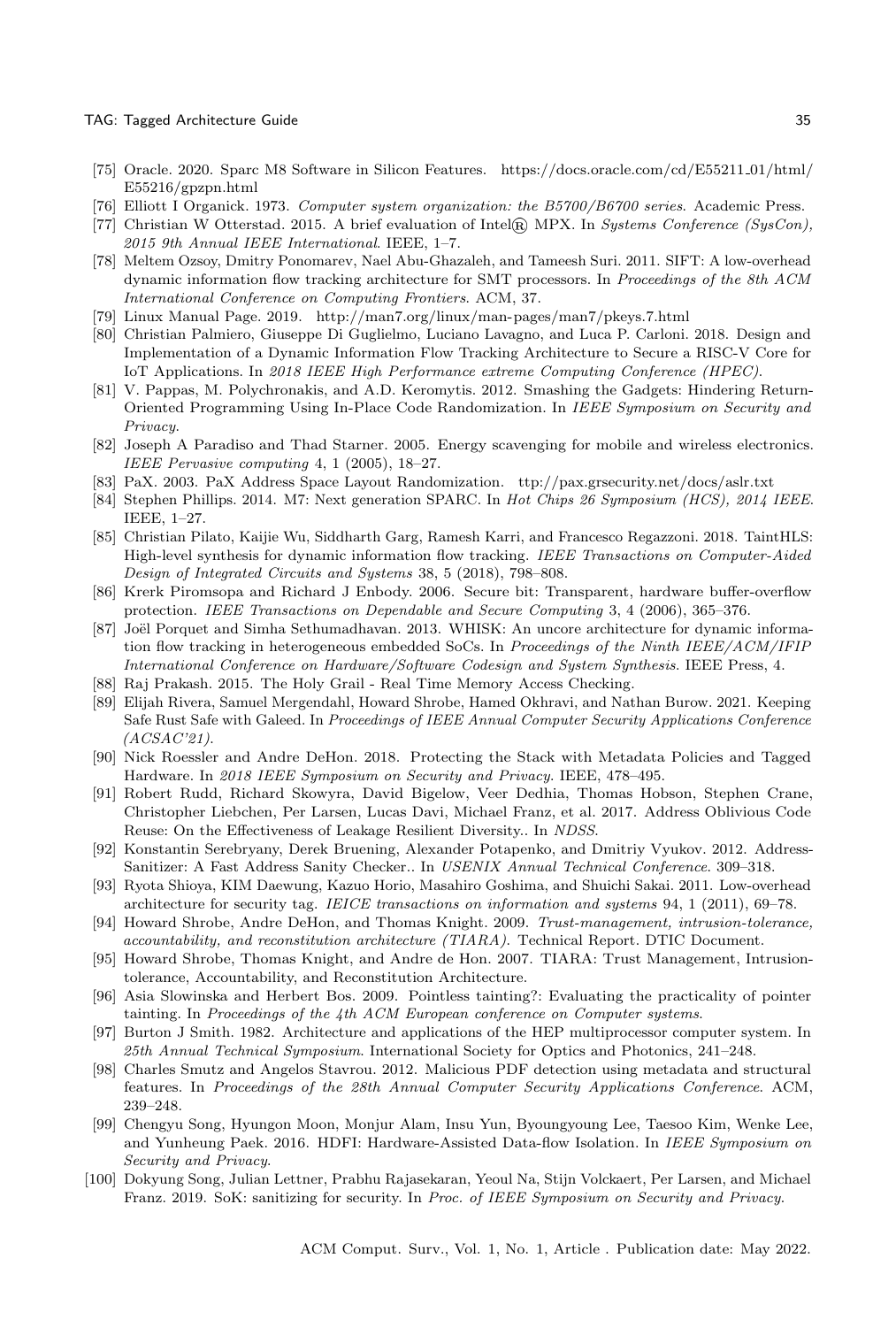[75] Oracle. 2020. Sparc M8 Software in Silicon Features. https://docs.oracle.com/cd/E55211_01/html/E55216/gpzpn.html

[76] Elliott I Organick. 1973. *Computer system organization: the B5700/B6700 series*. Academic Press.

[77] Christian W Otterstad. 2015. A brief evaluation of Intel® MPX. In *Systems Conference (SysCon), 2015 9th Annual IEEE International*. IEEE, 1–7.

[78] Meltem Ozsoy, Dmitry Ponomarev, Nael Abu-Ghazaleh, and Tameesh Suri. 2011. SIFT: A low-overhead dynamic information flow tracking architecture for SMT processors. In *Proceedings of the 8th ACM International Conference on Computing Frontiers*. ACM, 37.

[79] Linux Manual Page. 2019. http://man7.org/linux/man-pages/man7/pkeys.7.html

[80] Christian Palmiero, Giuseppe Di Guglielmo, Luciano Lavagno, and Luca P. Carloni. 2018. Design and Implementation of a Dynamic Information Flow Tracking Architecture to Secure a RISC-V Core for IoT Applications. In *2018 IEEE High Performance extreme Computing Conference (HPEC)*.

[81] V. Pappas, M. Polychronakis, and A.D. Keromytis. 2012. Smashing the Gadgets: Hindering Return-Oriented Programming Using In-Place Code Randomization. In *IEEE Symposium on Security and Privacy*.

[82] Joseph A Paradiso and Thad Starner. 2005. Energy scavenging for mobile and wireless electronics. *IEEE Pervasive computing* 4, 1 (2005), 18–27.

[83] PaX. 2003. PaX Address Space Layout Randomization. ttp://pax.grsecurity.net/docs/aslr.txt

[84] Stephen Phillips. 2014. M7: Next generation SPARC. In *Hot Chips 26 Symposium (HCS), 2014 IEEE*. IEEE, 1–27.

[85] Christian Pilato, Kaijie Wu, Siddharth Garg, Ramesh Karri, and Francesco Regazzoni. 2018. TaintHLS: High-level synthesis for dynamic information flow tracking. *IEEE Transactions on Computer-Aided Design of Integrated Circuits and Systems* 38, 5 (2018), 798–808.

[86] Krerk Piromsopa and Richard J Enbody. 2006. Secure bit: Transparent, hardware buffer-overflow protection. *IEEE Transactions on Dependable and Secure Computing* 3, 4 (2006), 365–376.

[87] Joël Porquet and Simha Sethumadhavan. 2013. WHISK: An uncore architecture for dynamic information flow tracking in heterogeneous embedded SoCs. In *Proceedings of the Ninth IEEE/ACM/IFIP International Conference on Hardware/Software Codesign and System Synthesis*. IEEE Press, 4.

[88] Raj Prakash. 2015. The Holy Grail - Real Time Memory Access Checking.

[89] Elijah Rivera, Samuel Mergendahl, Howard Shrobe, Hamed Okhravi, and Nathan Burow. 2021. Keeping Safe Rust Safe with Galeed. In *Proceedings of IEEE Annual Computer Security Applications Conference (ACSAC'21)*.

[90] Nick Roessler and Andre DeHon. 2018. Protecting the Stack with Metadata Policies and Tagged Hardware. In *2018 IEEE Symposium on Security and Privacy*. IEEE, 478–495.

[91] Robert Rudd, Richard Skowyra, David Bigelow, Veer Dedhia, Thomas Hobson, Stephen Crane, Christopher Liebchen, Per Larsen, Lucas Davi, Michael Franz, et al. 2017. Address Oblivious Code Reuse: On the Effectiveness of Leakage Resilient Diversity.. In *NDSS*.

[92] Konstantin Serebryany, Derek Bruening, Alexander Potapenko, and Dmitriy Vyukov. 2012. Address-Sanitizer: A Fast Address Sanity Checker.. In *USENIX Annual Technical Conference*. 309–318.

[93] Ryota Shioya, KIM Daewung, Kazuo Horio, Masahiro Goshima, and Shuichi Sakai. 2011. Low-overhead architecture for security tag. *IEICE transactions on information and systems* 94, 1 (2011), 69–78.

[94] Howard Shrobe, Andre DeHon, and Thomas Knight. 2009. *Trust-management, intrusion-tolerance, accountability, and reconstitution architecture (TIARA)*. Technical Report. DTIC Document.

[95] Howard Shrobe, Thomas Knight, and Andre de Hon. 2007. TIARA: Trust Management, Intrusion-tolerance, Accountability, and Reconstitution Architecture.

[96] Asia Slowinska and Herbert Bos. 2009. Pointless tainting?: Evaluating the practicality of pointer tainting. In *Proceedings of the 4th ACM European conference on Computer systems*.

[97] Burton J Smith. 1982. Architecture and applications of the HEP multiprocessor computer system. In *25th Annual Technical Symposium*. International Society for Optics and Photonics, 241–248.

[98] Charles Smutz and Angelos Stavrou. 2012. Malicious PDF detection using metadata and structural features. In *Proceedings of the 28th Annual Computer Security Applications Conference*. ACM, 239–248.

[99] Chengyu Song, Hyungon Moon, Monjur Alam, Insu Yun, Byoungyoung Lee, Taesoo Kim, Wenke Lee, and Yunheung Paek. 2016. HDFI: Hardware-Assisted Data-flow Isolation. In *IEEE Symposium on Security and Privacy*.

[100] Dokyung Song, Julian Lettner, Prabhu Rajasekaran, Yeoul Na, Stijn Volckaert, Per Larsen, and Michael Franz. 2019. SoK: sanitizing for security. In *Proc. of IEEE Symposium on Security and Privacy*.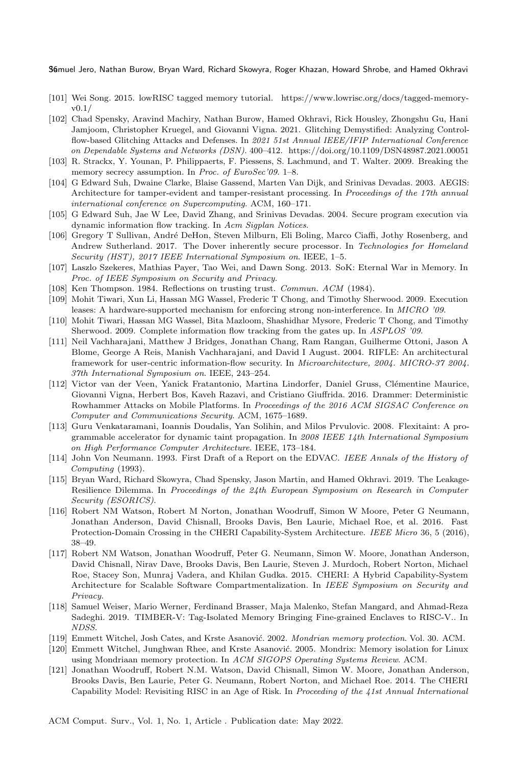[101] Wei Song. 2015. lowRISC tagged memory tutorial. https://www.lowrisc.org/docs/tagged-memory-v0.1/

[102] Chad Spensky, Aravind Machiry, Nathan Burow, Hamed Okhravi, Rick Housley, Zhongshu Gu, Hani Jamjoom, Christopher Kruegel, and Giovanni Vigna. 2021. Glitching Demystified: Analyzing Control-flow-based Glitching Attacks and Defenses. In *2021 51st Annual IEEE/IFIP International Conference on Dependable Systems and Networks (DSN)*. 400–412. https://doi.org/10.1109/DSN48987.2021.00051

[103] R. Strackx, Y. Younan, P. Philippaerts, F. Piessens, S. Lachmund, and T. Walter. 2009. Breaking the memory secrecy assumption. In *Proc. of EuroSec'09*. 1–8.

[104] G Edward Suh, Dwaine Clarke, Blaise Gassend, Marten Van Dijk, and Srinivas Devadas. 2003. AEGIS: Architecture for tamper-evident and tamper-resistant processing. In *Proceedings of the 17th annual international conference on Supercomputing*. ACM, 160–171.

[105] G Edward Suh, Jae W Lee, David Zhang, and Srinivas Devadas. 2004. Secure program execution via dynamic information flow tracking. In *Acm Sigplan Notices*.

[106] Gregory T Sullivan, André DeHon, Steven Milburn, Eli Boling, Marco Ciaffi, Jothy Rosenberg, and Andrew Sutherland. 2017. The Dover inherently secure processor. In *Technologies for Homeland Security (HST), 2017 IEEE International Symposium on*. IEEE, 1–5.

[107] Laszlo Szekeres, Mathias Payer, Tao Wei, and Dawn Song. 2013. SoK: Eternal War in Memory. In *Proc. of IEEE Symposium on Security and Privacy*.

[108] Ken Thompson. 1984. Reflections on trusting trust. *Commun. ACM* (1984).

[109] Mohit Tiwari, Xun Li, Hassan MG Wassel, Frederic T Chong, and Timothy Sherwood. 2009. Execution leases: A hardware-supported mechanism for enforcing strong non-interference. In *MICRO '09*.

[110] Mohit Tiwari, Hassan MG Wassel, Bita Mazloom, Shashidhar Mysore, Frederic T Chong, and Timothy Sherwood. 2009. Complete information flow tracking from the gates up. In *ASPLOS '09*.

[111] Neil Vachharajani, Matthew J Bridges, Jonathan Chang, Ram Rangan, Guilherme Ottoni, Jason A Blome, George A Reis, Manish Vachharajani, and David I August. 2004. RIFLE: An architectural framework for user-centric information-flow security. In *Microarchitecture, 2004. MICRO-37 2004. 37th International Symposium on*. IEEE, 243–254.

[112] Victor van der Veen, Yanick Fratantonio, Martina Lindorfer, Daniel Gruss, Clémentine Maurice, Giovanni Vigna, Herbert Bos, Kaveh Razavi, and Cristiano Giuffrida. 2016. Drammer: Deterministic Rowhammer Attacks on Mobile Platforms. In *Proceedings of the 2016 ACM SIGSAC Conference on Computer and Communications Security*. ACM, 1675–1689.

[113] Guru Venkataramani, Ioannis Doudalis, Yan Solihin, and Milos Prvulovic. 2008. Flexitaint: A programmable accelerator for dynamic taint propagation. In *2008 IEEE 14th International Symposium on High Performance Computer Architecture*. IEEE, 173–184.

[114] John Von Neumann. 1993. First Draft of a Report on the EDVAC. *IEEE Annals of the History of Computing* (1993).

[115] Bryan Ward, Richard Skowyra, Chad Spensky, Jason Martin, and Hamed Okhravi. 2019. The Leakage-Resilience Dilemma. In *Proceedings of the 24th European Symposium on Research in Computer Security (ESORICS)*.

[116] Robert NM Watson, Robert M Norton, Jonathan Woodruff, Simon W Moore, Peter G Neumann, Jonathan Anderson, David Chisnall, Brooks Davis, Ben Laurie, Michael Roe, et al. 2016. Fast Protection-Domain Crossing in the CHERI Capability-System Architecture. *IEEE Micro* 36, 5 (2016), 38–49.

[117] Robert NM Watson, Jonathan Woodruff, Peter G. Neumann, Simon W. Moore, Jonathan Anderson, David Chisnall, Nirav Dave, Brooks Davis, Ben Laurie, Steven J. Murdoch, Robert Norton, Michael Roe, Stacey Son, Munraj Vadera, and Khilan Gudka. 2015. CHERI: A Hybrid Capability-System Architecture for Scalable Software Compartmentalization. In *IEEE Symposium on Security and Privacy*.

[118] Samuel Weiser, Mario Werner, Ferdinand Brasser, Maja Malenko, Stefan Mangard, and Ahmad-Reza Sadeghi. 2019. TIMBER-V: Tag-Isolated Memory Bringing Fine-grained Enclaves to RISC-V.. In *NDSS*.

[119] Emmett Witchel, Josh Cates, and Krste Asanović. 2002. *Mondrian memory protection*. Vol. 30. ACM.

[120] Emmett Witchel, Junghwan Rhee, and Krste Asanović. 2005. Mondrix: Memory isolation for Linux using Mondriaan memory protection. In *ACM SIGOPS Operating Systems Review*. ACM.

[121] Jonathan Woodruff, Robert N.M. Watson, David Chisnall, Simon W. Moore, Jonathan Anderson, Brooks Davis, Ben Laurie, Peter G. Neumann, Robert Norton, and Michael Roe. 2014. The CHERI Capability Model: Revisiting RISC in an Age of Risk. In *Proceeding of the 41st Annual International*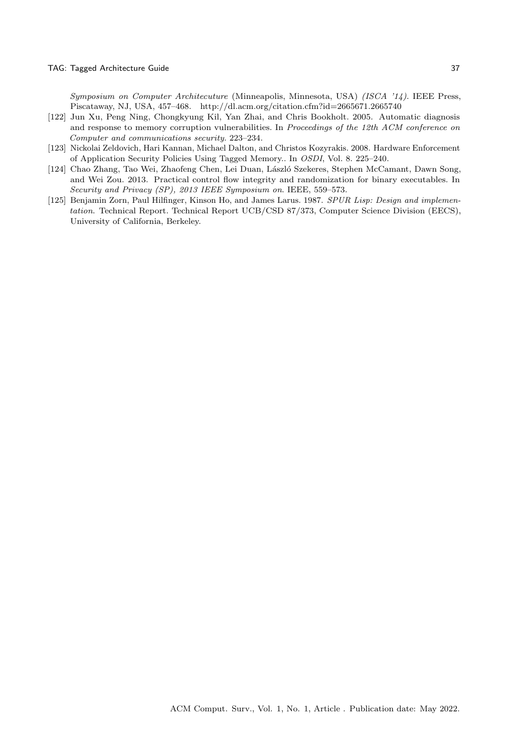*Symposium on Computer Architecuture* (Minneapolis, Minnesota, USA) *(ISCA '14)*. IEEE Press, Piscataway, NJ, USA, 457–468. http://dl.acm.org/citation.cfm?id=2665671.2665740

[122] Jun Xu, Peng Ning, Chongkyung Kil, Yan Zhai, and Chris Bookholt. 2005. Automatic diagnosis and response to memory corruption vulnerabilities. In *Proceedings of the 12th ACM conference on Computer and communications security*. 223–234.

[123] Nickolai Zeldovich, Hari Kannan, Michael Dalton, and Christos Kozyrakis. 2008. Hardware Enforcement of Application Security Policies Using Tagged Memory.. In *OSDI*, Vol. 8. 225–240.

[124] Chao Zhang, Tao Wei, Zhaofeng Chen, Lei Duan, László Szekeres, Stephen McCamant, Dawn Song, and Wei Zou. 2013. Practical control flow integrity and randomization for binary executables. In *Security and Privacy (SP), 2013 IEEE Symposium on*. IEEE, 559–573.

[125] Benjamin Zorn, Paul Hilfinger, Kinson Ho, and James Larus. 1987. *SPUR Lisp: Design and implementation*. Technical Report. Technical Report UCB/CSD 87/373, Computer Science Division (EECS), University of California, Berkeley.